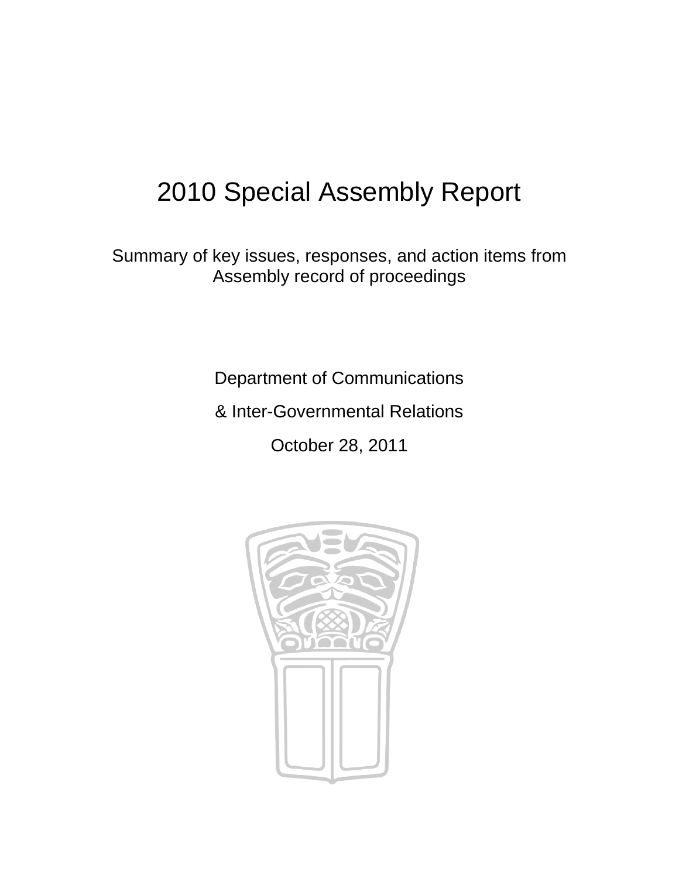# 2010 Special Assembly Report

Summary of key issues, responses, and action items from Assembly record of proceedings

Department of Communications

& Inter-Governmental Relations

October 28, 2011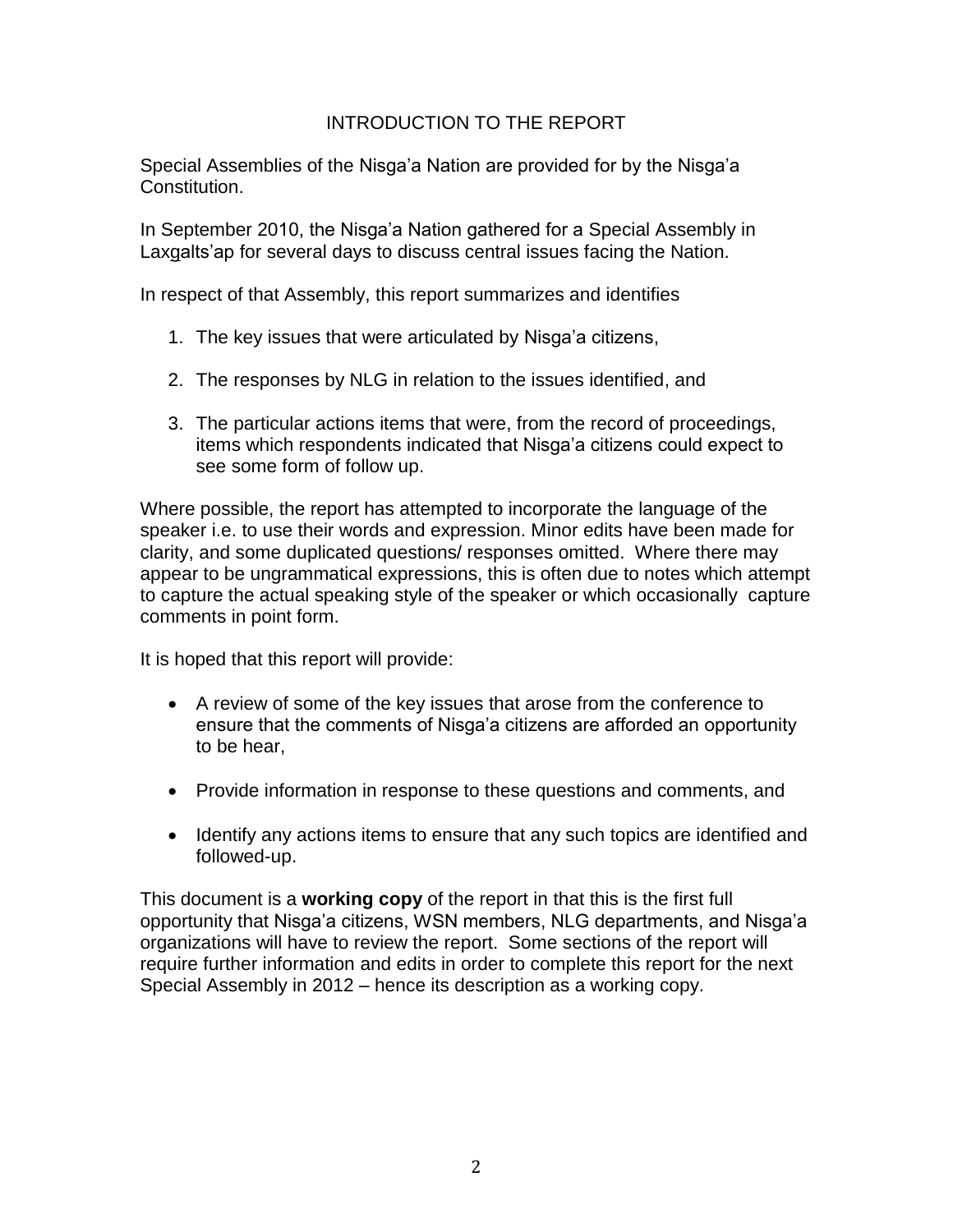# INTRODUCTION TO THE REPORT

Special Assemblies of the Nisga'a Nation are provided for by the Nisga'a Constitution.

In September 2010, the Nisga'a Nation gathered for a Special Assembly in Laxgalts'ap for several days to discuss central issues facing the Nation.

In respect of that Assembly, this report summarizes and identifies

1. The key issues that were articulated by Nisga'a citizens,
2. The responses by NLG in relation to the issues identified, and
3. The particular actions items that were, from the record of proceedings, items which respondents indicated that Nisga'a citizens could expect to see some form of follow up.

Where possible, the report has attempted to incorporate the language of the speaker i.e. to use their words and expression. Minor edits have been made for clarity, and some duplicated questions/ responses omitted. Where there may appear to be ungrammatical expressions, this is often due to notes which attempt to capture the actual speaking style of the speaker or which occasionally capture comments in point form.

It is hoped that this report will provide:

- A review of some of the key issues that arose from the conference to ensure that the comments of Nisga'a citizens are afforded an opportunity to be hear,
- Provide information in response to these questions and comments, and
- Identify any actions items to ensure that any such topics are identified and followed-up.

This document is a **working copy** of the report in that this is the first full opportunity that Nisga'a citizens, WSN members, NLG departments, and Nisga'a organizations will have to review the report. Some sections of the report will require further information and edits in order to complete this report for the next Special Assembly in 2012 – hence its description as a working copy.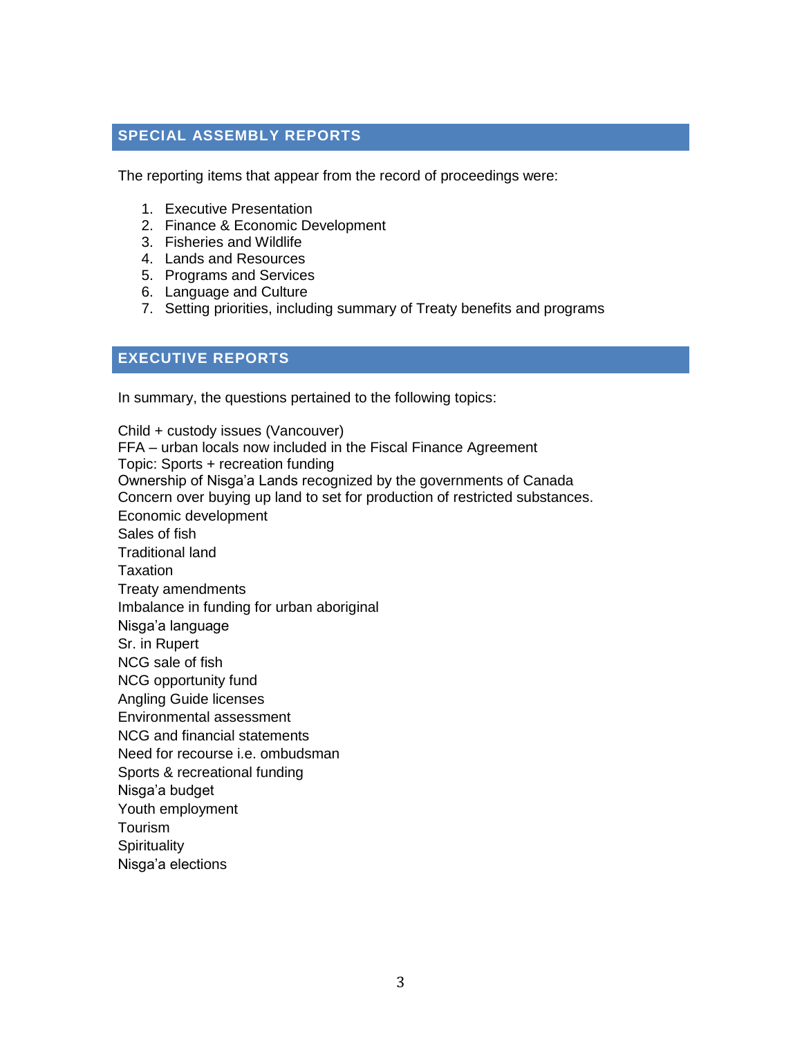## SPECIAL ASSEMBLY REPORTS

The reporting items that appear from the record of proceedings were:

1. Executive Presentation
2. Finance & Economic Development
3. Fisheries and Wildlife
4. Lands and Resources
5. Programs and Services
6. Language and Culture
7. Setting priorities, including summary of Treaty benefits and programs

## EXECUTIVE REPORTS

In summary, the questions pertained to the following topics:

Child + custody issues (Vancouver)
FFA – urban locals now included in the Fiscal Finance Agreement
Topic: Sports + recreation funding
Ownership of Nisga'a Lands recognized by the governments of Canada
Concern over buying up land to set for production of restricted substances.
Economic development
Sales of fish
Traditional land
Taxation
Treaty amendments
Imbalance in funding for urban aboriginal
Nisga'a language
Sr. in Rupert
NCG sale of fish
NCG opportunity fund
Angling Guide licenses
Environmental assessment
NCG and financial statements
Need for recourse i.e. ombudsman
Sports & recreational funding
Nisga'a budget
Youth employment
Tourism
Spirituality
Nisga'a elections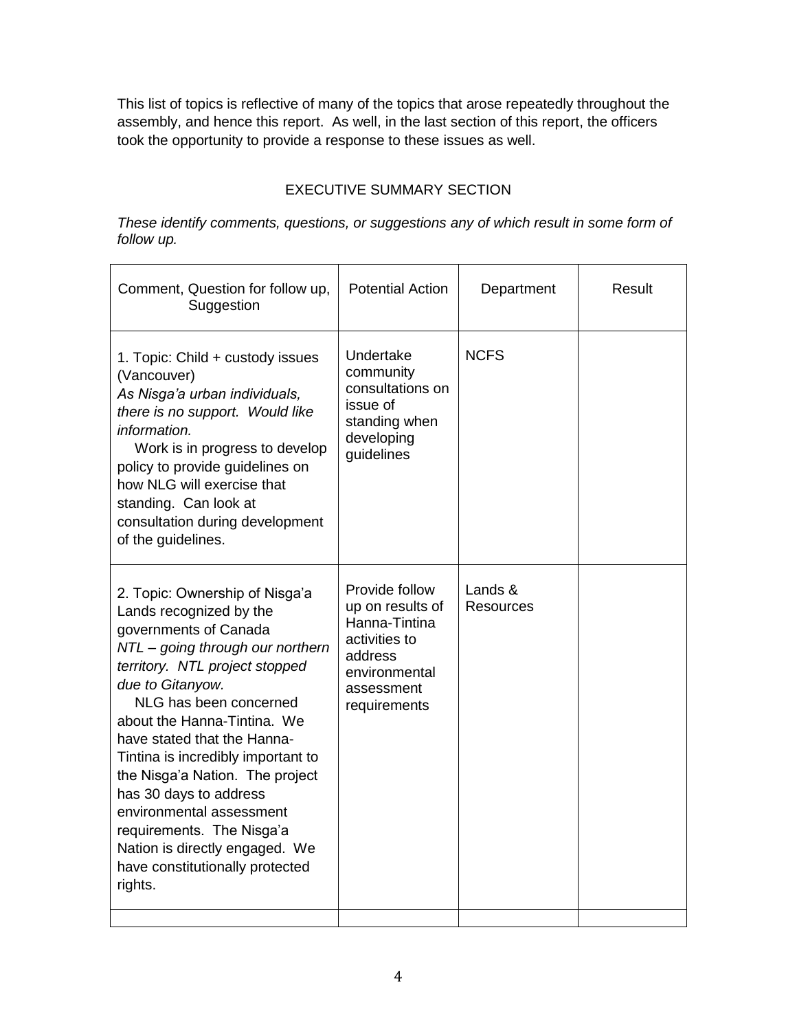This list of topics is reflective of many of the topics that arose repeatedly throughout the assembly, and hence this report. As well, in the last section of this report, the officers took the opportunity to provide a response to these issues as well.

## EXECUTIVE SUMMARY SECTION

*These identify comments, questions, or suggestions any of which result in some form of follow up.*

| Comment, Question for follow up, Suggestion | Potential Action | Department | Result |
|---|---|---|---|
| 1. Topic: Child + custody issues (Vancouver)<br>*As Nisga'a urban individuals, there is no support. Would like information.*<br>Work is in progress to develop policy to provide guidelines on how NLG will exercise that standing. Can look at consultation during development of the guidelines. | Undertake community consultations on issue of standing when developing guidelines | NCFS | |
| 2. Topic: Ownership of Nisga'a Lands recognized by the governments of Canada<br>*NTL – going through our northern territory. NTL project stopped due to Gitanyow.*<br>NLG has been concerned about the Hanna-Tintina. We have stated that the Hanna-Tintina is incredibly important to the Nisga'a Nation. The project has 30 days to address environmental assessment requirements. The Nisga'a Nation is directly engaged. We have constitutionally protected rights. | Provide follow up on results of Hanna-Tintina activities to address environmental assessment requirements | Lands & Resources | |
| | | | |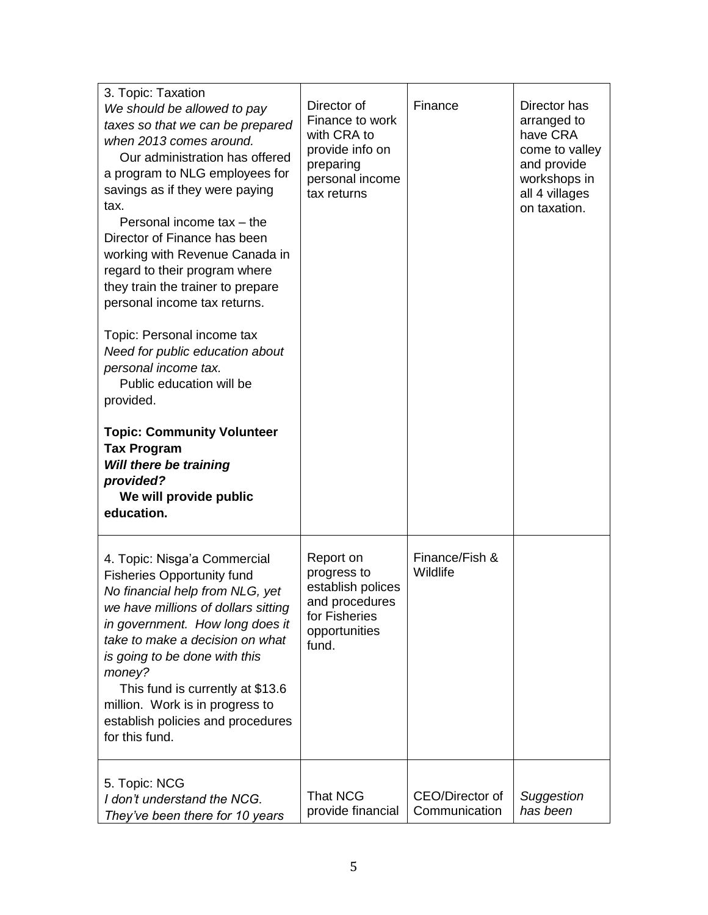| | | | |
|---|---|---|---|
| 3. Topic: Taxation<br>*We should be allowed to pay taxes so that we can be prepared when 2013 comes around.*<br>Our administration has offered a program to NLG employees for savings as if they were paying tax.<br>Personal income tax – the Director of Finance has been working with Revenue Canada in regard to their program where they train the trainer to prepare personal income tax returns.<br><br>Topic: Personal income tax<br>*Need for public education about personal income tax.*<br>Public education will be provided.<br><br>**Topic: Community Volunteer Tax Program**<br>***Will there be training provided?***<br>**We will provide public education.** | Director of Finance to work with CRA to provide info on preparing personal income tax returns | Finance | Director has arranged to have CRA come to valley and provide workshops in all 4 villages on taxation. |
| 4. Topic: Nisga'a Commercial Fisheries Opportunity fund<br>*No financial help from NLG, yet we have millions of dollars sitting in government. How long does it take to make a decision on what is going to be done with this money?*<br>This fund is currently at $13.6 million. Work is in progress to establish policies and procedures for this fund. | Report on progress to establish polices and procedures for Fisheries opportunities fund. | Finance/Fish & Wildlife | |
| 5. Topic: NCG<br>*I don't understand the NCG. They've been there for 10 years* | That NCG provide financial | CEO/Director of Communication | *Suggestion has been* |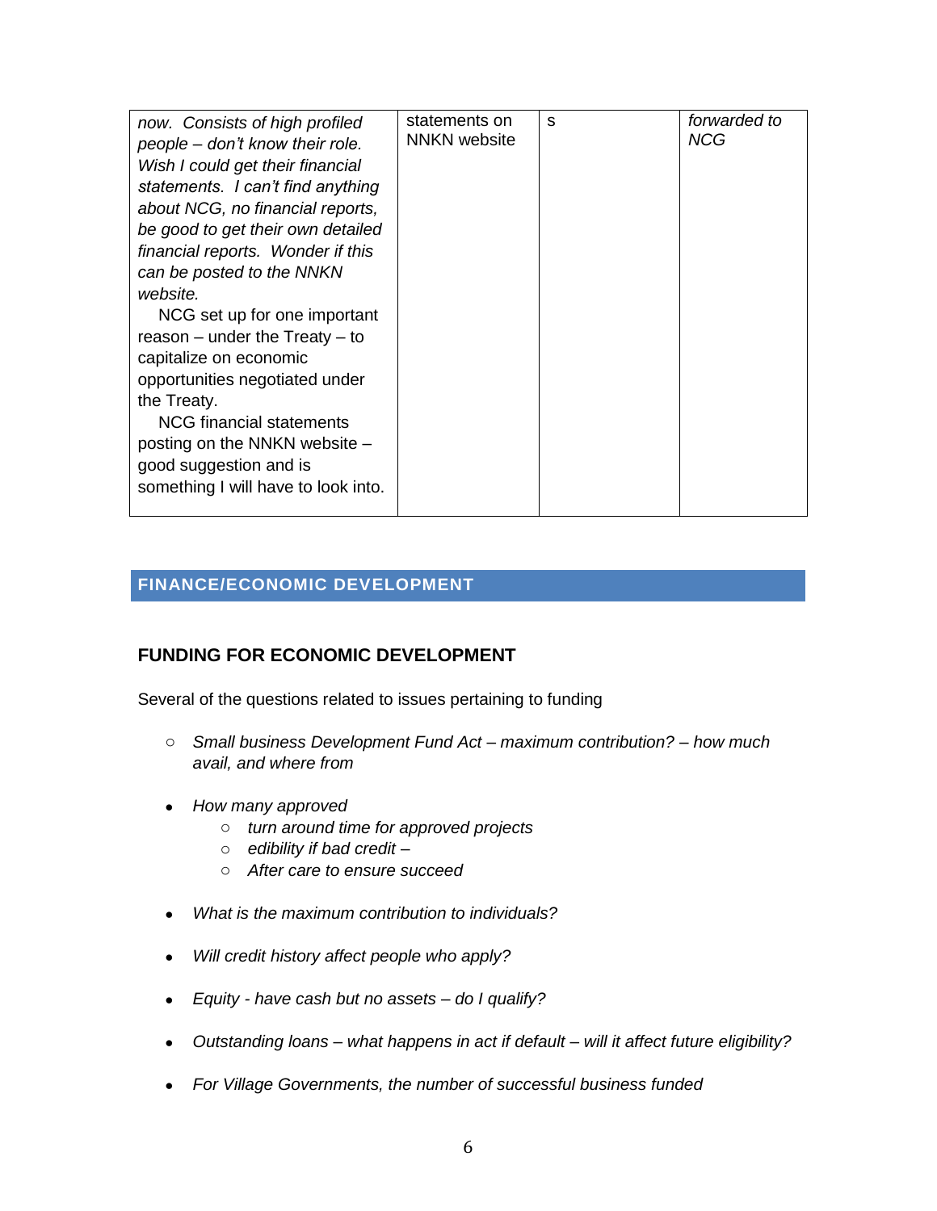| | | | |
|---|---|---|---|
| *now. Consists of high profiled people – don't know their role. Wish I could get their financial statements. I can't find anything about NCG, no financial reports, be good to get their own detailed financial reports. Wonder if this can be posted to the NNKN website.*<br>NCG set up for one important reason – under the Treaty – to capitalize on economic opportunities negotiated under the Treaty.<br>NCG financial statements posting on the NNKN website – good suggestion and is something I will have to look into. | statements on NNKN website | s | *forwarded to NCG* |

## FINANCE/ECONOMIC DEVELOPMENT

### FUNDING FOR ECONOMIC DEVELOPMENT

Several of the questions related to issues pertaining to funding

- *Small business Development Fund Act – maximum contribution? – how much avail, and where from*
- *How many approved*
  - *turn around time for approved projects*
  - *edibility if bad credit –*
  - *After care to ensure succeed*
- *What is the maximum contribution to individuals?*
- *Will credit history affect people who apply?*
- *Equity - have cash but no assets – do I qualify?*
- *Outstanding loans – what happens in act if default – will it affect future eligibility?*
- *For Village Governments, the number of successful business funded*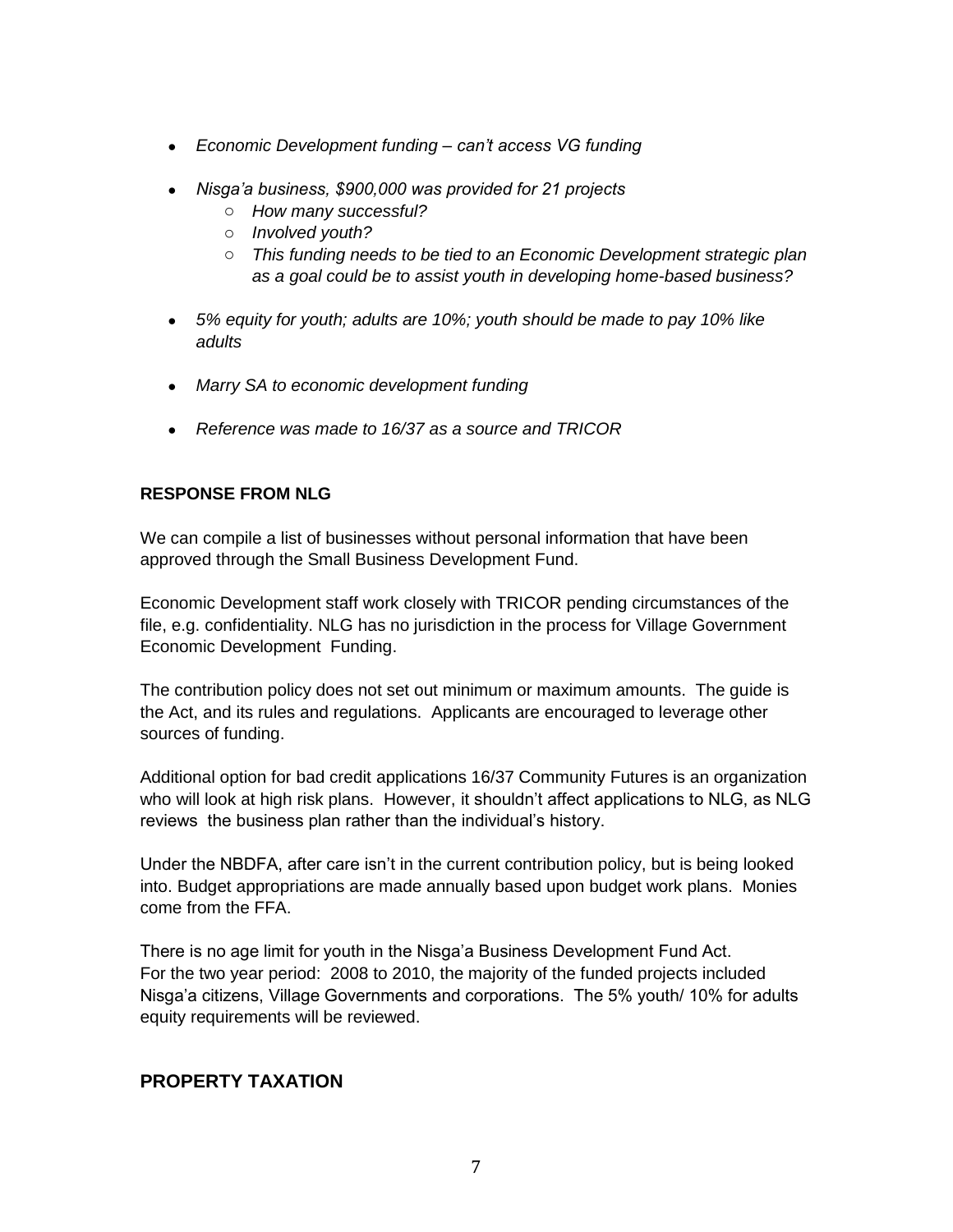- *Economic Development funding – can't access VG funding*

- *Nisga'a business, $900,000 was provided for 21 projects*
  - *How many successful?*
  - *Involved youth?*
  - *This funding needs to be tied to an Economic Development strategic plan as a goal could be to assist youth in developing home-based business?*

- *5% equity for youth; adults are 10%; youth should be made to pay 10% like adults*

- *Marry SA to economic development funding*

- *Reference was made to 16/37 as a source and TRICOR*

**RESPONSE FROM NLG**

We can compile a list of businesses without personal information that have been approved through the Small Business Development Fund.

Economic Development staff work closely with TRICOR pending circumstances of the file, e.g. confidentiality. NLG has no jurisdiction in the process for Village Government Economic Development Funding.

The contribution policy does not set out minimum or maximum amounts. The guide is the Act, and its rules and regulations. Applicants are encouraged to leverage other sources of funding.

Additional option for bad credit applications 16/37 Community Futures is an organization who will look at high risk plans. However, it shouldn't affect applications to NLG, as NLG reviews the business plan rather than the individual's history.

Under the NBDFA, after care isn't in the current contribution policy, but is being looked into. Budget appropriations are made annually based upon budget work plans. Monies come from the FFA.

There is no age limit for youth in the Nisga'a Business Development Fund Act. For the two year period: 2008 to 2010, the majority of the funded projects included Nisga'a citizens, Village Governments and corporations. The 5% youth/ 10% for adults equity requirements will be reviewed.

## PROPERTY TAXATION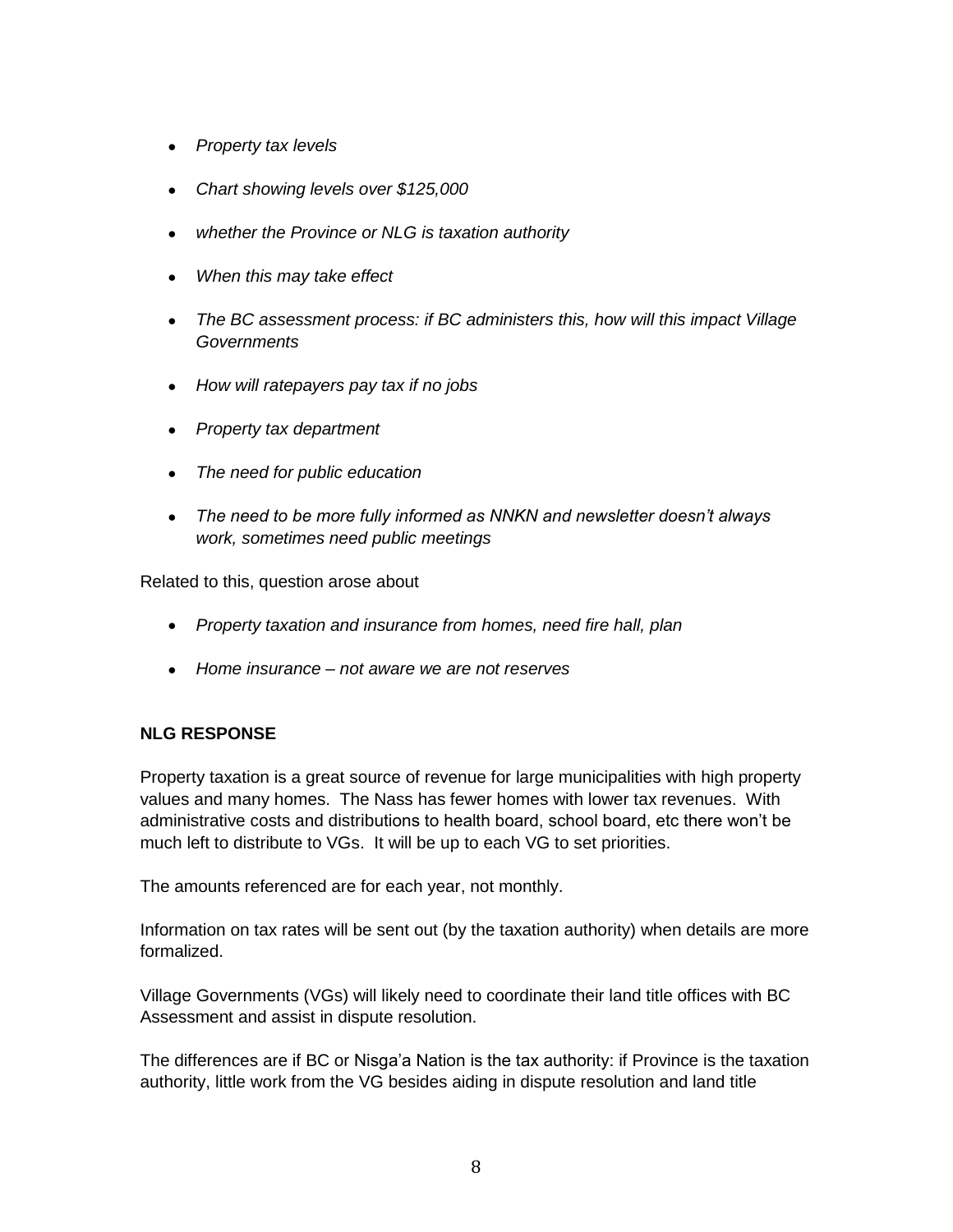- *Property tax levels*
- *Chart showing levels over $125,000*
- *whether the Province or NLG is taxation authority*
- *When this may take effect*
- *The BC assessment process: if BC administers this, how will this impact Village Governments*
- *How will ratepayers pay tax if no jobs*
- *Property tax department*
- *The need for public education*
- *The need to be more fully informed as NNKN and newsletter doesn't always work, sometimes need public meetings*

Related to this, question arose about

- *Property taxation and insurance from homes, need fire hall, plan*
- *Home insurance – not aware we are not reserves*

**NLG RESPONSE**

Property taxation is a great source of revenue for large municipalities with high property values and many homes. The Nass has fewer homes with lower tax revenues. With administrative costs and distributions to health board, school board, etc there won't be much left to distribute to VGs. It will be up to each VG to set priorities.

The amounts referenced are for each year, not monthly.

Information on tax rates will be sent out (by the taxation authority) when details are more formalized.

Village Governments (VGs) will likely need to coordinate their land title offices with BC Assessment and assist in dispute resolution.

The differences are if BC or Nisga'a Nation is the tax authority: if Province is the taxation authority, little work from the VG besides aiding in dispute resolution and land title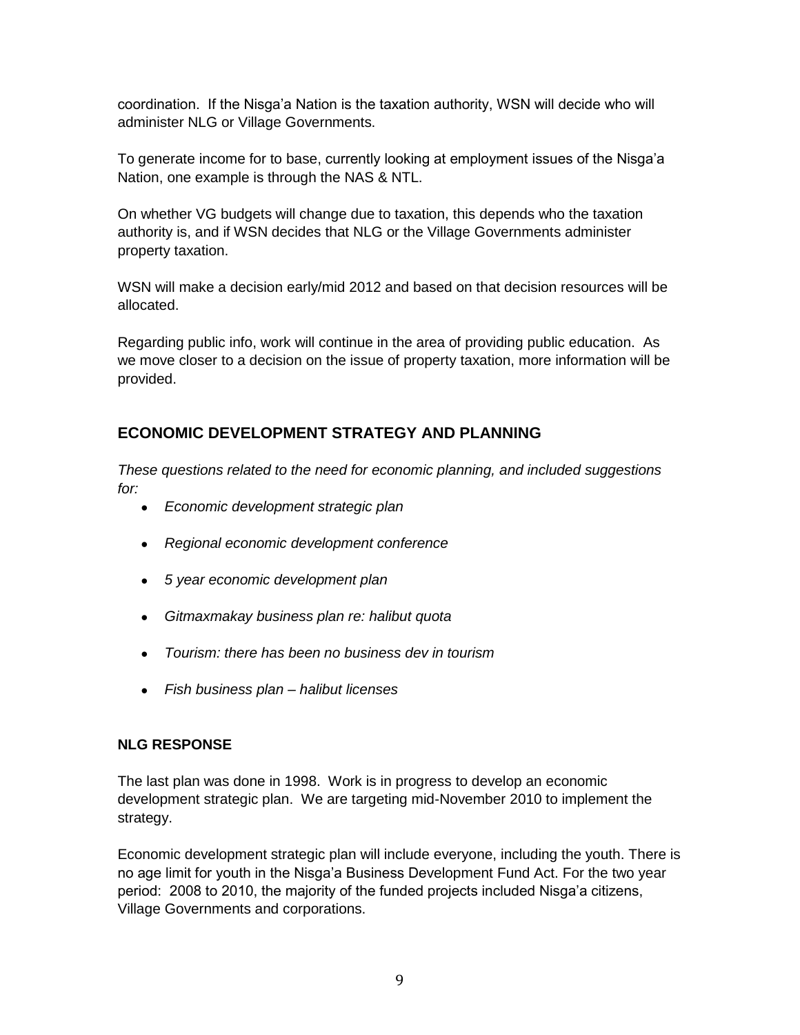coordination. If the Nisga'a Nation is the taxation authority, WSN will decide who will administer NLG or Village Governments.

To generate income for to base, currently looking at employment issues of the Nisga'a Nation, one example is through the NAS & NTL.

On whether VG budgets will change due to taxation, this depends who the taxation authority is, and if WSN decides that NLG or the Village Governments administer property taxation.

WSN will make a decision early/mid 2012 and based on that decision resources will be allocated.

Regarding public info, work will continue in the area of providing public education. As we move closer to a decision on the issue of property taxation, more information will be provided.

## ECONOMIC DEVELOPMENT STRATEGY AND PLANNING

*These questions related to the need for economic planning, and included suggestions for:*

- *Economic development strategic plan*
- *Regional economic development conference*
- *5 year economic development plan*
- *Gitmaxmakay business plan re: halibut quota*
- *Tourism: there has been no business dev in tourism*
- *Fish business plan – halibut licenses*

### NLG RESPONSE

The last plan was done in 1998. Work is in progress to develop an economic development strategic plan. We are targeting mid-November 2010 to implement the strategy.

Economic development strategic plan will include everyone, including the youth. There is no age limit for youth in the Nisga'a Business Development Fund Act. For the two year period: 2008 to 2010, the majority of the funded projects included Nisga'a citizens, Village Governments and corporations.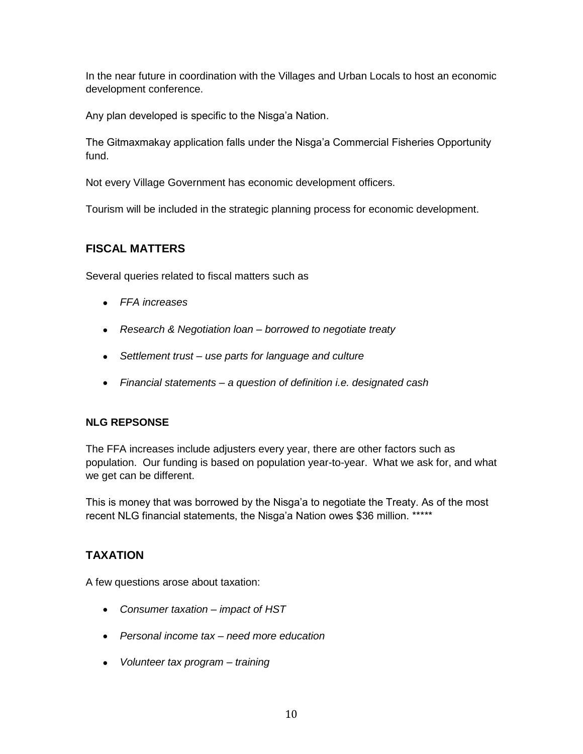In the near future in coordination with the Villages and Urban Locals to host an economic development conference.

Any plan developed is specific to the Nisga'a Nation.

The Gitmaxmakay application falls under the Nisga'a Commercial Fisheries Opportunity fund.

Not every Village Government has economic development officers.

Tourism will be included in the strategic planning process for economic development.

## FISCAL MATTERS

Several queries related to fiscal matters such as

- *FFA increases*
- *Research & Negotiation loan – borrowed to negotiate treaty*
- *Settlement trust – use parts for language and culture*
- *Financial statements – a question of definition i.e. designated cash*

### NLG REPSONSE

The FFA increases include adjusters every year, there are other factors such as population. Our funding is based on population year-to-year. What we ask for, and what we get can be different.

This is money that was borrowed by the Nisga'a to negotiate the Treaty. As of the most recent NLG financial statements, the Nisga'a Nation owes $36 million. *****

## TAXATION

A few questions arose about taxation:

- *Consumer taxation – impact of HST*
- *Personal income tax – need more education*
- *Volunteer tax program – training*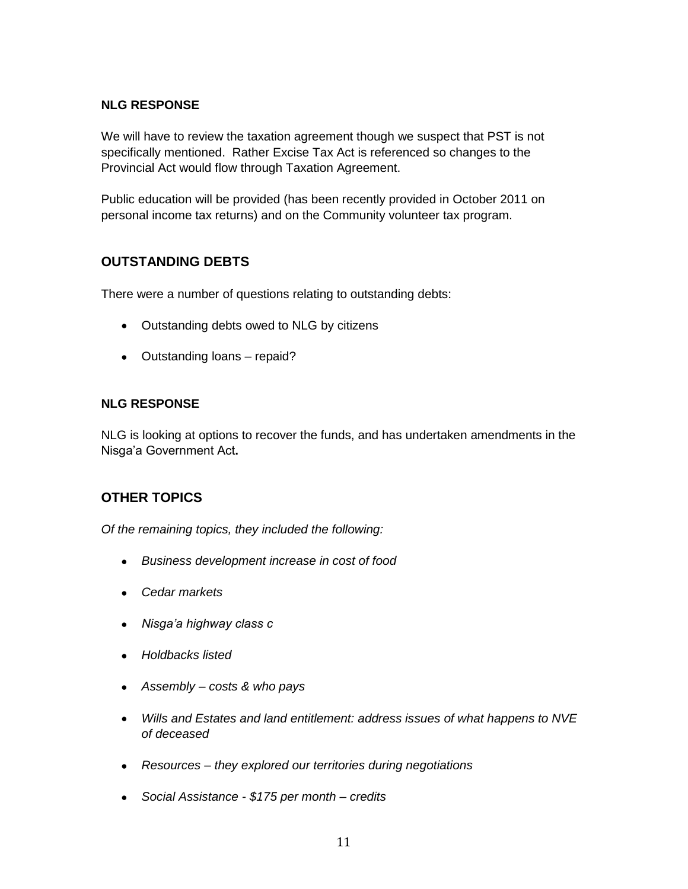**NLG RESPONSE**

We will have to review the taxation agreement though we suspect that PST is not specifically mentioned. Rather Excise Tax Act is referenced so changes to the Provincial Act would flow through Taxation Agreement.

Public education will be provided (has been recently provided in October 2011 on personal income tax returns) and on the Community volunteer tax program.

## OUTSTANDING DEBTS

There were a number of questions relating to outstanding debts:

- Outstanding debts owed to NLG by citizens
- Outstanding loans – repaid?

**NLG RESPONSE**

NLG is looking at options to recover the funds, and has undertaken amendments in the Nisga'a Government Act**.**

## OTHER TOPICS

*Of the remaining topics, they included the following:*

- *Business development increase in cost of food*
- *Cedar markets*
- *Nisga'a highway class c*
- *Holdbacks listed*
- *Assembly – costs & who pays*
- *Wills and Estates and land entitlement: address issues of what happens to NVE of deceased*
- *Resources – they explored our territories during negotiations*
- *Social Assistance - $175 per month – credits*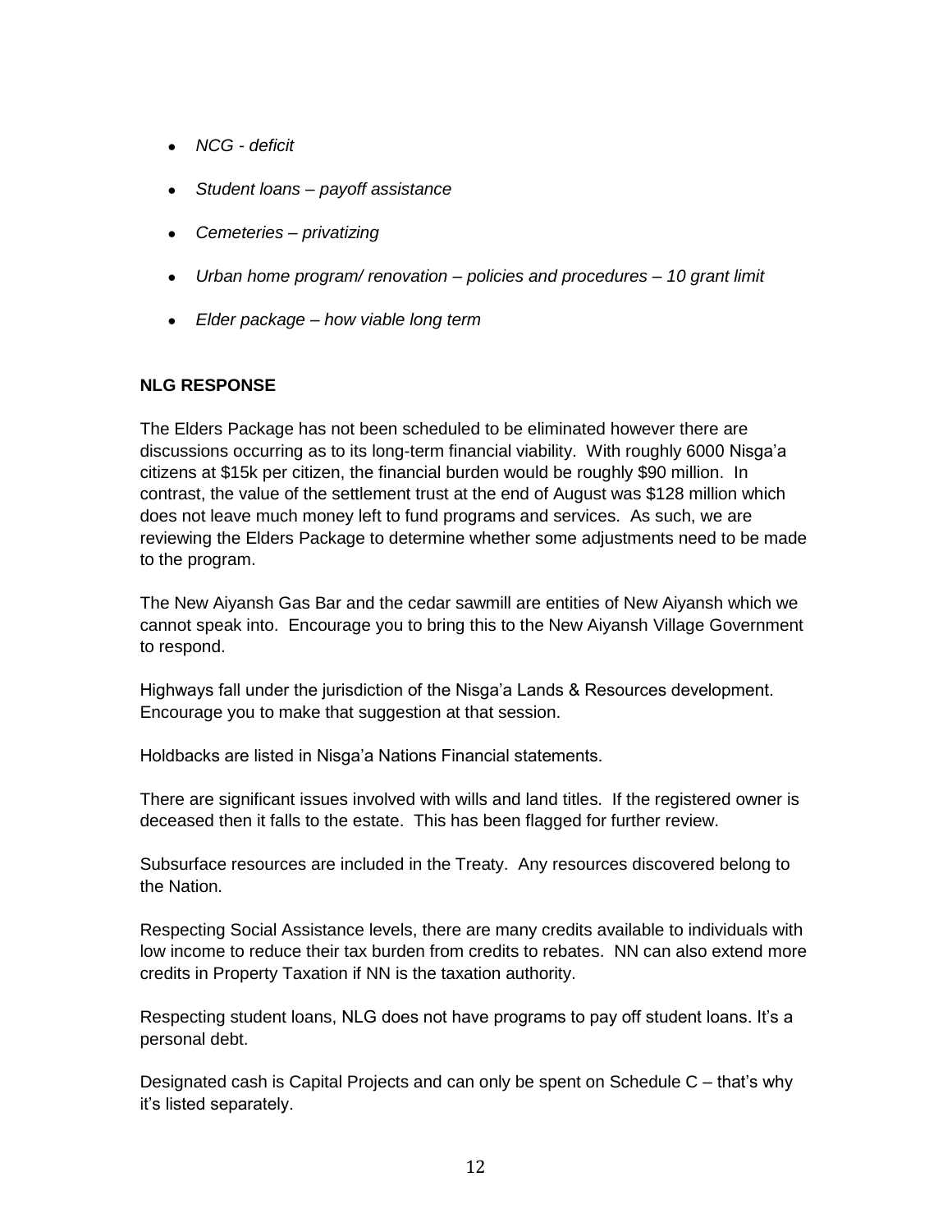- *NCG - deficit*
- *Student loans – payoff assistance*
- *Cemeteries – privatizing*
- *Urban home program/ renovation – policies and procedures – 10 grant limit*
- *Elder package – how viable long term*

**NLG RESPONSE**

The Elders Package has not been scheduled to be eliminated however there are discussions occurring as to its long-term financial viability. With roughly 6000 Nisga'a citizens at $15k per citizen, the financial burden would be roughly $90 million. In contrast, the value of the settlement trust at the end of August was $128 million which does not leave much money left to fund programs and services. As such, we are reviewing the Elders Package to determine whether some adjustments need to be made to the program.

The New Aiyansh Gas Bar and the cedar sawmill are entities of New Aiyansh which we cannot speak into. Encourage you to bring this to the New Aiyansh Village Government to respond.

Highways fall under the jurisdiction of the Nisga'a Lands & Resources development. Encourage you to make that suggestion at that session.

Holdbacks are listed in Nisga'a Nations Financial statements.

There are significant issues involved with wills and land titles. If the registered owner is deceased then it falls to the estate. This has been flagged for further review.

Subsurface resources are included in the Treaty. Any resources discovered belong to the Nation.

Respecting Social Assistance levels, there are many credits available to individuals with low income to reduce their tax burden from credits to rebates. NN can also extend more credits in Property Taxation if NN is the taxation authority.

Respecting student loans, NLG does not have programs to pay off student loans. It's a personal debt.

Designated cash is Capital Projects and can only be spent on Schedule C – that's why it's listed separately.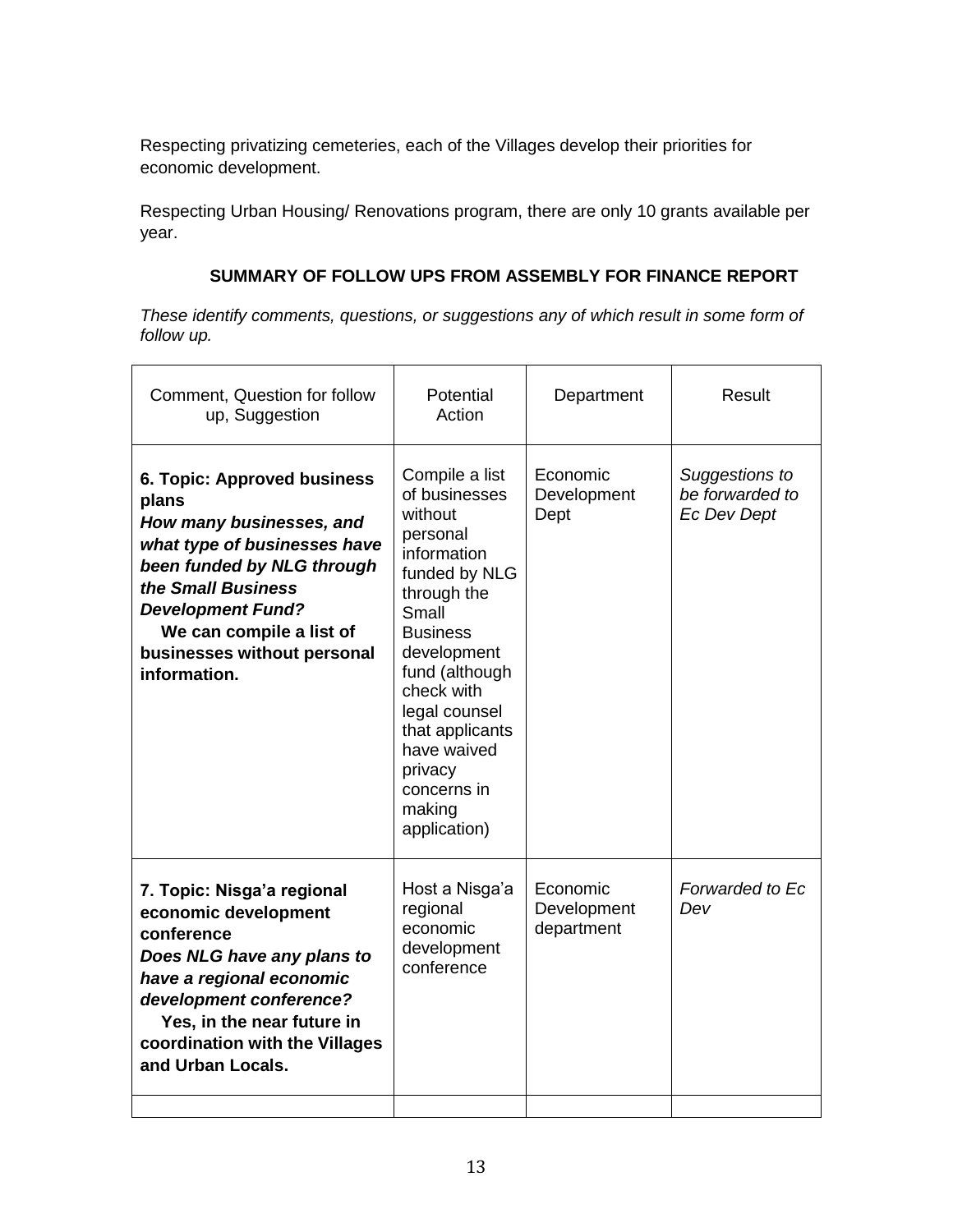Respecting privatizing cemeteries, each of the Villages develop their priorities for economic development.

Respecting Urban Housing/ Renovations program, there are only 10 grants available per year.

**SUMMARY OF FOLLOW UPS FROM ASSEMBLY FOR FINANCE REPORT**

*These identify comments, questions, or suggestions any of which result in some form of follow up.*

| Comment, Question for follow up, Suggestion | Potential Action | Department | Result |
|---|---|---|---|
| **6. Topic: Approved business plans** ***How many businesses, and what type of businesses have been funded by NLG through the Small Business Development Fund?*** **We can compile a list of businesses without personal information.** | Compile a list of businesses without personal information funded by NLG through the Small Business development fund (although check with legal counsel that applicants have waived privacy concerns in making application) | Economic Development Dept | *Suggestions to be forwarded to Ec Dev Dept* |
| **7. Topic: Nisga'a regional economic development conference** ***Does NLG have any plans to have a regional economic development conference?*** **Yes, in the near future in coordination with the Villages and Urban Locals.** | Host a Nisga'a regional economic development conference | Economic Development department | *Forwarded to Ec Dev* |
| | | | |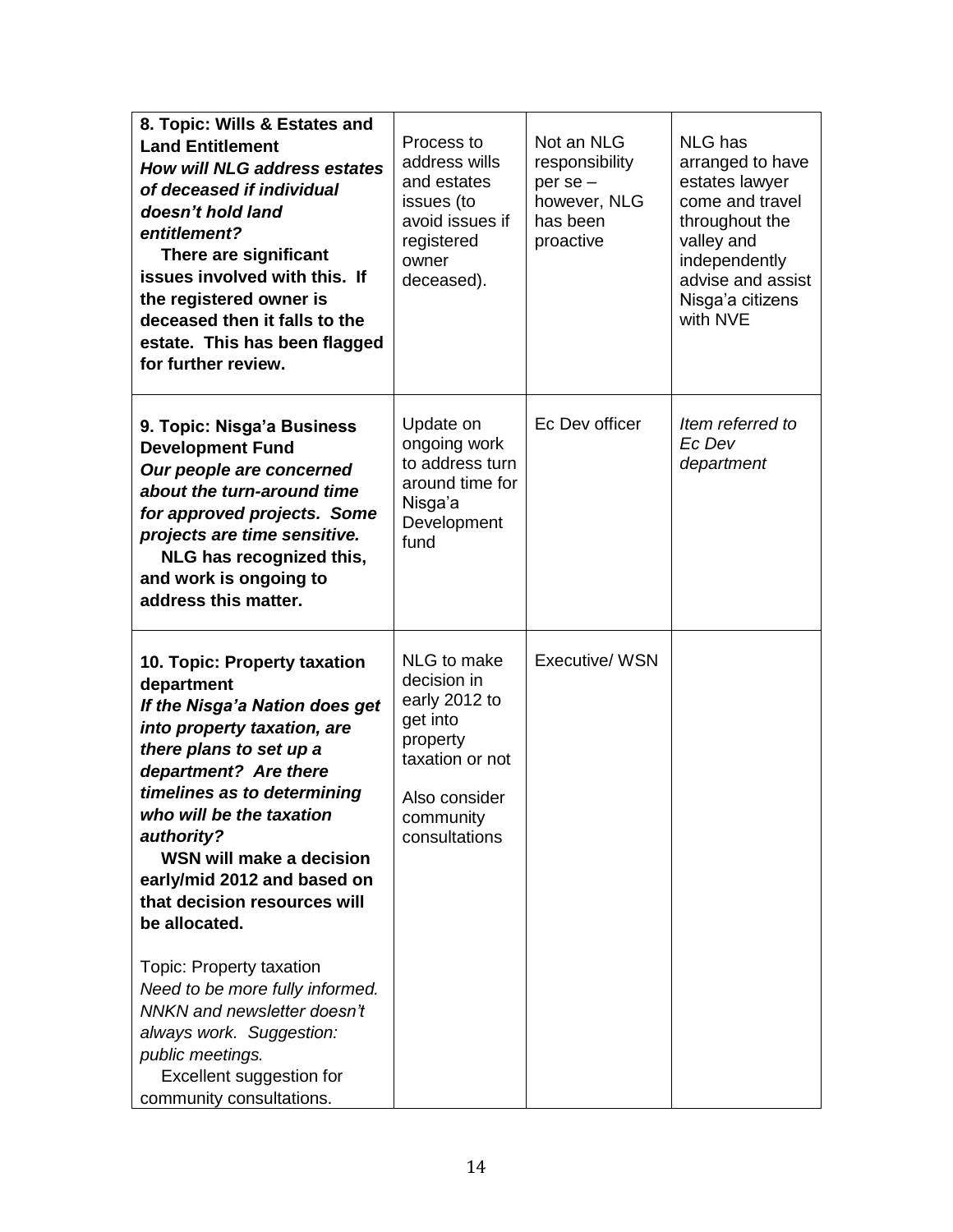| | | | |
|---|---|---|---|
| **8. Topic: Wills & Estates and Land Entitlement** ***How will NLG address estates of deceased if individual doesn't hold land entitlement?*** **There are significant issues involved with this. If the registered owner is deceased then it falls to the estate. This has been flagged for further review.** | Process to address wills and estates issues (to avoid issues if registered owner deceased). | Not an NLG responsibility per se – however, NLG has been proactive | NLG has arranged to have estates lawyer come and travel throughout the valley and independently advise and assist Nisga'a citizens with NVE |
| **9. Topic: Nisga'a Business Development Fund** ***Our people are concerned about the turn-around time for approved projects. Some projects are time sensitive.*** **NLG has recognized this, and work is ongoing to address this matter.** | Update on ongoing work to address turn around time for Nisga'a Development fund | Ec Dev officer | *Item referred to Ec Dev department* |
| **10. Topic: Property taxation department** ***If the Nisga'a Nation does get into property taxation, are there plans to set up a department? Are there timelines as to determining who will be the taxation authority?*** **WSN will make a decision early/mid 2012 and based on that decision resources will be allocated.**<br><br>Topic: Property taxation *Need to be more fully informed. NNKN and newsletter doesn't always work. Suggestion: public meetings.* Excellent suggestion for community consultations. | NLG to make decision in early 2012 to get into property taxation or not<br><br>Also consider community consultations | Executive/ WSN | |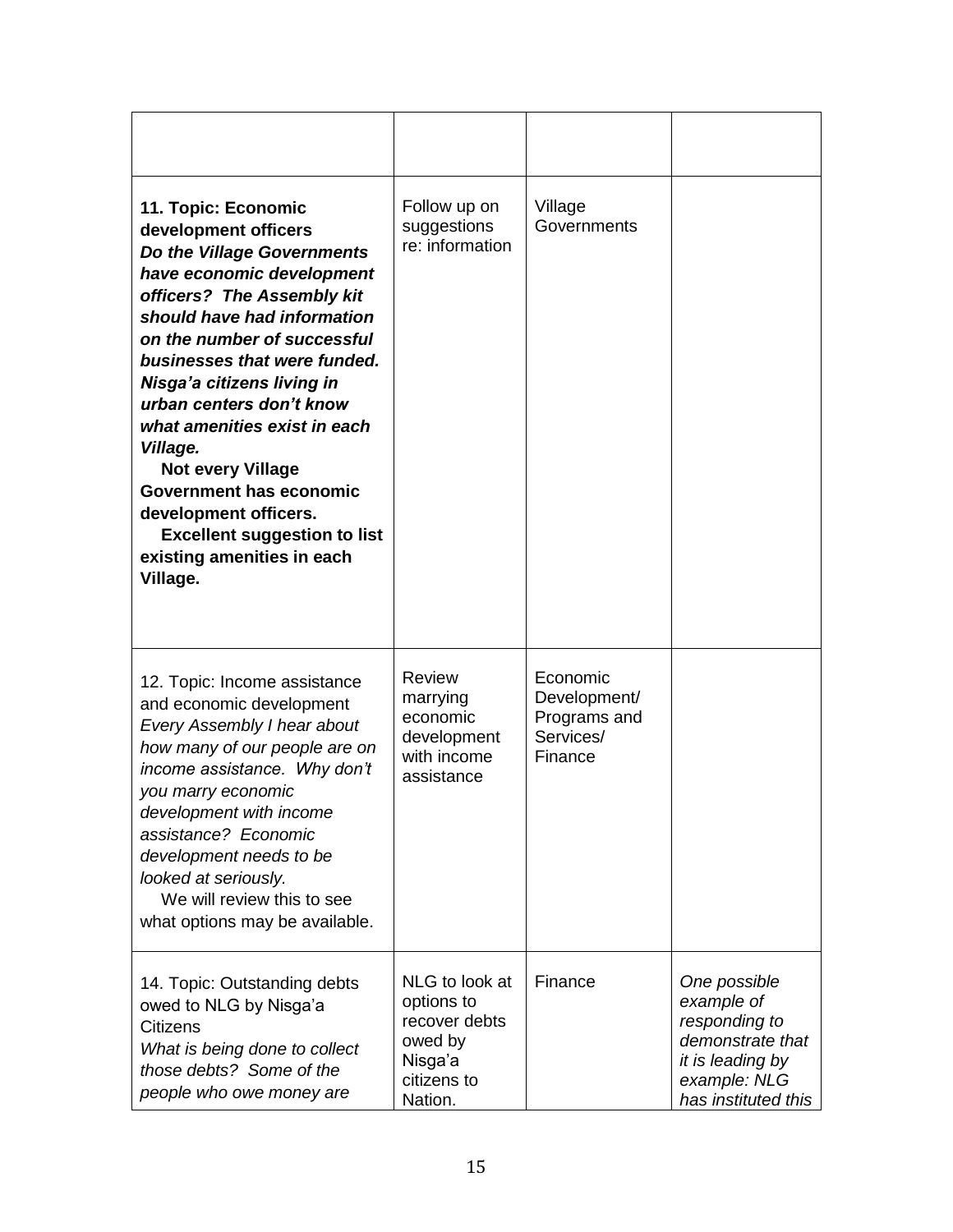| | | | |
|---|---|---|---|
| **11. Topic: Economic development officers** ***Do the Village Governments have economic development officers? The Assembly kit should have had information on the number of successful businesses that were funded. Nisga'a citizens living in urban centers don't know what amenities exist in each Village.*** **Not every Village Government has economic development officers.** **Excellent suggestion to list existing amenities in each Village.** | Follow up on suggestions re: information | Village Governments | |
| 12. Topic: Income assistance and economic development *Every Assembly I hear about how many of our people are on income assistance. Why don't you marry economic development with income assistance? Economic development needs to be looked at seriously.* We will review this to see what options may be available. | Review marrying economic development with income assistance | Economic Development/ Programs and Services/ Finance | |
| 14. Topic: Outstanding debts owed to NLG by Nisga'a Citizens *What is being done to collect those debts? Some of the people who owe money are* | NLG to look at options to recover debts owed by Nisga'a citizens to Nation. | Finance | *One possible example of responding to demonstrate that it is leading by example: NLG has instituted this* |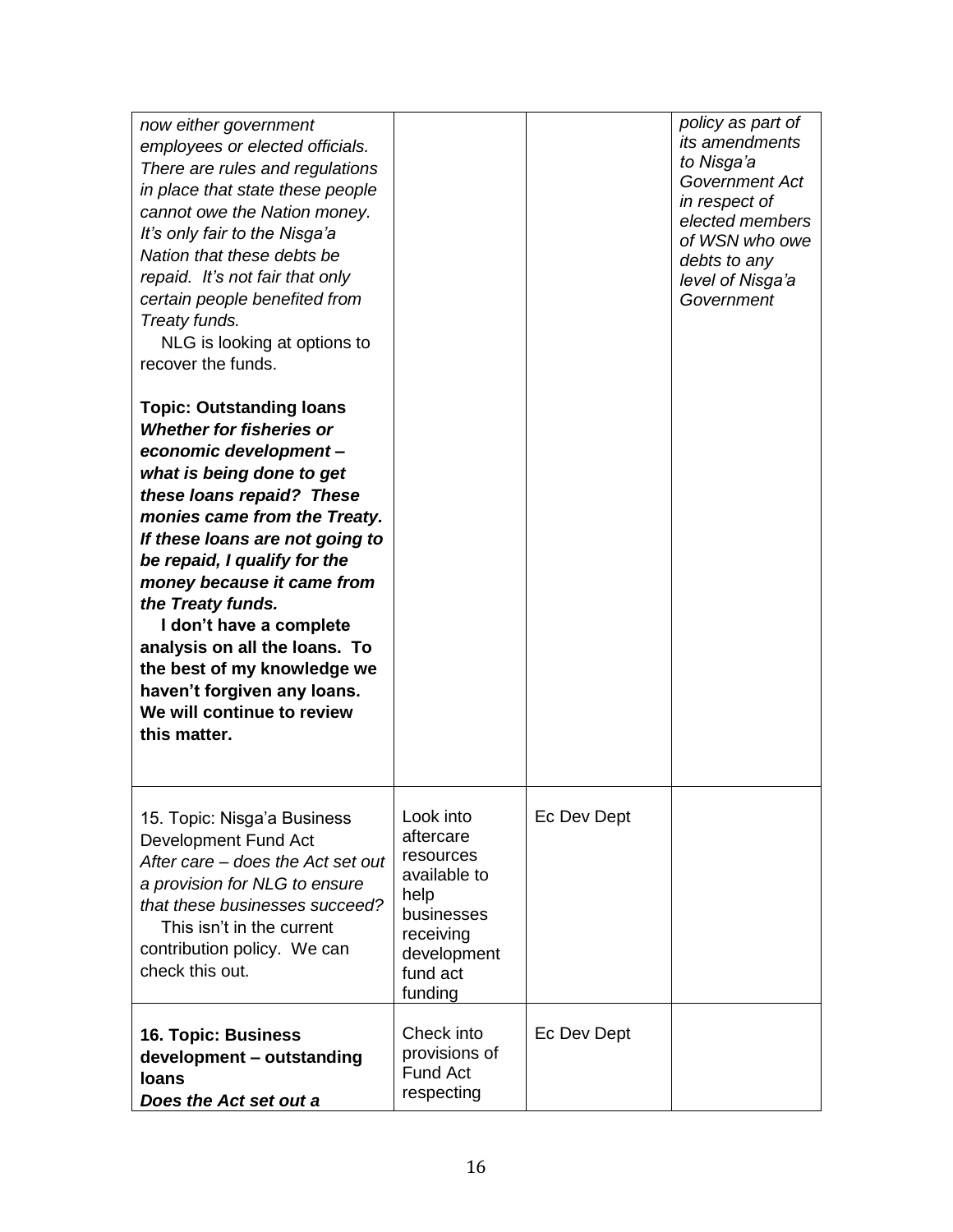| | | | |
|---|---|---|---|
| *now either government employees or elected officials. There are rules and regulations in place that state these people cannot owe the Nation money. It's only fair to the Nisga'a Nation that these debts be repaid. It's not fair that only certain people benefited from Treaty funds.*<br>NLG is looking at options to recover the funds.<br><br>**Topic: Outstanding loans**<br>***Whether for fisheries or economic development – what is being done to get these loans repaid? These monies came from the Treaty. If these loans are not going to be repaid, I qualify for the money because it came from the Treaty funds.***<br>**I don't have a complete analysis on all the loans. To the best of my knowledge we haven't forgiven any loans. We will continue to review this matter.** | | | *policy as part of its amendments to Nisga'a Government Act in respect of elected members of WSN who owe debts to any level of Nisga'a Government* |
| 15. Topic: Nisga'a Business Development Fund Act<br>*After care – does the Act set out a provision for NLG to ensure that these businesses succeed?*<br>This isn't in the current contribution policy. We can check this out. | Look into aftercare resources available to help businesses receiving development fund act funding | Ec Dev Dept | |
| **16. Topic: Business development – outstanding loans**<br>***Does the Act set out a*** | Check into provisions of Fund Act respecting | Ec Dev Dept | |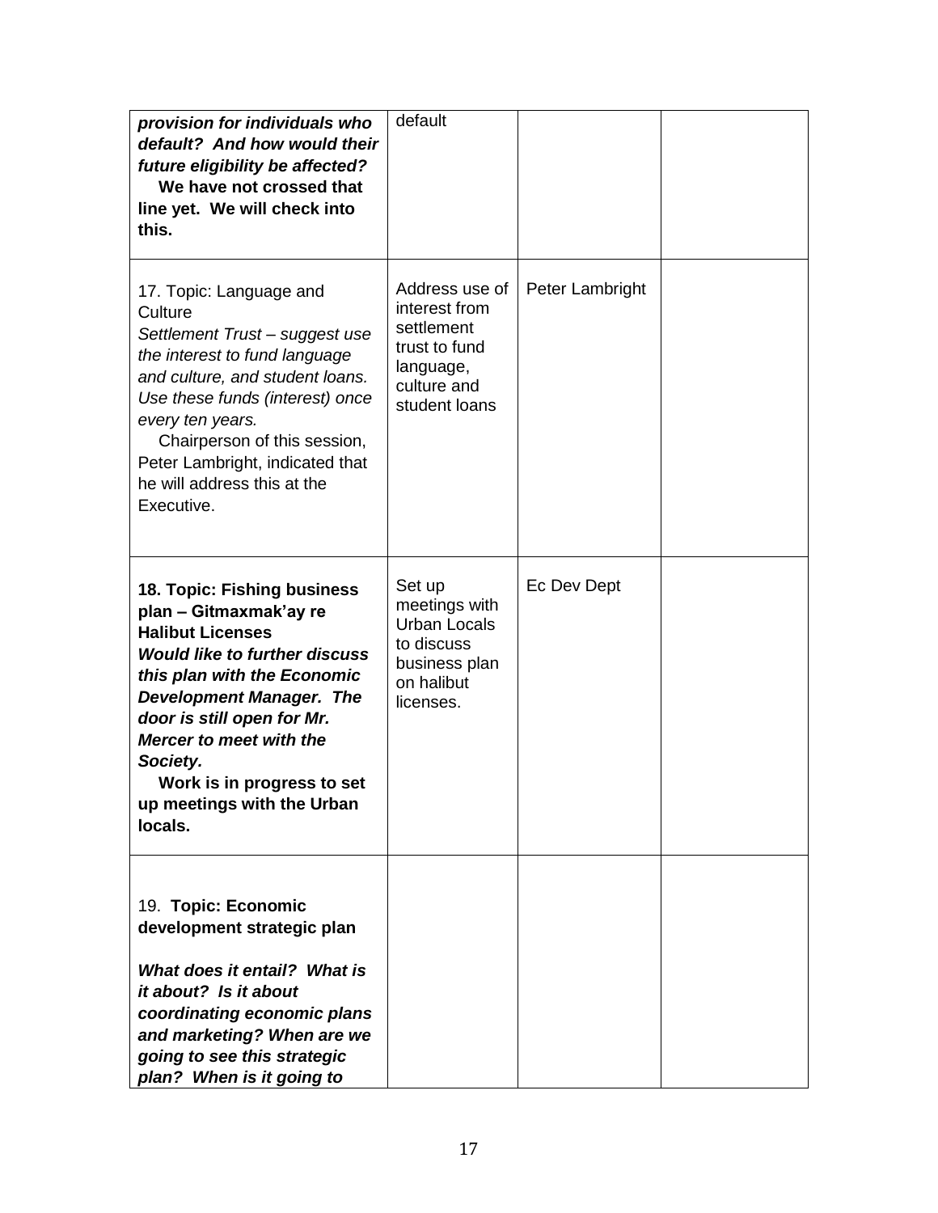| | | | |
|---|---|---|---|
| ***provision for individuals who default? And how would their future eligibility be affected?*** **We have not crossed that line yet. We will check into this.** | default | | |
| 17. Topic: Language and Culture *Settlement Trust – suggest use the interest to fund language and culture, and student loans. Use these funds (interest) once every ten years.* Chairperson of this session, Peter Lambright, indicated that he will address this at the Executive. | Address use of interest from settlement trust to fund language, culture and student loans | Peter Lambright | |
| **18. Topic: Fishing business plan – Gitmaxmak'ay re Halibut Licenses** ***Would like to further discuss this plan with the Economic Development Manager. The door is still open for Mr. Mercer to meet with the Society.*** **Work is in progress to set up meetings with the Urban locals.** | Set up meetings with Urban Locals to discuss business plan on halibut licenses. | Ec Dev Dept | |
| 19. **Topic: Economic development strategic plan** ***What does it entail? What is it about? Is it about coordinating economic plans and marketing? When are we going to see this strategic plan? When is it going to*** | | | |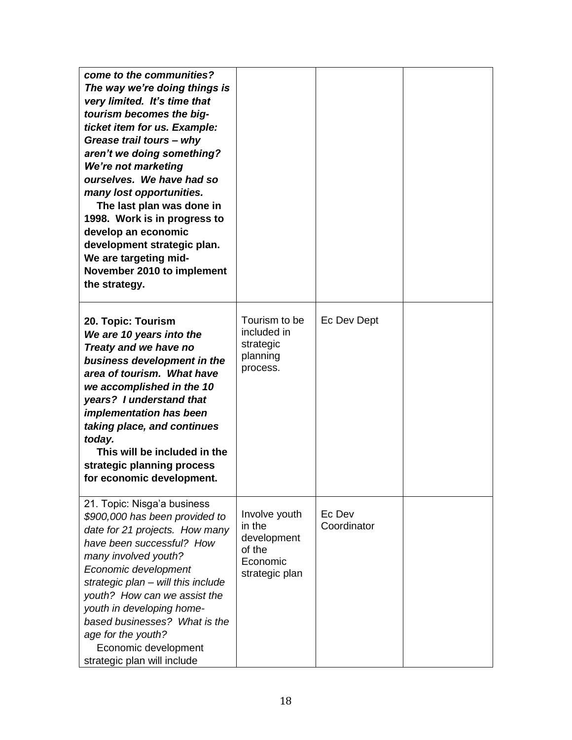| | | | |
|---|---|---|---|
| ***come to the communities? The way we're doing things is very limited. It's time that tourism becomes the big-ticket item for us. Example: Grease trail tours – why aren't we doing something? We're not marketing ourselves. We have had so many lost opportunities.*** **The last plan was done in 1998. Work is in progress to develop an economic development strategic plan. We are targeting mid-November 2010 to implement the strategy.** | | | |
| **20. Topic: Tourism** ***We are 10 years into the Treaty and we have no business development in the area of tourism. What have we accomplished in the 10 years? I understand that implementation has been taking place, and continues today.*** **This will be included in the strategic planning process for economic development.** | Tourism to be included in strategic planning process. | Ec Dev Dept | |
| 21. Topic: Nisga'a business *$900,000 has been provided to date for 21 projects. How many have been successful? How many involved youth? Economic development strategic plan – will this include youth? How can we assist the youth in developing home-based businesses? What is the age for the youth?* Economic development strategic plan will include | Involve youth in the development of the Economic strategic plan | Ec Dev Coordinator | |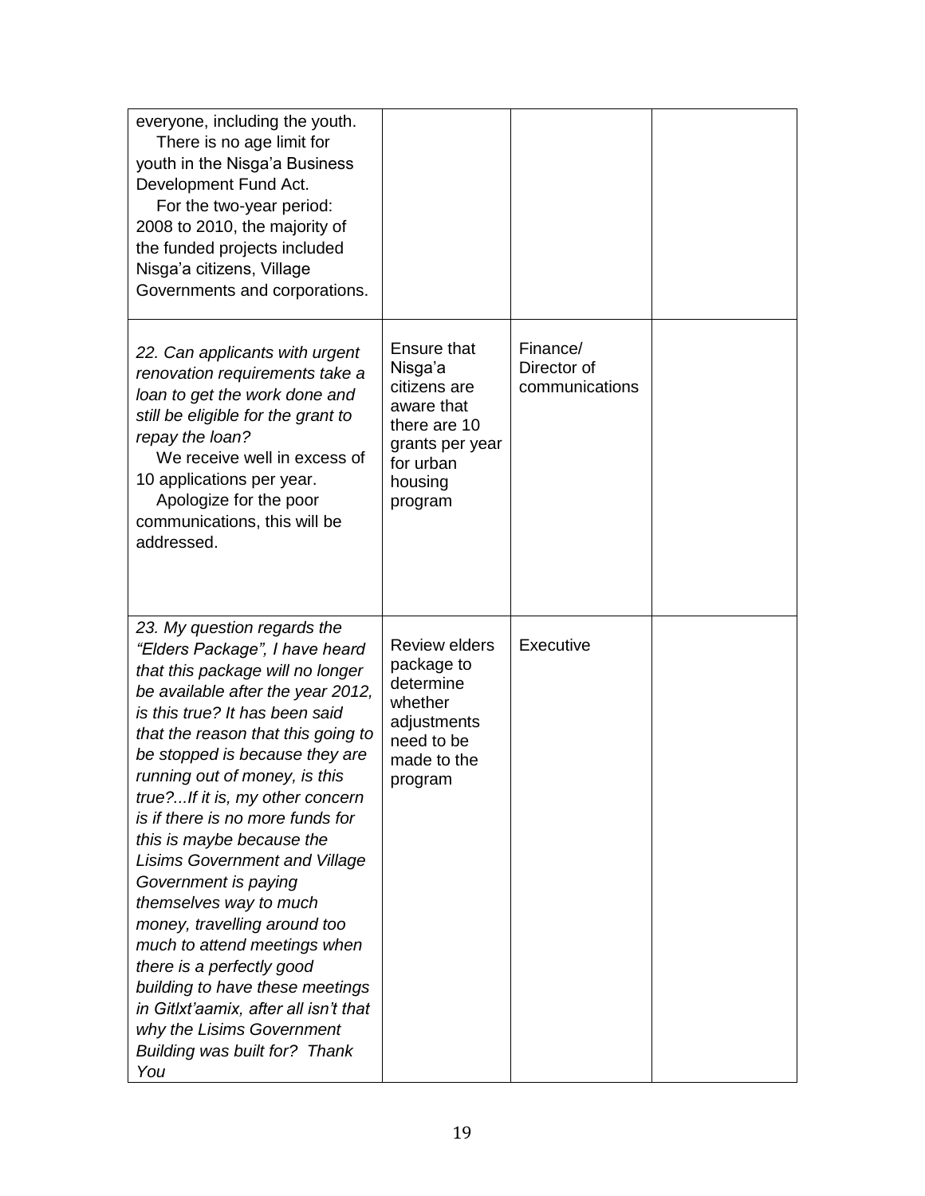| | | | |
|---|---|---|---|
| everyone, including the youth.<br>There is no age limit for youth in the Nisga'a Business Development Fund Act.<br>For the two-year period: 2008 to 2010, the majority of the funded projects included Nisga'a citizens, Village Governments and corporations. | | | |
| *22. Can applicants with urgent renovation requirements take a loan to get the work done and still be eligible for the grant to repay the loan?*<br>We receive well in excess of 10 applications per year.<br>Apologize for the poor communications, this will be addressed. | Ensure that Nisga'a citizens are aware that there are 10 grants per year for urban housing program | Finance/ Director of communications | |
| *23. My question regards the "Elders Package", I have heard that this package will no longer be available after the year 2012, is this true? It has been said that the reason that this going to be stopped is because they are running out of money, is this true?...If it is, my other concern is if there is no more funds for this is maybe because the Lisims Government and Village Government is paying themselves way to much money, travelling around too much to attend meetings when there is a perfectly good building to have these meetings in Gitlxt'aamix, after all isn't that why the Lisims Government Building was built for? Thank You* | Review elders package to determine whether adjustments need to be made to the program | Executive | |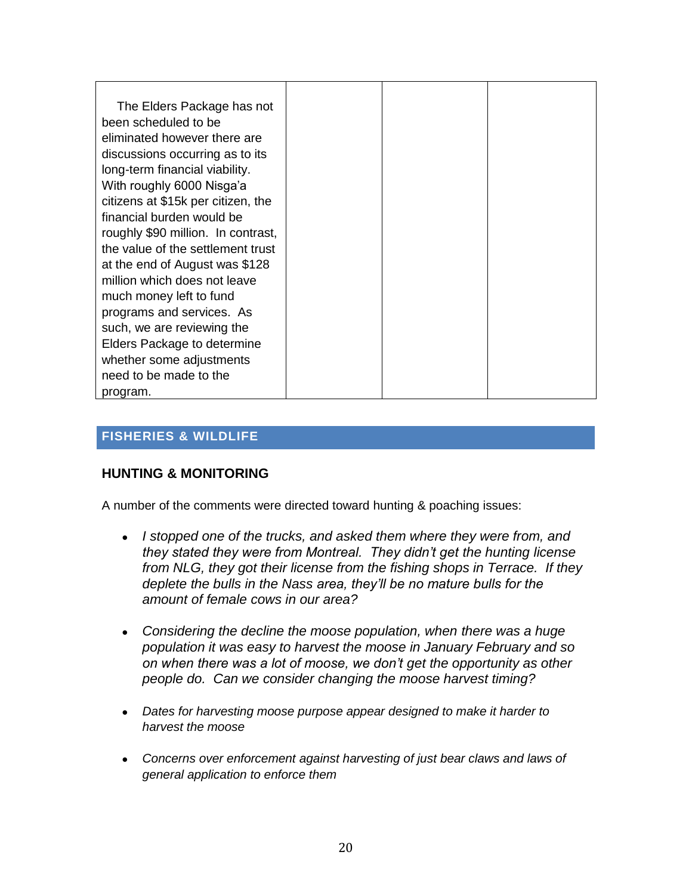| | | | |
|---|---|---|---|
| The Elders Package has not been scheduled to be eliminated however there are discussions occurring as to its long-term financial viability. With roughly 6000 Nisga'a citizens at $15k per citizen, the financial burden would be roughly $90 million. In contrast, the value of the settlement trust at the end of August was $128 million which does not leave much money left to fund programs and services. As such, we are reviewing the Elders Package to determine whether some adjustments need to be made to the program. | | | |

## FISHERIES & WILDLIFE

### HUNTING & MONITORING

A number of the comments were directed toward hunting & poaching issues:

- *I stopped one of the trucks, and asked them where they were from, and they stated they were from Montreal. They didn't get the hunting license from NLG, they got their license from the fishing shops in Terrace. If they deplete the bulls in the Nass area, they'll be no mature bulls for the amount of female cows in our area?*

- *Considering the decline the moose population, when there was a huge population it was easy to harvest the moose in January February and so on when there was a lot of moose, we don't get the opportunity as other people do. Can we consider changing the moose harvest timing?*

- *Dates for harvesting moose purpose appear designed to make it harder to harvest the moose*

- *Concerns over enforcement against harvesting of just bear claws and laws of general application to enforce them*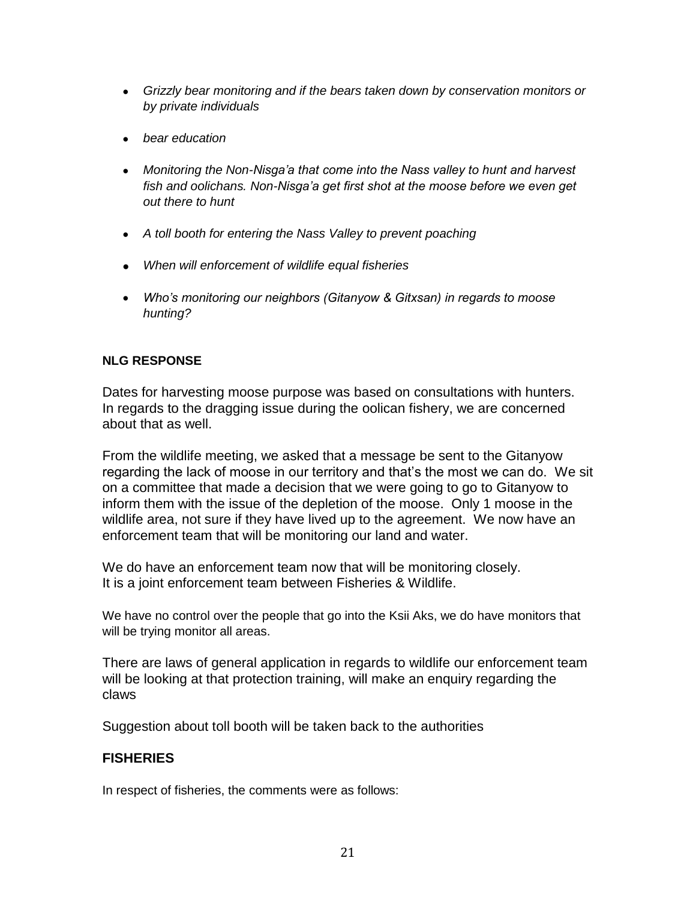- *Grizzly bear monitoring and if the bears taken down by conservation monitors or by private individuals*
- *bear education*
- *Monitoring the Non-Nisga'a that come into the Nass valley to hunt and harvest fish and oolichans. Non-Nisga'a get first shot at the moose before we even get out there to hunt*
- *A toll booth for entering the Nass Valley to prevent poaching*
- *When will enforcement of wildlife equal fisheries*
- *Who's monitoring our neighbors (Gitanyow & Gitxsan) in regards to moose hunting?*

**NLG RESPONSE**

Dates for harvesting moose purpose was based on consultations with hunters. In regards to the dragging issue during the oolican fishery, we are concerned about that as well.

From the wildlife meeting, we asked that a message be sent to the Gitanyow regarding the lack of moose in our territory and that's the most we can do. We sit on a committee that made a decision that we were going to go to Gitanyow to inform them with the issue of the depletion of the moose. Only 1 moose in the wildlife area, not sure if they have lived up to the agreement. We now have an enforcement team that will be monitoring our land and water.

We do have an enforcement team now that will be monitoring closely. It is a joint enforcement team between Fisheries & Wildlife.

We have no control over the people that go into the Ksii Aks, we do have monitors that will be trying monitor all areas.

There are laws of general application in regards to wildlife our enforcement team will be looking at that protection training, will make an enquiry regarding the claws

Suggestion about toll booth will be taken back to the authorities

## FISHERIES

In respect of fisheries, the comments were as follows: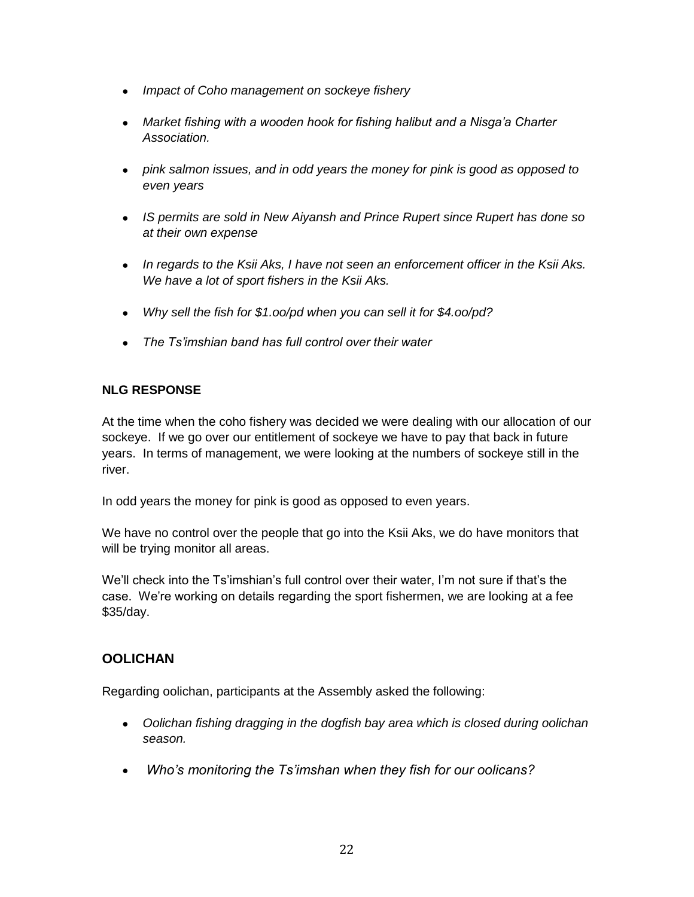- *Impact of Coho management on sockeye fishery*

- *Market fishing with a wooden hook for fishing halibut and a Nisga'a Charter Association.*

- *pink salmon issues, and in odd years the money for pink is good as opposed to even years*

- *IS permits are sold in New Aiyansh and Prince Rupert since Rupert has done so at their own expense*

- *In regards to the Ksii Aks, I have not seen an enforcement officer in the Ksii Aks. We have a lot of sport fishers in the Ksii Aks.*

- *Why sell the fish for $1.oo/pd when you can sell it for $4.oo/pd?*

- *The Ts'imshian band has full control over their water*

**NLG RESPONSE**

At the time when the coho fishery was decided we were dealing with our allocation of our sockeye. If we go over our entitlement of sockeye we have to pay that back in future years. In terms of management, we were looking at the numbers of sockeye still in the river.

In odd years the money for pink is good as opposed to even years.

We have no control over the people that go into the Ksii Aks, we do have monitors that will be trying monitor all areas.

We'll check into the Ts'imshian's full control over their water, I'm not sure if that's the case. We're working on details regarding the sport fishermen, we are looking at a fee $35/day.

## OOLICHAN

Regarding oolichan, participants at the Assembly asked the following:

- *Oolichan fishing dragging in the dogfish bay area which is closed during oolichan season.*

- *Who's monitoring the Ts'imshan when they fish for our oolicans?*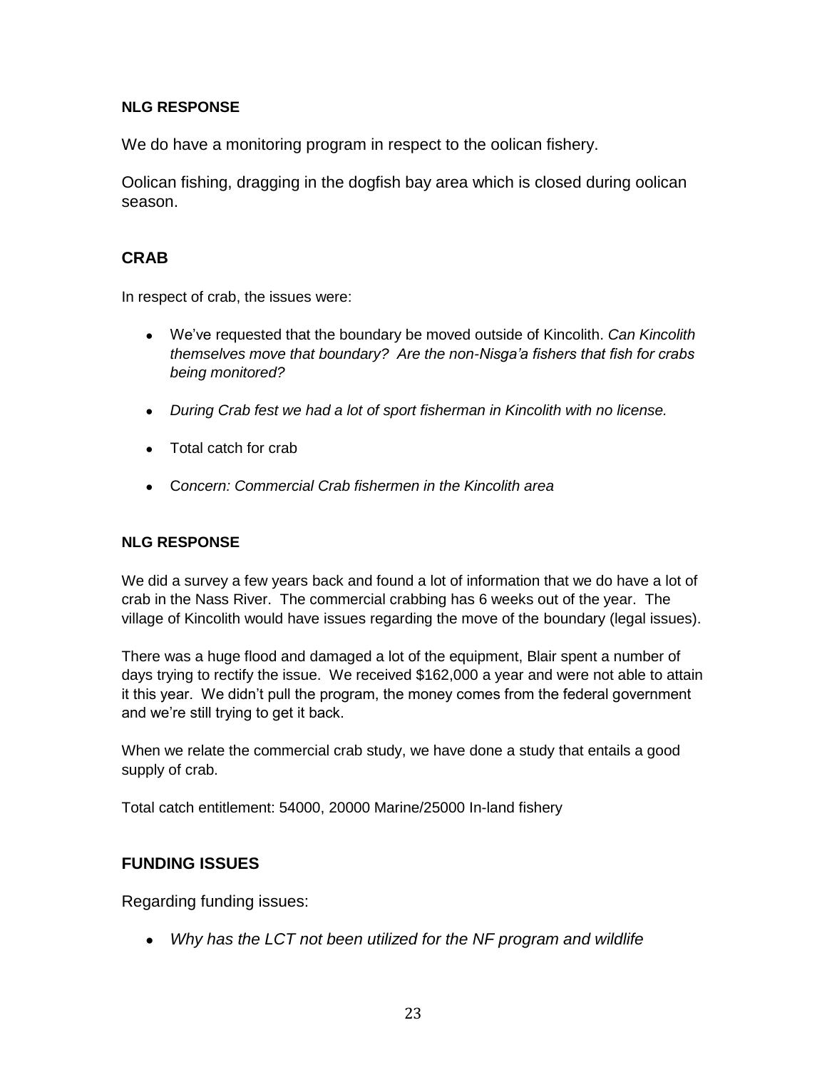#### NLG RESPONSE

We do have a monitoring program in respect to the oolican fishery.

Oolican fishing, dragging in the dogfish bay area which is closed during oolican season.

## CRAB

In respect of crab, the issues were:

- We've requested that the boundary be moved outside of Kincolith. *Can Kincolith themselves move that boundary? Are the non-Nisga'a fishers that fish for crabs being monitored?*
- *During Crab fest we had a lot of sport fisherman in Kincolith with no license.*
- Total catch for crab
- C*oncern: Commercial Crab fishermen in the Kincolith area*

#### NLG RESPONSE

We did a survey a few years back and found a lot of information that we do have a lot of crab in the Nass River. The commercial crabbing has 6 weeks out of the year. The village of Kincolith would have issues regarding the move of the boundary (legal issues).

There was a huge flood and damaged a lot of the equipment, Blair spent a number of days trying to rectify the issue. We received $162,000 a year and were not able to attain it this year. We didn't pull the program, the money comes from the federal government and we're still trying to get it back.

When we relate the commercial crab study, we have done a study that entails a good supply of crab.

Total catch entitlement: 54000, 20000 Marine/25000 In-land fishery

## FUNDING ISSUES

Regarding funding issues:

- *Why has the LCT not been utilized for the NF program and wildlife*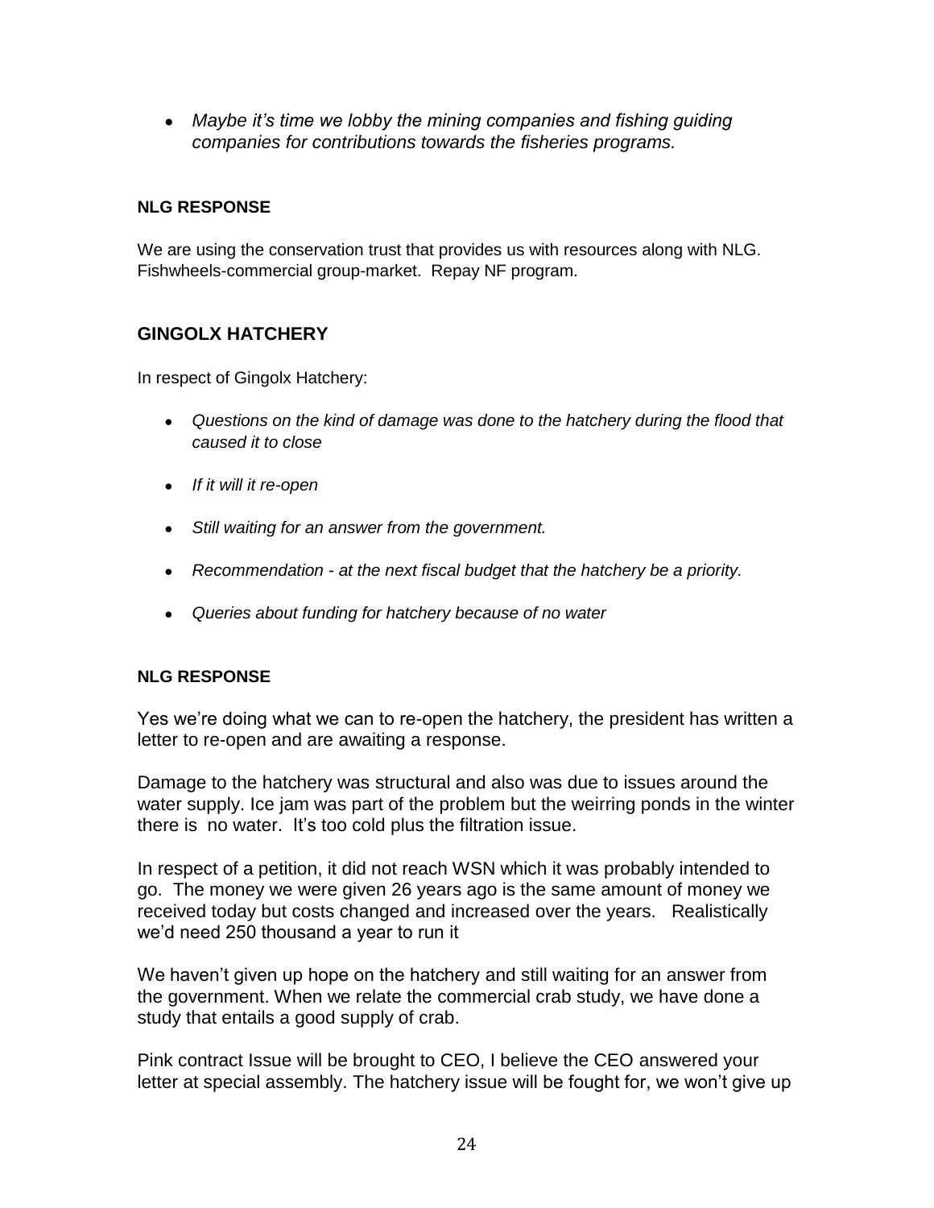- *Maybe it's time we lobby the mining companies and fishing guiding companies for contributions towards the fisheries programs.*

**NLG RESPONSE**

We are using the conservation trust that provides us with resources along with NLG. Fishwheels-commercial group-market. Repay NF program.

## GINGOLX HATCHERY

In respect of Gingolx Hatchery:

- *Questions on the kind of damage was done to the hatchery during the flood that caused it to close*
- *If it will it re-open*
- *Still waiting for an answer from the government.*
- *Recommendation - at the next fiscal budget that the hatchery be a priority.*
- *Queries about funding for hatchery because of no water*

**NLG RESPONSE**

Yes we're doing what we can to re-open the hatchery, the president has written a letter to re-open and are awaiting a response.

Damage to the hatchery was structural and also was due to issues around the water supply. Ice jam was part of the problem but the weirring ponds in the winter there is no water. It's too cold plus the filtration issue.

In respect of a petition, it did not reach WSN which it was probably intended to go. The money we were given 26 years ago is the same amount of money we received today but costs changed and increased over the years. Realistically we'd need 250 thousand a year to run it

We haven't given up hope on the hatchery and still waiting for an answer from the government. When we relate the commercial crab study, we have done a study that entails a good supply of crab.

Pink contract Issue will be brought to CEO, I believe the CEO answered your letter at special assembly. The hatchery issue will be fought for, we won't give up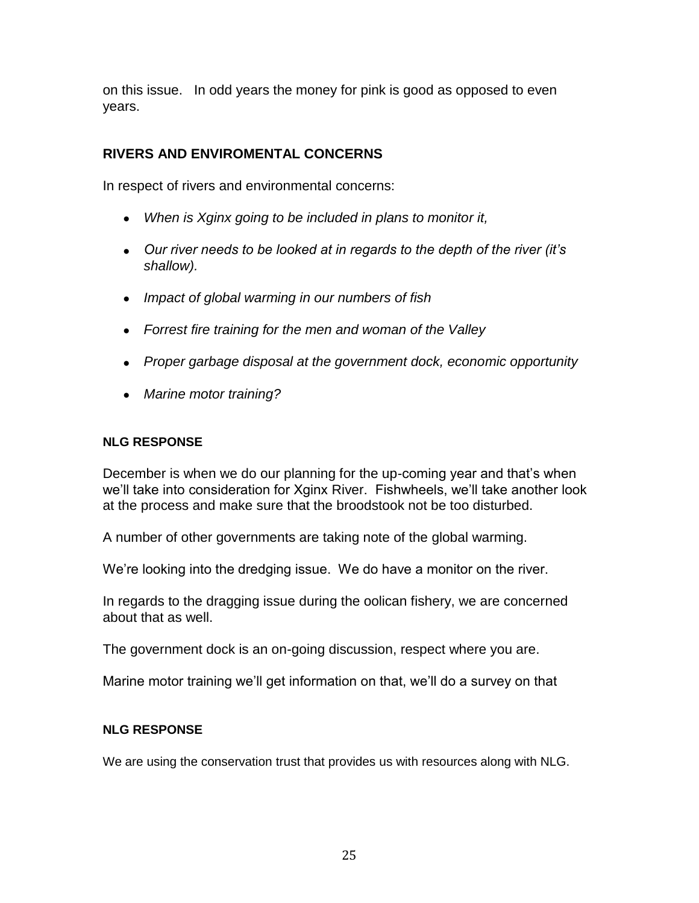on this issue. In odd years the money for pink is good as opposed to even years.

## RIVERS AND ENVIROMENTAL CONCERNS

In respect of rivers and environmental concerns:

- *When is Xginx going to be included in plans to monitor it,*
- *Our river needs to be looked at in regards to the depth of the river (it's shallow).*
- *Impact of global warming in our numbers of fish*
- *Forrest fire training for the men and woman of the Valley*
- *Proper garbage disposal at the government dock, economic opportunity*
- *Marine motor training?*

### NLG RESPONSE

December is when we do our planning for the up-coming year and that's when we'll take into consideration for Xginx River. Fishwheels, we'll take another look at the process and make sure that the broodstook not be too disturbed.

A number of other governments are taking note of the global warming.

We're looking into the dredging issue. We do have a monitor on the river.

In regards to the dragging issue during the oolican fishery, we are concerned about that as well.

The government dock is an on-going discussion, respect where you are.

Marine motor training we'll get information on that, we'll do a survey on that

### NLG RESPONSE

We are using the conservation trust that provides us with resources along with NLG.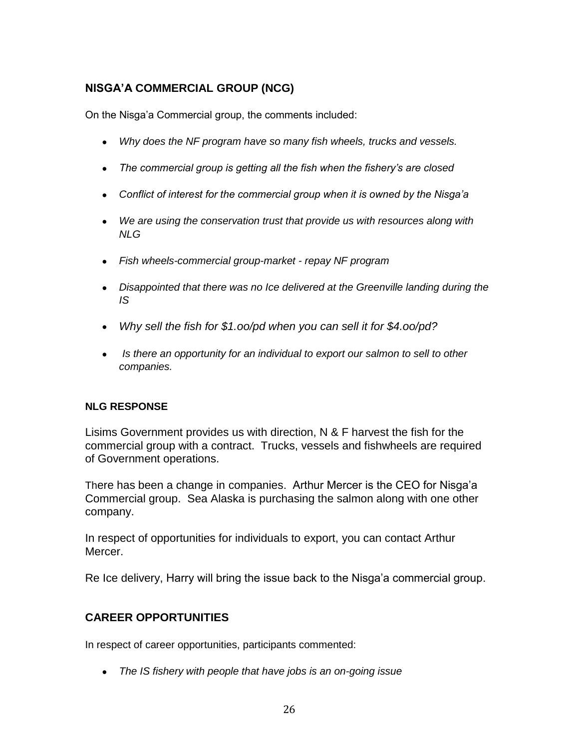## NISGA'A COMMERCIAL GROUP (NCG)

On the Nisga'a Commercial group, the comments included:

- *Why does the NF program have so many fish wheels, trucks and vessels.*
- *The commercial group is getting all the fish when the fishery's are closed*
- *Conflict of interest for the commercial group when it is owned by the Nisga'a*
- *We are using the conservation trust that provide us with resources along with NLG*
- *Fish wheels-commercial group-market - repay NF program*
- *Disappointed that there was no Ice delivered at the Greenville landing during the IS*
- *Why sell the fish for $1.oo/pd when you can sell it for $4.oo/pd?*
- *Is there an opportunity for an individual to export our salmon to sell to other companies.*

### NLG RESPONSE

Lisims Government provides us with direction, N & F harvest the fish for the commercial group with a contract. Trucks, vessels and fishwheels are required of Government operations.

There has been a change in companies. Arthur Mercer is the CEO for Nisga'a Commercial group. Sea Alaska is purchasing the salmon along with one other company.

In respect of opportunities for individuals to export, you can contact Arthur Mercer.

Re Ice delivery, Harry will bring the issue back to the Nisga'a commercial group.

## CAREER OPPORTUNITIES

In respect of career opportunities, participants commented:

- *The IS fishery with people that have jobs is an on-going issue*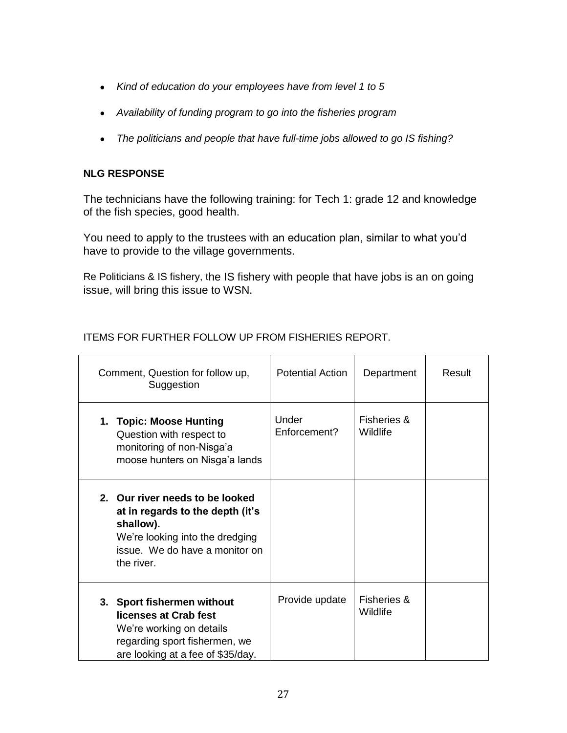- *Kind of education do your employees have from level 1 to 5*
- *Availability of funding program to go into the fisheries program*
- *The politicians and people that have full-time jobs allowed to go IS fishing?*

**NLG RESPONSE**

The technicians have the following training: for Tech 1: grade 12 and knowledge of the fish species, good health.

You need to apply to the trustees with an education plan, similar to what you'd have to provide to the village governments.

Re Politicians & IS fishery, the IS fishery with people that have jobs is an on going issue, will bring this issue to WSN.

ITEMS FOR FURTHER FOLLOW UP FROM FISHERIES REPORT.

| Comment, Question for follow up, Suggestion | Potential Action | Department | Result |
|---|---|---|---|
| 1. **Topic: Moose Hunting** Question with respect to monitoring of non-Nisga'a moose hunters on Nisga'a lands | Under Enforcement? | Fisheries & Wildlife | |
| 2. **Our river needs to be looked at in regards to the depth (it's shallow).** We're looking into the dredging issue. We do have a monitor on the river. | | | |
| 3. **Sport fishermen without licenses at Crab fest** We're working on details regarding sport fishermen, we are looking at a fee of $35/day. | Provide update | Fisheries & Wildlife | |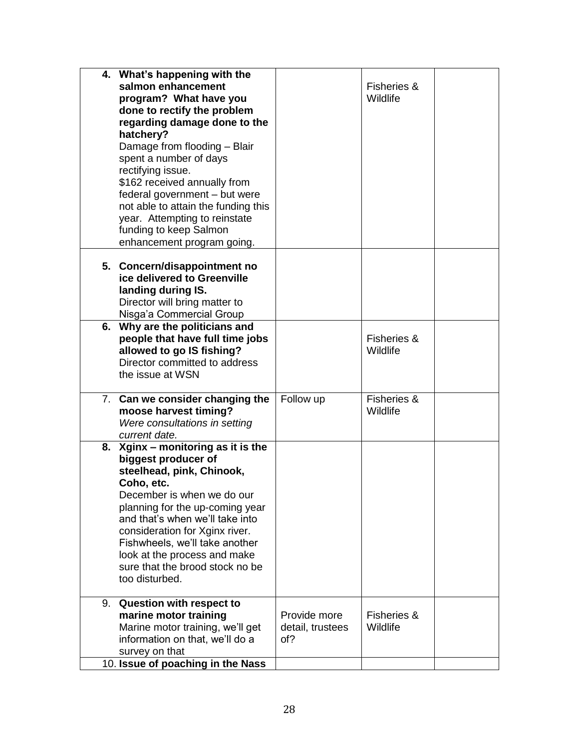| | | | |
|---|---|---|---|
| 4. **What's happening with the salmon enhancement program? What have you done to rectify the problem regarding damage done to the hatchery?**<br>Damage from flooding – Blair spent a number of days rectifying issue.<br>$162 received annually from federal government – but were not able to attain the funding this year. Attempting to reinstate funding to keep Salmon enhancement program going. | | Fisheries & Wildlife | |
| 5. **Concern/disappointment no ice delivered to Greenville landing during IS.**<br>Director will bring matter to Nisga'a Commercial Group | | | |
| 6. **Why are the politicians and people that have full time jobs allowed to go IS fishing?**<br>Director committed to address the issue at WSN | | Fisheries & Wildlife | |
| 7. **Can we consider changing the moose harvest timing?**<br>*Were consultations in setting current date.* | Follow up | Fisheries & Wildlife | |
| 8. **Xginx – monitoring as it is the biggest producer of steelhead, pink, Chinook, Coho, etc.**<br>December is when we do our planning for the up-coming year and that's when we'll take into consideration for Xginx river. Fishwheels, we'll take another look at the process and make sure that the brood stock no be too disturbed. | | | |
| 9. **Question with respect to marine motor training**<br>Marine motor training, we'll get information on that, we'll do a survey on that | Provide more detail, trustees of? | Fisheries & Wildlife | |
| 10. **Issue of poaching in the Nass** | | | |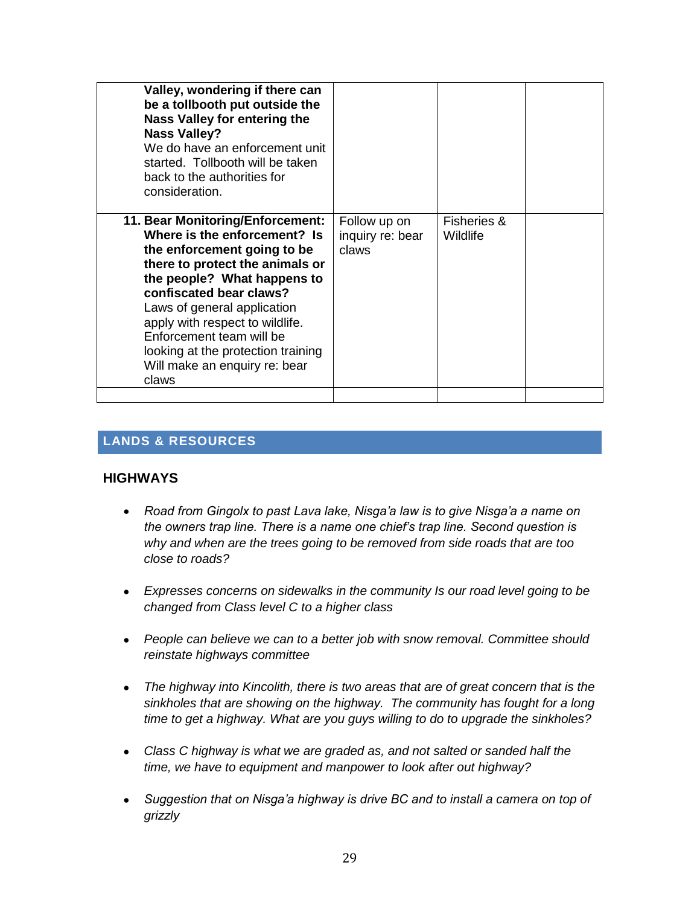| | | | |
|---|---|---|---|
| **Valley, wondering if there can be a tollbooth put outside the Nass Valley for entering the Nass Valley?** We do have an enforcement unit started. Tollbooth will be taken back to the authorities for consideration. | | | |
| **11. Bear Monitoring/Enforcement: Where is the enforcement? Is the enforcement going to be there to protect the animals or the people? What happens to confiscated bear claws?** Laws of general application apply with respect to wildlife. Enforcement team will be looking at the protection training Will make an enquiry re: bear claws | Follow up on inquiry re: bear claws | Fisheries & Wildlife | |
| | | | |

## LANDS & RESOURCES

### HIGHWAYS

- *Road from Gingolx to past Lava lake, Nisga'a law is to give Nisga'a a name on the owners trap line. There is a name one chief's trap line. Second question is why and when are the trees going to be removed from side roads that are too close to roads?*

- *Expresses concerns on sidewalks in the community Is our road level going to be changed from Class level C to a higher class*

- *People can believe we can to a better job with snow removal. Committee should reinstate highways committee*

- *The highway into Kincolith, there is two areas that are of great concern that is the sinkholes that are showing on the highway. The community has fought for a long time to get a highway. What are you guys willing to do to upgrade the sinkholes?*

- *Class C highway is what we are graded as, and not salted or sanded half the time, we have to equipment and manpower to look after out highway?*

- *Suggestion that on Nisga'a highway is drive BC and to install a camera on top of grizzly*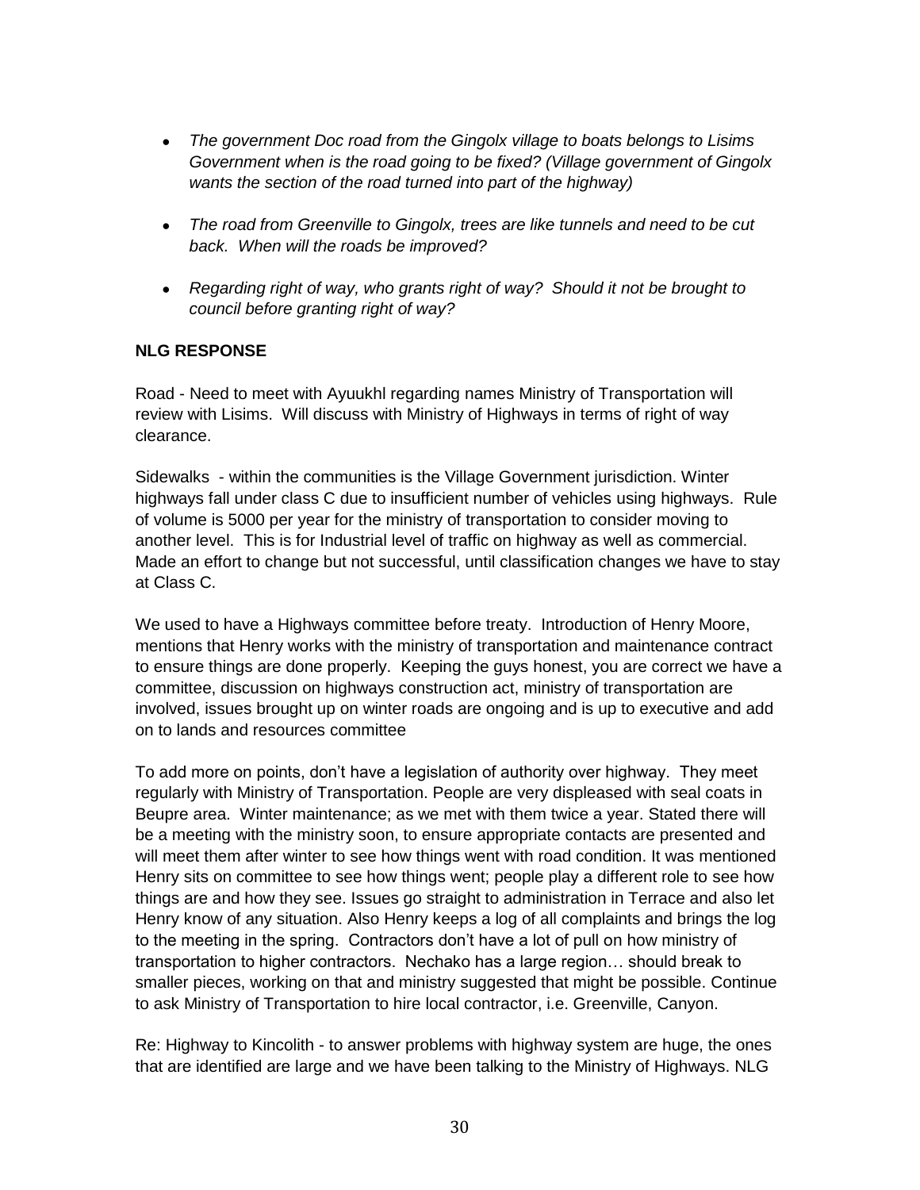- *The government Doc road from the Gingolx village to boats belongs to Lisims Government when is the road going to be fixed? (Village government of Gingolx wants the section of the road turned into part of the highway)*

- *The road from Greenville to Gingolx, trees are like tunnels and need to be cut back. When will the roads be improved?*

- *Regarding right of way, who grants right of way? Should it not be brought to council before granting right of way?*

**NLG RESPONSE**

Road - Need to meet with Ayuukhl regarding names Ministry of Transportation will review with Lisims. Will discuss with Ministry of Highways in terms of right of way clearance.

Sidewalks - within the communities is the Village Government jurisdiction. Winter highways fall under class C due to insufficient number of vehicles using highways. Rule of volume is 5000 per year for the ministry of transportation to consider moving to another level. This is for Industrial level of traffic on highway as well as commercial. Made an effort to change but not successful, until classification changes we have to stay at Class C.

We used to have a Highways committee before treaty. Introduction of Henry Moore, mentions that Henry works with the ministry of transportation and maintenance contract to ensure things are done properly. Keeping the guys honest, you are correct we have a committee, discussion on highways construction act, ministry of transportation are involved, issues brought up on winter roads are ongoing and is up to executive and add on to lands and resources committee

To add more on points, don't have a legislation of authority over highway. They meet regularly with Ministry of Transportation. People are very displeased with seal coats in Beupre area. Winter maintenance; as we met with them twice a year. Stated there will be a meeting with the ministry soon, to ensure appropriate contacts are presented and will meet them after winter to see how things went with road condition. It was mentioned Henry sits on committee to see how things went; people play a different role to see how things are and how they see. Issues go straight to administration in Terrace and also let Henry know of any situation. Also Henry keeps a log of all complaints and brings the log to the meeting in the spring. Contractors don't have a lot of pull on how ministry of transportation to higher contractors. Nechako has a large region… should break to smaller pieces, working on that and ministry suggested that might be possible. Continue to ask Ministry of Transportation to hire local contractor, i.e. Greenville, Canyon.

Re: Highway to Kincolith - to answer problems with highway system are huge, the ones that are identified are large and we have been talking to the Ministry of Highways. NLG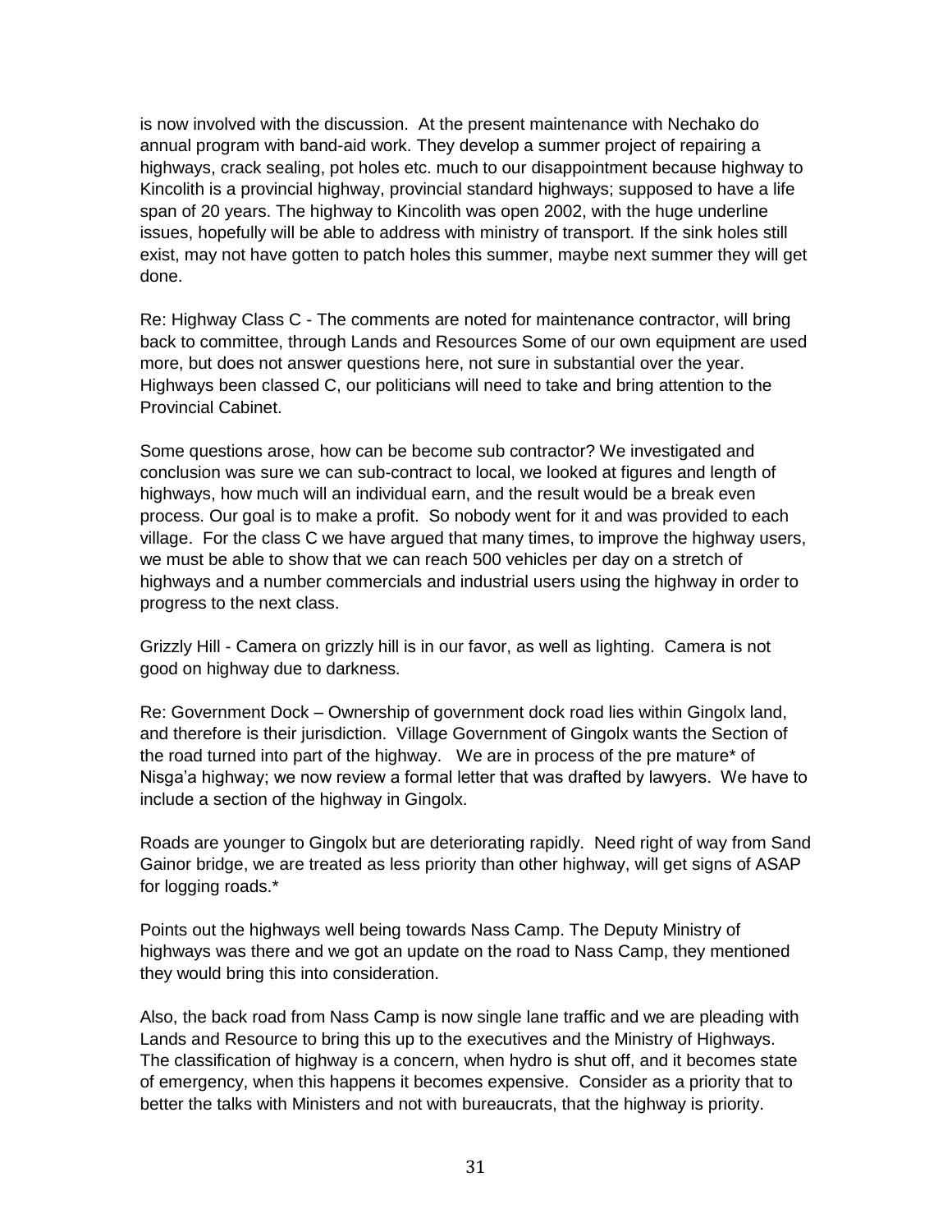is now involved with the discussion. At the present maintenance with Nechako do annual program with band-aid work. They develop a summer project of repairing a highways, crack sealing, pot holes etc. much to our disappointment because highway to Kincolith is a provincial highway, provincial standard highways; supposed to have a life span of 20 years. The highway to Kincolith was open 2002, with the huge underline issues, hopefully will be able to address with ministry of transport. If the sink holes still exist, may not have gotten to patch holes this summer, maybe next summer they will get done.

Re: Highway Class C - The comments are noted for maintenance contractor, will bring back to committee, through Lands and Resources Some of our own equipment are used more, but does not answer questions here, not sure in substantial over the year. Highways been classed C, our politicians will need to take and bring attention to the Provincial Cabinet.

Some questions arose, how can be become sub contractor? We investigated and conclusion was sure we can sub-contract to local, we looked at figures and length of highways, how much will an individual earn, and the result would be a break even process. Our goal is to make a profit. So nobody went for it and was provided to each village. For the class C we have argued that many times, to improve the highway users, we must be able to show that we can reach 500 vehicles per day on a stretch of highways and a number commercials and industrial users using the highway in order to progress to the next class.

Grizzly Hill - Camera on grizzly hill is in our favor, as well as lighting. Camera is not good on highway due to darkness.

Re: Government Dock – Ownership of government dock road lies within Gingolx land, and therefore is their jurisdiction. Village Government of Gingolx wants the Section of the road turned into part of the highway. We are in process of the pre mature* of Nisga'a highway; we now review a formal letter that was drafted by lawyers. We have to include a section of the highway in Gingolx.

Roads are younger to Gingolx but are deteriorating rapidly. Need right of way from Sand Gainor bridge, we are treated as less priority than other highway, will get signs of ASAP for logging roads.*

Points out the highways well being towards Nass Camp. The Deputy Ministry of highways was there and we got an update on the road to Nass Camp, they mentioned they would bring this into consideration.

Also, the back road from Nass Camp is now single lane traffic and we are pleading with Lands and Resource to bring this up to the executives and the Ministry of Highways. The classification of highway is a concern, when hydro is shut off, and it becomes state of emergency, when this happens it becomes expensive. Consider as a priority that to better the talks with Ministers and not with bureaucrats, that the highway is priority.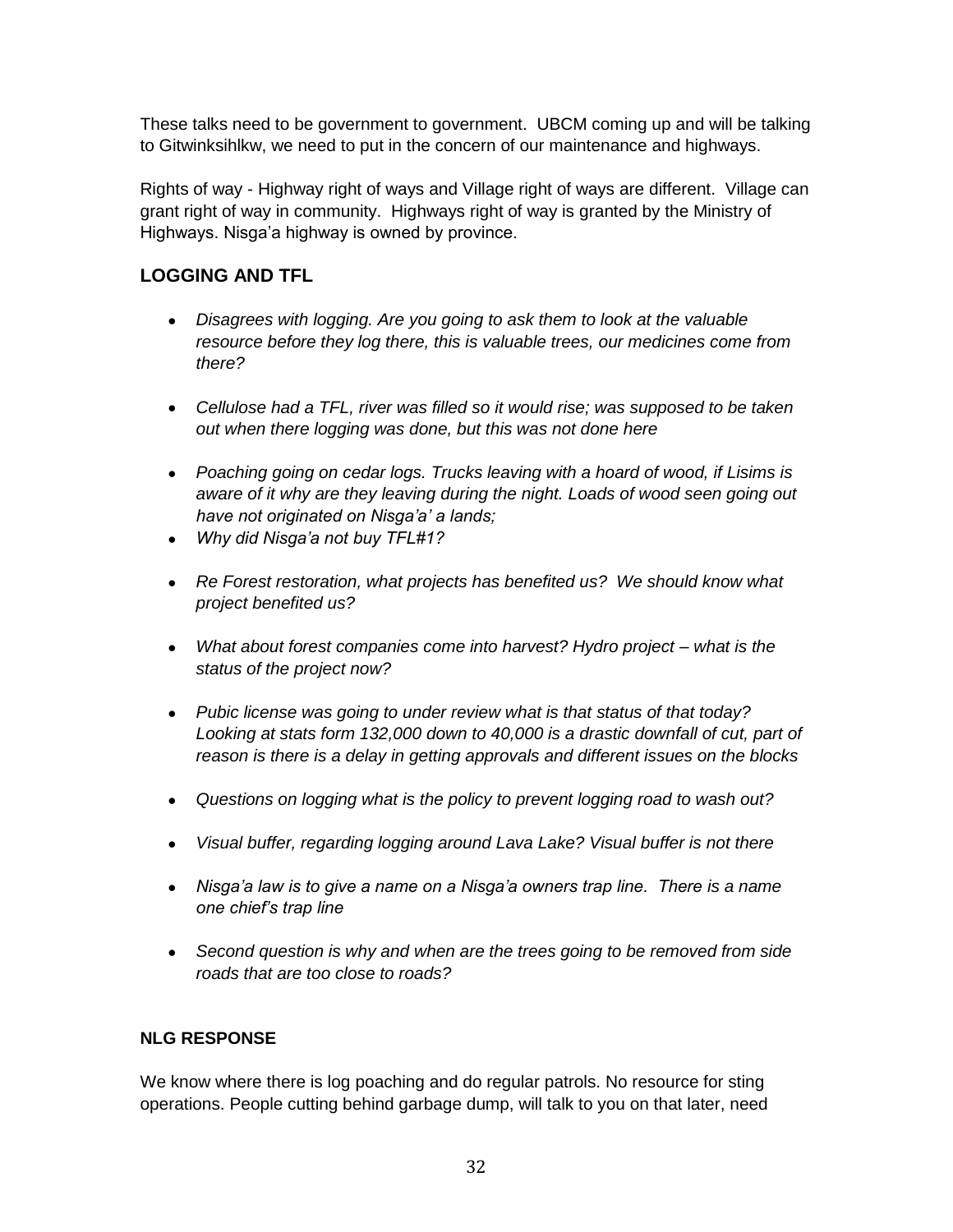These talks need to be government to government. UBCM coming up and will be talking to Gitwinksihlkw, we need to put in the concern of our maintenance and highways.

Rights of way - Highway right of ways and Village right of ways are different. Village can grant right of way in community. Highways right of way is granted by the Ministry of Highways. Nisga'a highway is owned by province.

## LOGGING AND TFL

- *Disagrees with logging. Are you going to ask them to look at the valuable resource before they log there, this is valuable trees, our medicines come from there?*
- *Cellulose had a TFL, river was filled so it would rise; was supposed to be taken out when there logging was done, but this was not done here*
- *Poaching going on cedar logs. Trucks leaving with a hoard of wood, if Lisims is aware of it why are they leaving during the night. Loads of wood seen going out have not originated on Nisga'a' a lands;*
- *Why did Nisga'a not buy TFL#1?*
- *Re Forest restoration, what projects has benefited us? We should know what project benefited us?*
- *What about forest companies come into harvest? Hydro project – what is the status of the project now?*
- *Pubic license was going to under review what is that status of that today? Looking at stats form 132,000 down to 40,000 is a drastic downfall of cut, part of reason is there is a delay in getting approvals and different issues on the blocks*
- *Questions on logging what is the policy to prevent logging road to wash out?*
- *Visual buffer, regarding logging around Lava Lake? Visual buffer is not there*
- *Nisga'a law is to give a name on a Nisga'a owners trap line. There is a name one chief's trap line*
- *Second question is why and when are the trees going to be removed from side roads that are too close to roads?*

### NLG RESPONSE

We know where there is log poaching and do regular patrols. No resource for sting operations. People cutting behind garbage dump, will talk to you on that later, need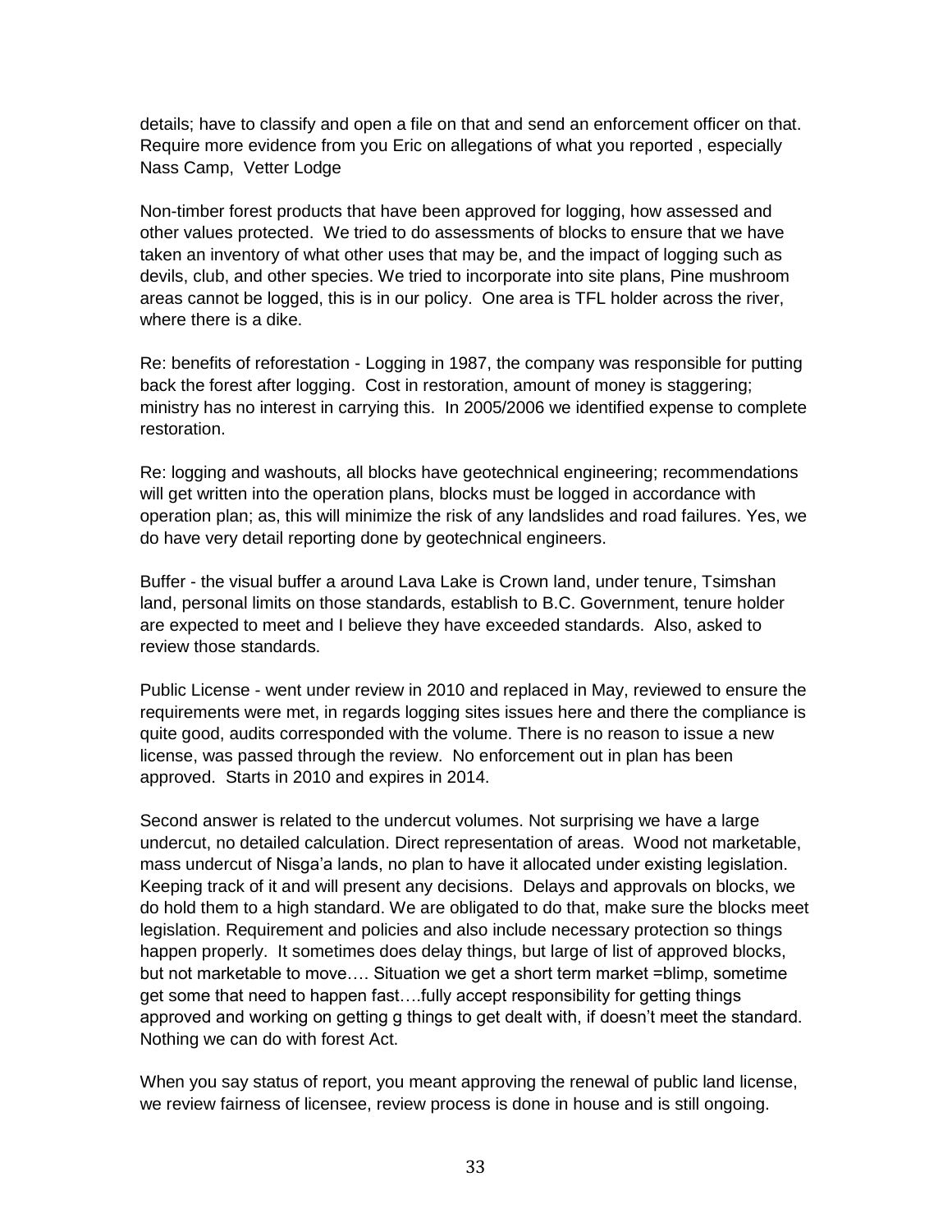details; have to classify and open a file on that and send an enforcement officer on that. Require more evidence from you Eric on allegations of what you reported , especially Nass Camp, Vetter Lodge

Non-timber forest products that have been approved for logging, how assessed and other values protected. We tried to do assessments of blocks to ensure that we have taken an inventory of what other uses that may be, and the impact of logging such as devils, club, and other species. We tried to incorporate into site plans, Pine mushroom areas cannot be logged, this is in our policy. One area is TFL holder across the river, where there is a dike.

Re: benefits of reforestation - Logging in 1987, the company was responsible for putting back the forest after logging. Cost in restoration, amount of money is staggering; ministry has no interest in carrying this. In 2005/2006 we identified expense to complete restoration.

Re: logging and washouts, all blocks have geotechnical engineering; recommendations will get written into the operation plans, blocks must be logged in accordance with operation plan; as, this will minimize the risk of any landslides and road failures. Yes, we do have very detail reporting done by geotechnical engineers.

Buffer - the visual buffer a around Lava Lake is Crown land, under tenure, Tsimshan land, personal limits on those standards, establish to B.C. Government, tenure holder are expected to meet and I believe they have exceeded standards. Also, asked to review those standards.

Public License - went under review in 2010 and replaced in May, reviewed to ensure the requirements were met, in regards logging sites issues here and there the compliance is quite good, audits corresponded with the volume. There is no reason to issue a new license, was passed through the review. No enforcement out in plan has been approved. Starts in 2010 and expires in 2014.

Second answer is related to the undercut volumes. Not surprising we have a large undercut, no detailed calculation. Direct representation of areas. Wood not marketable, mass undercut of Nisga'a lands, no plan to have it allocated under existing legislation. Keeping track of it and will present any decisions. Delays and approvals on blocks, we do hold them to a high standard. We are obligated to do that, make sure the blocks meet legislation. Requirement and policies and also include necessary protection so things happen properly. It sometimes does delay things, but large of list of approved blocks, but not marketable to move…. Situation we get a short term market =blimp, sometime get some that need to happen fast….fully accept responsibility for getting things approved and working on getting g things to get dealt with, if doesn't meet the standard. Nothing we can do with forest Act.

When you say status of report, you meant approving the renewal of public land license, we review fairness of licensee, review process is done in house and is still ongoing.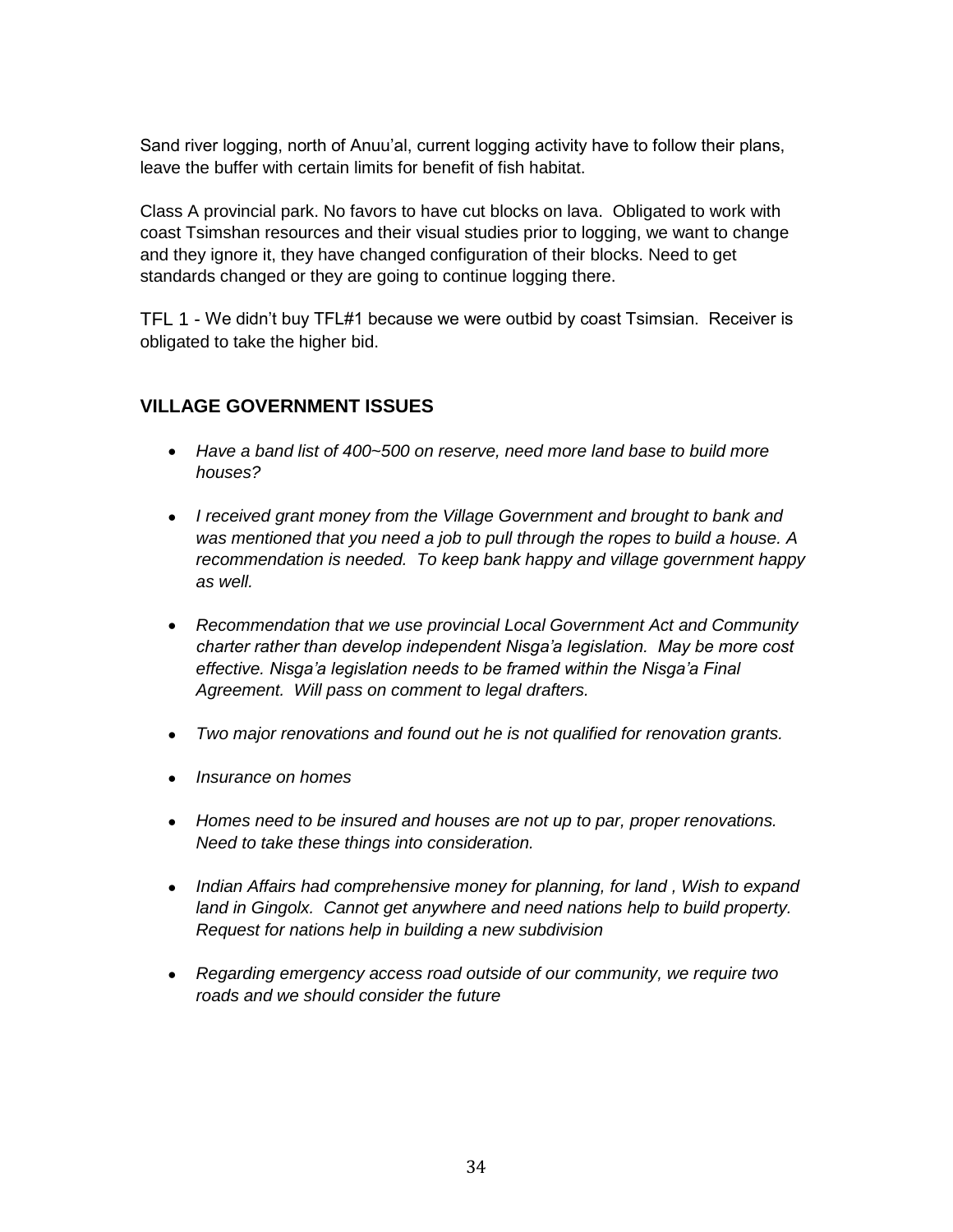Sand river logging, north of Anuu'al, current logging activity have to follow their plans, leave the buffer with certain limits for benefit of fish habitat.

Class A provincial park. No favors to have cut blocks on lava. Obligated to work with coast Tsimshan resources and their visual studies prior to logging, we want to change and they ignore it, they have changed configuration of their blocks. Need to get standards changed or they are going to continue logging there.

TFL 1 - We didn't buy TFL#1 because we were outbid by coast Tsimsian. Receiver is obligated to take the higher bid.

## VILLAGE GOVERNMENT ISSUES

- *Have a band list of 400~500 on reserve, need more land base to build more houses?*
- *I received grant money from the Village Government and brought to bank and was mentioned that you need a job to pull through the ropes to build a house. A recommendation is needed. To keep bank happy and village government happy as well.*
- *Recommendation that we use provincial Local Government Act and Community charter rather than develop independent Nisga'a legislation. May be more cost effective. Nisga'a legislation needs to be framed within the Nisga'a Final Agreement. Will pass on comment to legal drafters.*
- *Two major renovations and found out he is not qualified for renovation grants.*
- *Insurance on homes*
- *Homes need to be insured and houses are not up to par, proper renovations. Need to take these things into consideration.*
- *Indian Affairs had comprehensive money for planning, for land , Wish to expand land in Gingolx. Cannot get anywhere and need nations help to build property. Request for nations help in building a new subdivision*
- *Regarding emergency access road outside of our community, we require two roads and we should consider the future*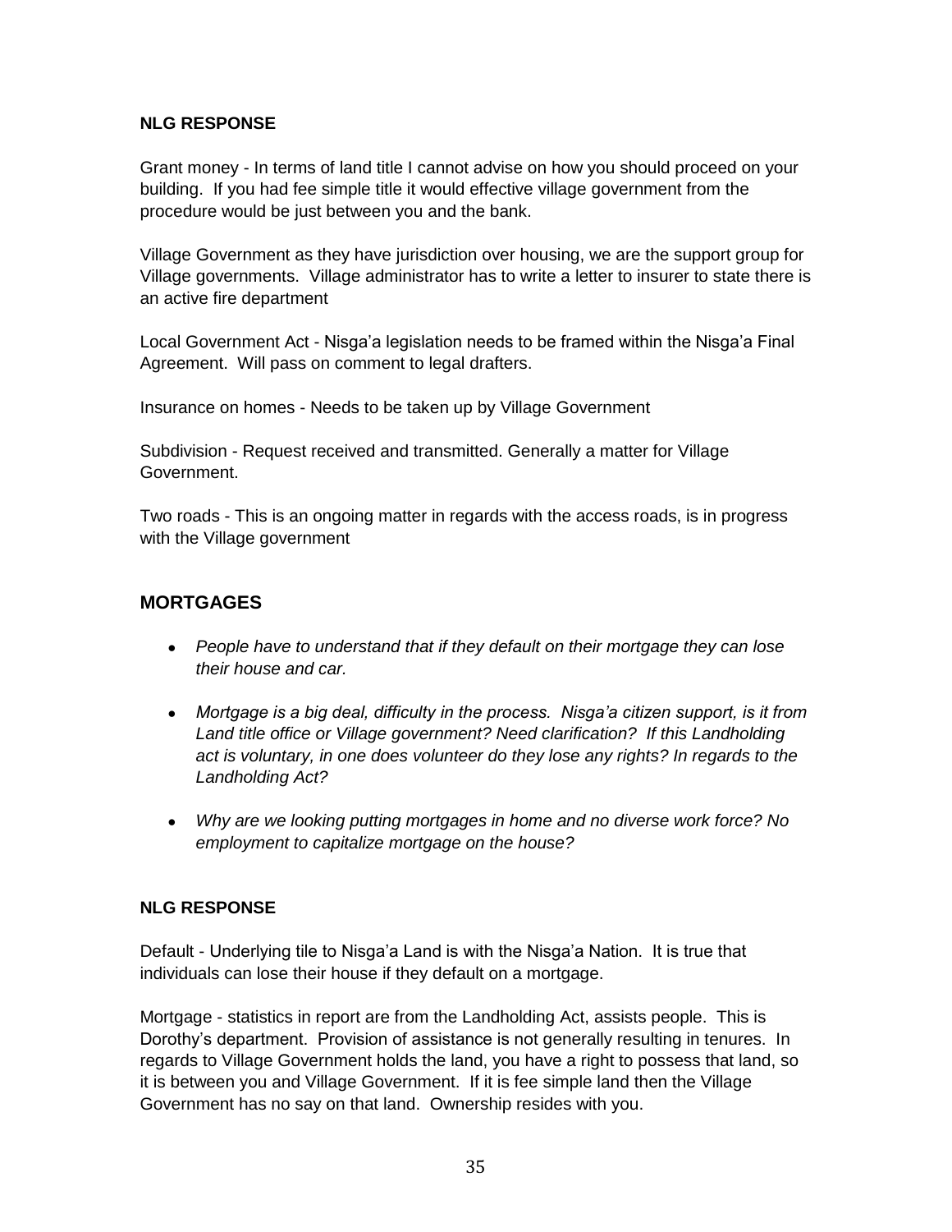**NLG RESPONSE**

Grant money - In terms of land title I cannot advise on how you should proceed on your building. If you had fee simple title it would effective village government from the procedure would be just between you and the bank.

Village Government as they have jurisdiction over housing, we are the support group for Village governments. Village administrator has to write a letter to insurer to state there is an active fire department

Local Government Act - Nisga'a legislation needs to be framed within the Nisga'a Final Agreement. Will pass on comment to legal drafters.

Insurance on homes - Needs to be taken up by Village Government

Subdivision - Request received and transmitted. Generally a matter for Village Government.

Two roads - This is an ongoing matter in regards with the access roads, is in progress with the Village government

## MORTGAGES

- *People have to understand that if they default on their mortgage they can lose their house and car.*
- *Mortgage is a big deal, difficulty in the process. Nisga'a citizen support, is it from Land title office or Village government? Need clarification? If this Landholding act is voluntary, in one does volunteer do they lose any rights? In regards to the Landholding Act?*
- *Why are we looking putting mortgages in home and no diverse work force? No employment to capitalize mortgage on the house?*

**NLG RESPONSE**

Default - Underlying tile to Nisga'a Land is with the Nisga'a Nation. It is true that individuals can lose their house if they default on a mortgage.

Mortgage - statistics in report are from the Landholding Act, assists people. This is Dorothy's department. Provision of assistance is not generally resulting in tenures. In regards to Village Government holds the land, you have a right to possess that land, so it is between you and Village Government. If it is fee simple land then the Village Government has no say on that land. Ownership resides with you.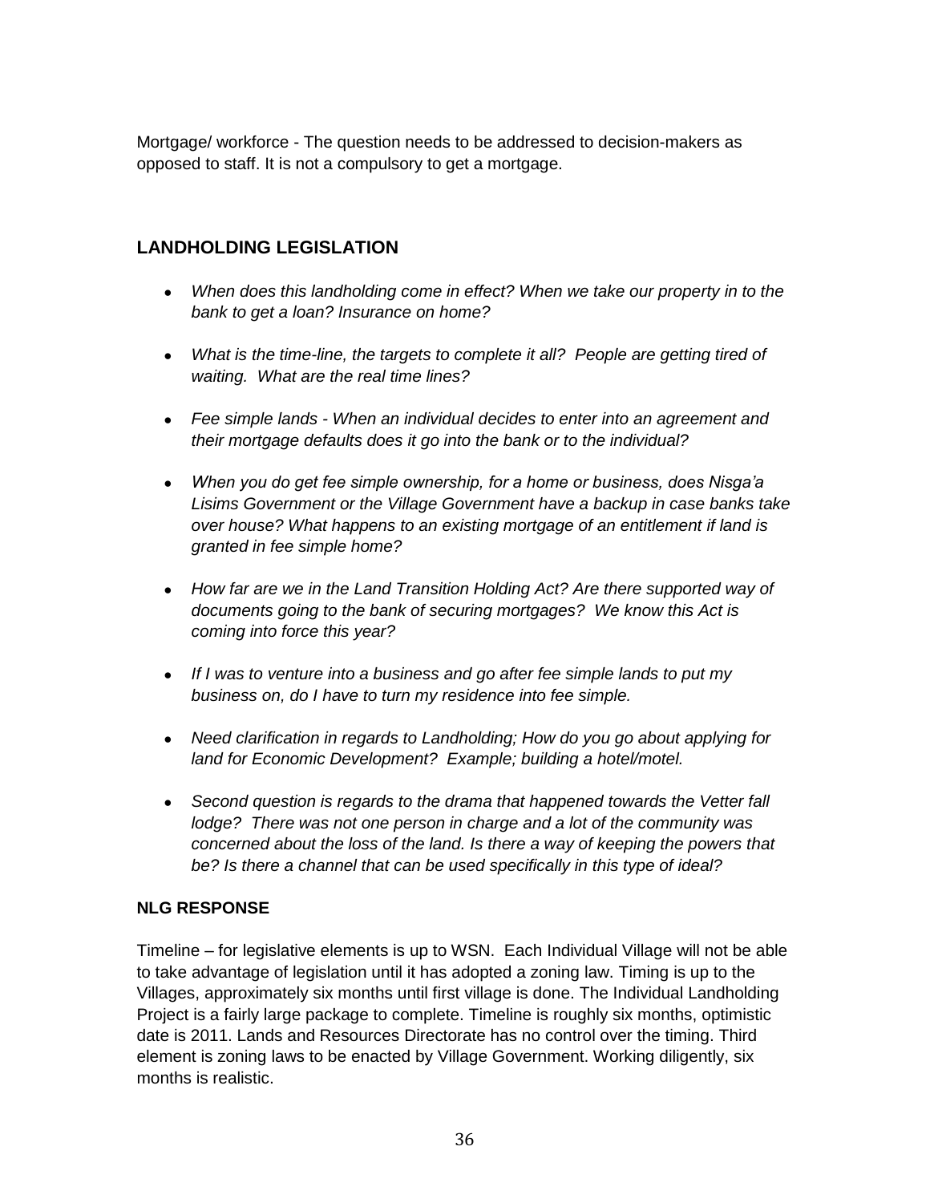Mortgage/ workforce - The question needs to be addressed to decision-makers as opposed to staff. It is not a compulsory to get a mortgage.

## LANDHOLDING LEGISLATION

- *When does this landholding come in effect? When we take our property in to the bank to get a loan? Insurance on home?*
- *What is the time-line, the targets to complete it all? People are getting tired of waiting. What are the real time lines?*
- *Fee simple lands - When an individual decides to enter into an agreement and their mortgage defaults does it go into the bank or to the individual?*
- *When you do get fee simple ownership, for a home or business, does Nisga'a Lisims Government or the Village Government have a backup in case banks take over house? What happens to an existing mortgage of an entitlement if land is granted in fee simple home?*
- *How far are we in the Land Transition Holding Act? Are there supported way of documents going to the bank of securing mortgages? We know this Act is coming into force this year?*
- *If I was to venture into a business and go after fee simple lands to put my business on, do I have to turn my residence into fee simple.*
- *Need clarification in regards to Landholding; How do you go about applying for land for Economic Development? Example; building a hotel/motel.*
- *Second question is regards to the drama that happened towards the Vetter fall lodge? There was not one person in charge and a lot of the community was concerned about the loss of the land. Is there a way of keeping the powers that be? Is there a channel that can be used specifically in this type of ideal?*

### NLG RESPONSE

Timeline – for legislative elements is up to WSN. Each Individual Village will not be able to take advantage of legislation until it has adopted a zoning law. Timing is up to the Villages, approximately six months until first village is done. The Individual Landholding Project is a fairly large package to complete. Timeline is roughly six months, optimistic date is 2011. Lands and Resources Directorate has no control over the timing. Third element is zoning laws to be enacted by Village Government. Working diligently, six months is realistic.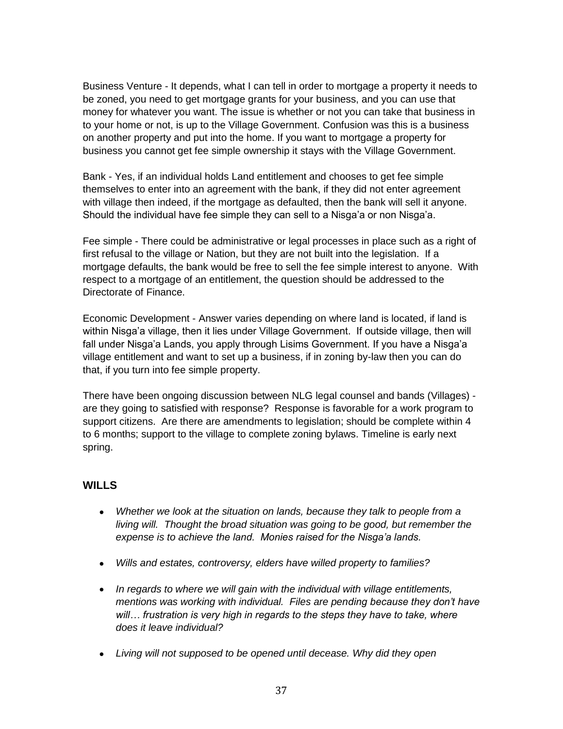Business Venture - It depends, what I can tell in order to mortgage a property it needs to be zoned, you need to get mortgage grants for your business, and you can use that money for whatever you want. The issue is whether or not you can take that business in to your home or not, is up to the Village Government. Confusion was this is a business on another property and put into the home. If you want to mortgage a property for business you cannot get fee simple ownership it stays with the Village Government.

Bank - Yes, if an individual holds Land entitlement and chooses to get fee simple themselves to enter into an agreement with the bank, if they did not enter agreement with village then indeed, if the mortgage as defaulted, then the bank will sell it anyone. Should the individual have fee simple they can sell to a Nisga'a or non Nisga'a.

Fee simple - There could be administrative or legal processes in place such as a right of first refusal to the village or Nation, but they are not built into the legislation. If a mortgage defaults, the bank would be free to sell the fee simple interest to anyone. With respect to a mortgage of an entitlement, the question should be addressed to the Directorate of Finance.

Economic Development - Answer varies depending on where land is located, if land is within Nisga'a village, then it lies under Village Government. If outside village, then will fall under Nisga'a Lands, you apply through Lisims Government. If you have a Nisga'a village entitlement and want to set up a business, if in zoning by-law then you can do that, if you turn into fee simple property.

There have been ongoing discussion between NLG legal counsel and bands (Villages) - are they going to satisfied with response? Response is favorable for a work program to support citizens. Are there are amendments to legislation; should be complete within 4 to 6 months; support to the village to complete zoning bylaws. Timeline is early next spring.

## WILLS

- *Whether we look at the situation on lands, because they talk to people from a living will. Thought the broad situation was going to be good, but remember the expense is to achieve the land. Monies raised for the Nisga'a lands.*
- *Wills and estates, controversy, elders have willed property to families?*
- *In regards to where we will gain with the individual with village entitlements, mentions was working with individual. Files are pending because they don't have will… frustration is very high in regards to the steps they have to take, where does it leave individual?*
- *Living will not supposed to be opened until decease. Why did they open*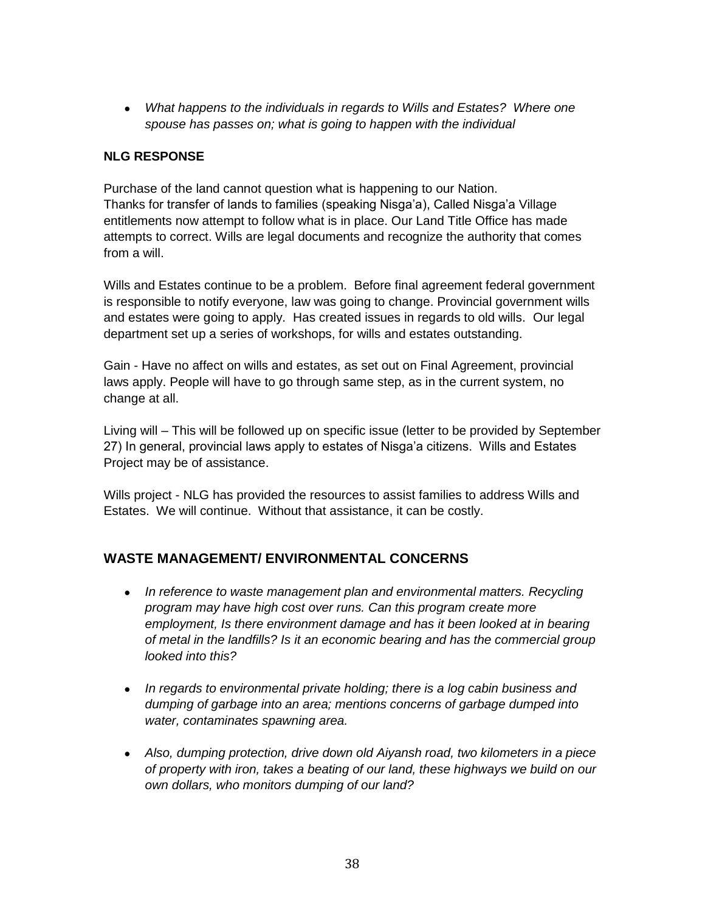- *What happens to the individuals in regards to Wills and Estates? Where one spouse has passes on; what is going to happen with the individual*

**NLG RESPONSE**

Purchase of the land cannot question what is happening to our Nation. Thanks for transfer of lands to families (speaking Nisga'a), Called Nisga'a Village entitlements now attempt to follow what is in place. Our Land Title Office has made attempts to correct. Wills are legal documents and recognize the authority that comes from a will.

Wills and Estates continue to be a problem. Before final agreement federal government is responsible to notify everyone, law was going to change. Provincial government wills and estates were going to apply. Has created issues in regards to old wills. Our legal department set up a series of workshops, for wills and estates outstanding.

Gain - Have no affect on wills and estates, as set out on Final Agreement, provincial laws apply. People will have to go through same step, as in the current system, no change at all.

Living will – This will be followed up on specific issue (letter to be provided by September 27) In general, provincial laws apply to estates of Nisga'a citizens. Wills and Estates Project may be of assistance.

Wills project - NLG has provided the resources to assist families to address Wills and Estates. We will continue. Without that assistance, it can be costly.

## WASTE MANAGEMENT/ ENVIRONMENTAL CONCERNS

- *In reference to waste management plan and environmental matters. Recycling program may have high cost over runs. Can this program create more employment, Is there environment damage and has it been looked at in bearing of metal in the landfills? Is it an economic bearing and has the commercial group looked into this?*
- *In regards to environmental private holding; there is a log cabin business and dumping of garbage into an area; mentions concerns of garbage dumped into water, contaminates spawning area.*
- *Also, dumping protection, drive down old Aiyansh road, two kilometers in a piece of property with iron, takes a beating of our land, these highways we build on our own dollars, who monitors dumping of our land?*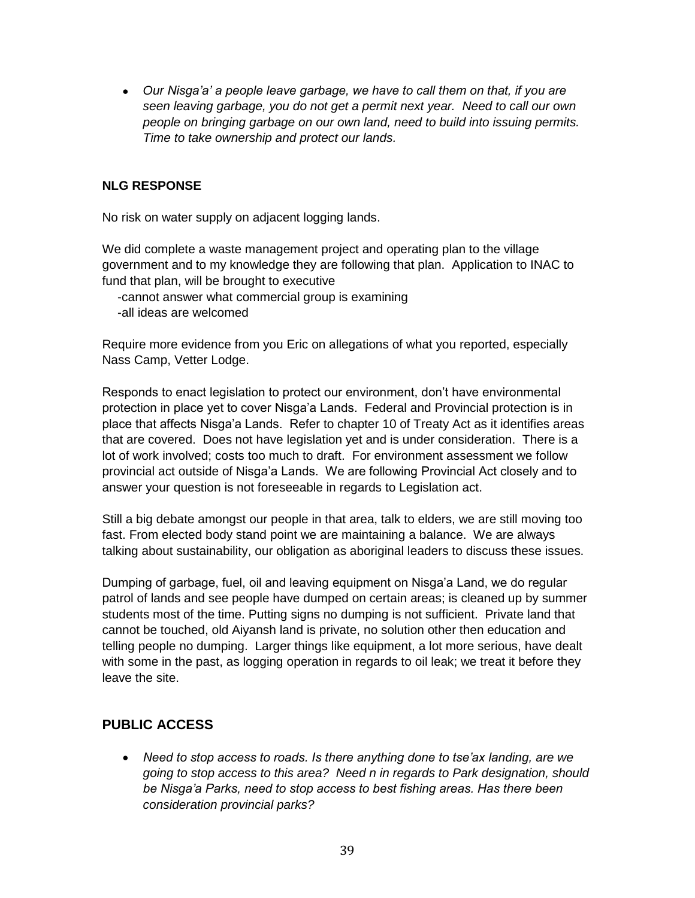- *Our Nisga'a' a people leave garbage, we have to call them on that, if you are seen leaving garbage, you do not get a permit next year. Need to call our own people on bringing garbage on our own land, need to build into issuing permits. Time to take ownership and protect our lands.*

**NLG RESPONSE**

No risk on water supply on adjacent logging lands.

We did complete a waste management project and operating plan to the village government and to my knowledge they are following that plan. Application to INAC to fund that plan, will be brought to executive

-cannot answer what commercial group is examining
-all ideas are welcomed

Require more evidence from you Eric on allegations of what you reported, especially Nass Camp, Vetter Lodge.

Responds to enact legislation to protect our environment, don't have environmental protection in place yet to cover Nisga'a Lands. Federal and Provincial protection is in place that affects Nisga'a Lands. Refer to chapter 10 of Treaty Act as it identifies areas that are covered. Does not have legislation yet and is under consideration. There is a lot of work involved; costs too much to draft. For environment assessment we follow provincial act outside of Nisga'a Lands. We are following Provincial Act closely and to answer your question is not foreseeable in regards to Legislation act.

Still a big debate amongst our people in that area, talk to elders, we are still moving too fast. From elected body stand point we are maintaining a balance. We are always talking about sustainability, our obligation as aboriginal leaders to discuss these issues.

Dumping of garbage, fuel, oil and leaving equipment on Nisga'a Land, we do regular patrol of lands and see people have dumped on certain areas; is cleaned up by summer students most of the time. Putting signs no dumping is not sufficient. Private land that cannot be touched, old Aiyansh land is private, no solution other then education and telling people no dumping. Larger things like equipment, a lot more serious, have dealt with some in the past, as logging operation in regards to oil leak; we treat it before they leave the site.

## PUBLIC ACCESS

- *Need to stop access to roads. Is there anything done to tse'ax landing, are we going to stop access to this area? Need n in regards to Park designation, should be Nisga'a Parks, need to stop access to best fishing areas. Has there been consideration provincial parks?*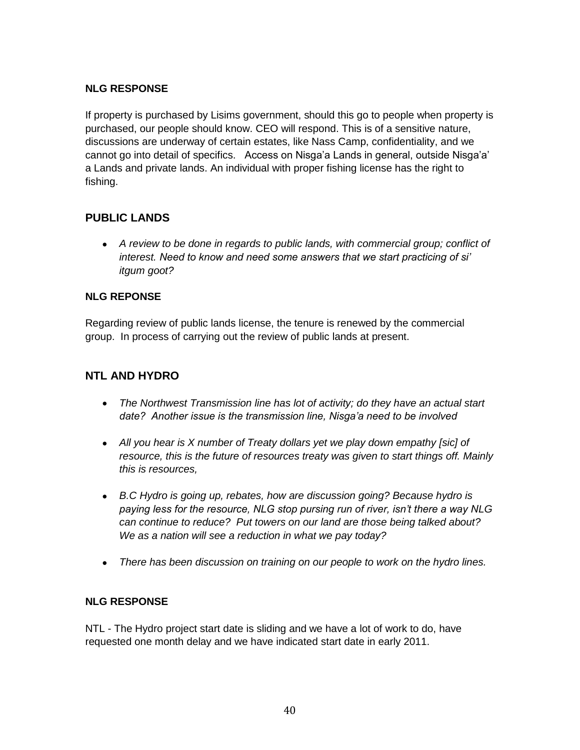**NLG RESPONSE**

If property is purchased by Lisims government, should this go to people when property is purchased, our people should know. CEO will respond. This is of a sensitive nature, discussions are underway of certain estates, like Nass Camp, confidentiality, and we cannot go into detail of specifics. Access on Nisga'a Lands in general, outside Nisga'a' a Lands and private lands. An individual with proper fishing license has the right to fishing.

## PUBLIC LANDS

- *A review to be done in regards to public lands, with commercial group; conflict of interest. Need to know and need some answers that we start practicing of si' itgum goot?*

**NLG REPONSE**

Regarding review of public lands license, the tenure is renewed by the commercial group. In process of carrying out the review of public lands at present.

## NTL AND HYDRO

- *The Northwest Transmission line has lot of activity; do they have an actual start date? Another issue is the transmission line, Nisga'a need to be involved*
- *All you hear is X number of Treaty dollars yet we play down empathy [sic] of resource, this is the future of resources treaty was given to start things off. Mainly this is resources,*
- *B.C Hydro is going up, rebates, how are discussion going? Because hydro is paying less for the resource, NLG stop pursing run of river, isn't there a way NLG can continue to reduce? Put towers on our land are those being talked about? We as a nation will see a reduction in what we pay today?*
- *There has been discussion on training on our people to work on the hydro lines.*

**NLG RESPONSE**

NTL - The Hydro project start date is sliding and we have a lot of work to do, have requested one month delay and we have indicated start date in early 2011.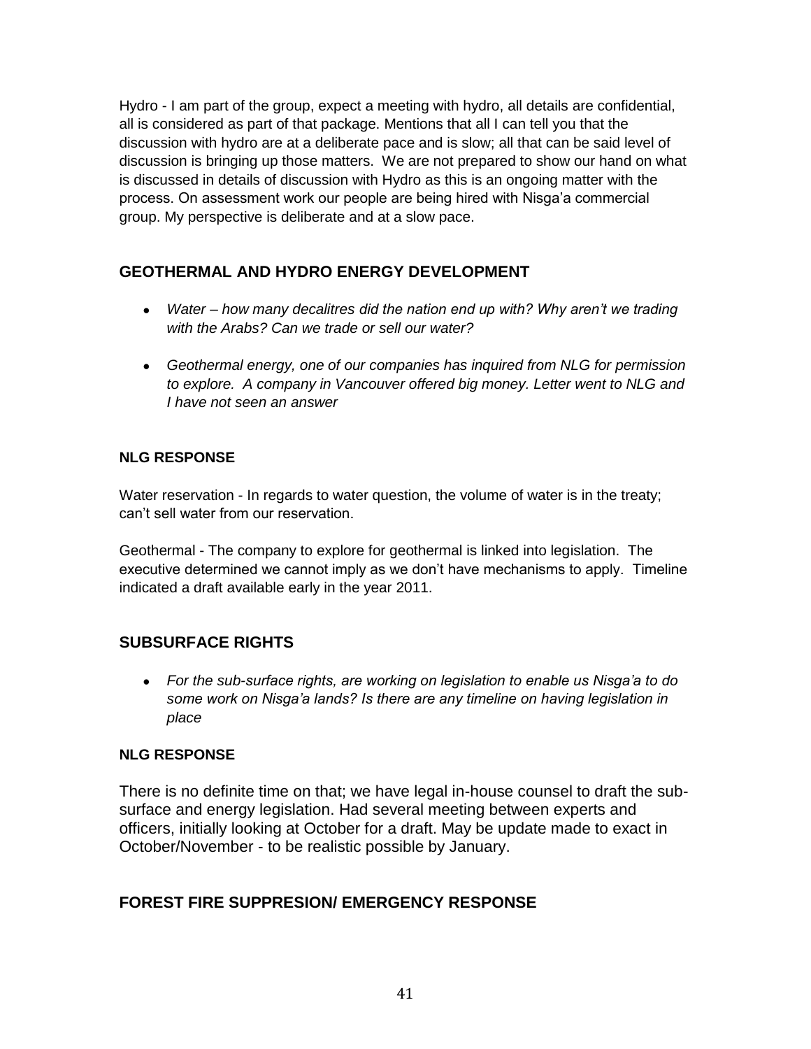Hydro - I am part of the group, expect a meeting with hydro, all details are confidential, all is considered as part of that package. Mentions that all I can tell you that the discussion with hydro are at a deliberate pace and is slow; all that can be said level of discussion is bringing up those matters. We are not prepared to show our hand on what is discussed in details of discussion with Hydro as this is an ongoing matter with the process. On assessment work our people are being hired with Nisga'a commercial group. My perspective is deliberate and at a slow pace.

## GEOTHERMAL AND HYDRO ENERGY DEVELOPMENT

- *Water – how many decalitres did the nation end up with? Why aren't we trading with the Arabs? Can we trade or sell our water?*
- *Geothermal energy, one of our companies has inquired from NLG for permission to explore. A company in Vancouver offered big money. Letter went to NLG and I have not seen an answer*

### NLG RESPONSE

Water reservation - In regards to water question, the volume of water is in the treaty; can't sell water from our reservation.

Geothermal - The company to explore for geothermal is linked into legislation. The executive determined we cannot imply as we don't have mechanisms to apply. Timeline indicated a draft available early in the year 2011.

## SUBSURFACE RIGHTS

- *For the sub-surface rights, are working on legislation to enable us Nisga'a to do some work on Nisga'a lands? Is there are any timeline on having legislation in place*

### NLG RESPONSE

There is no definite time on that; we have legal in-house counsel to draft the sub-surface and energy legislation. Had several meeting between experts and officers, initially looking at October for a draft. May be update made to exact in October/November - to be realistic possible by January.

## FOREST FIRE SUPPRESION/ EMERGENCY RESPONSE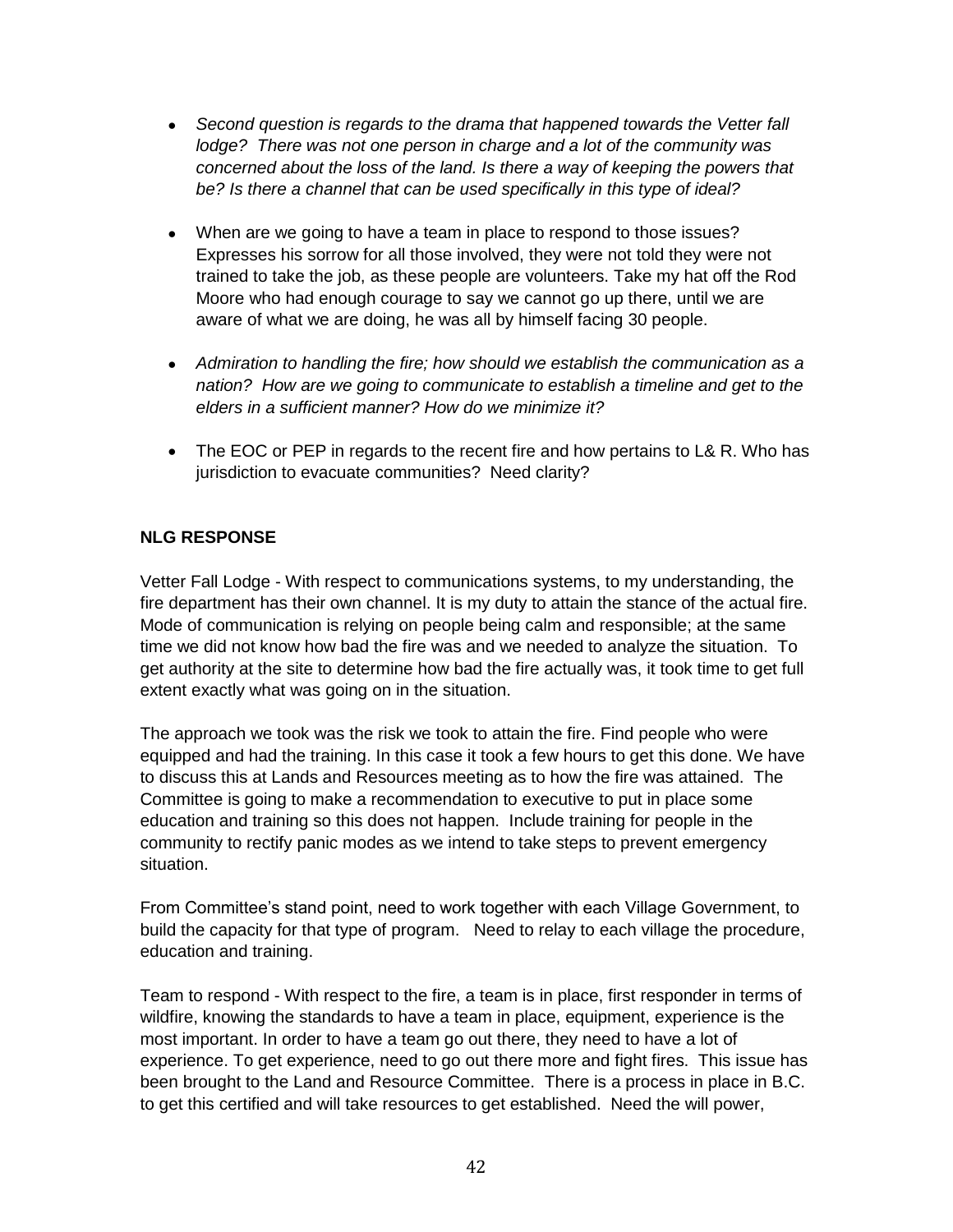- *Second question is regards to the drama that happened towards the Vetter fall lodge? There was not one person in charge and a lot of the community was concerned about the loss of the land. Is there a way of keeping the powers that be? Is there a channel that can be used specifically in this type of ideal?*

- When are we going to have a team in place to respond to those issues? Expresses his sorrow for all those involved, they were not told they were not trained to take the job, as these people are volunteers. Take my hat off the Rod Moore who had enough courage to say we cannot go up there, until we are aware of what we are doing, he was all by himself facing 30 people.

- *Admiration to handling the fire; how should we establish the communication as a nation? How are we going to communicate to establish a timeline and get to the elders in a sufficient manner? How do we minimize it?*

- The EOC or PEP in regards to the recent fire and how pertains to L& R. Who has jurisdiction to evacuate communities? Need clarity?

**NLG RESPONSE**

Vetter Fall Lodge - With respect to communications systems, to my understanding, the fire department has their own channel. It is my duty to attain the stance of the actual fire. Mode of communication is relying on people being calm and responsible; at the same time we did not know how bad the fire was and we needed to analyze the situation. To get authority at the site to determine how bad the fire actually was, it took time to get full extent exactly what was going on in the situation.

The approach we took was the risk we took to attain the fire. Find people who were equipped and had the training. In this case it took a few hours to get this done. We have to discuss this at Lands and Resources meeting as to how the fire was attained. The Committee is going to make a recommendation to executive to put in place some education and training so this does not happen. Include training for people in the community to rectify panic modes as we intend to take steps to prevent emergency situation.

From Committee's stand point, need to work together with each Village Government, to build the capacity for that type of program. Need to relay to each village the procedure, education and training.

Team to respond - With respect to the fire, a team is in place, first responder in terms of wildfire, knowing the standards to have a team in place, equipment, experience is the most important. In order to have a team go out there, they need to have a lot of experience. To get experience, need to go out there more and fight fires. This issue has been brought to the Land and Resource Committee. There is a process in place in B.C. to get this certified and will take resources to get established. Need the will power,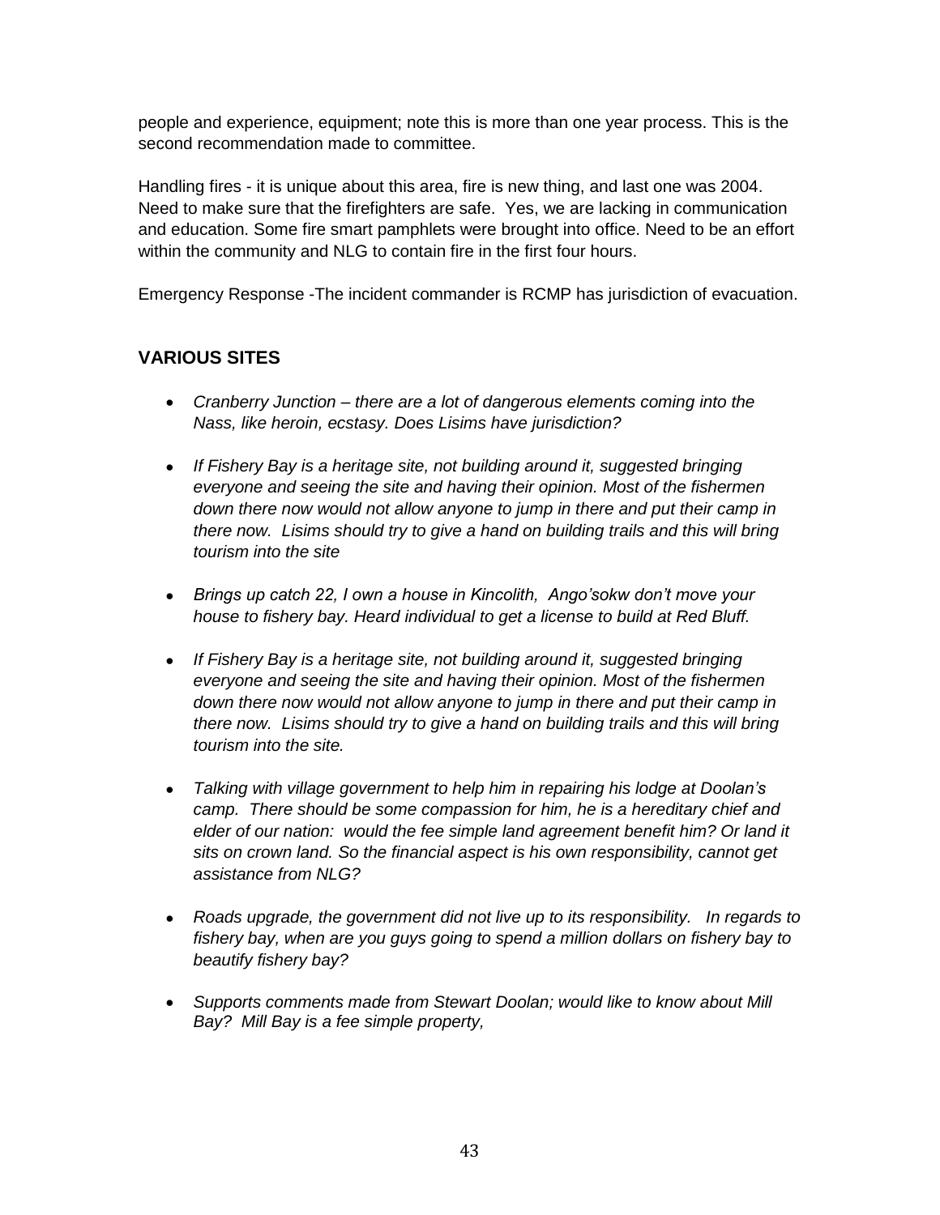people and experience, equipment; note this is more than one year process. This is the second recommendation made to committee.

Handling fires - it is unique about this area, fire is new thing, and last one was 2004. Need to make sure that the firefighters are safe. Yes, we are lacking in communication and education. Some fire smart pamphlets were brought into office. Need to be an effort within the community and NLG to contain fire in the first four hours.

Emergency Response -The incident commander is RCMP has jurisdiction of evacuation.

## VARIOUS SITES

- *Cranberry Junction – there are a lot of dangerous elements coming into the Nass, like heroin, ecstasy. Does Lisims have jurisdiction?*

- *If Fishery Bay is a heritage site, not building around it, suggested bringing everyone and seeing the site and having their opinion. Most of the fishermen down there now would not allow anyone to jump in there and put their camp in there now. Lisims should try to give a hand on building trails and this will bring tourism into the site*

- *Brings up catch 22, I own a house in Kincolith, Ango'sokw don't move your house to fishery bay. Heard individual to get a license to build at Red Bluff.*

- *If Fishery Bay is a heritage site, not building around it, suggested bringing everyone and seeing the site and having their opinion. Most of the fishermen down there now would not allow anyone to jump in there and put their camp in there now. Lisims should try to give a hand on building trails and this will bring tourism into the site.*

- *Talking with village government to help him in repairing his lodge at Doolan's camp. There should be some compassion for him, he is a hereditary chief and elder of our nation: would the fee simple land agreement benefit him? Or land it sits on crown land. So the financial aspect is his own responsibility, cannot get assistance from NLG?*

- *Roads upgrade, the government did not live up to its responsibility. In regards to fishery bay, when are you guys going to spend a million dollars on fishery bay to beautify fishery bay?*

- *Supports comments made from Stewart Doolan; would like to know about Mill Bay? Mill Bay is a fee simple property,*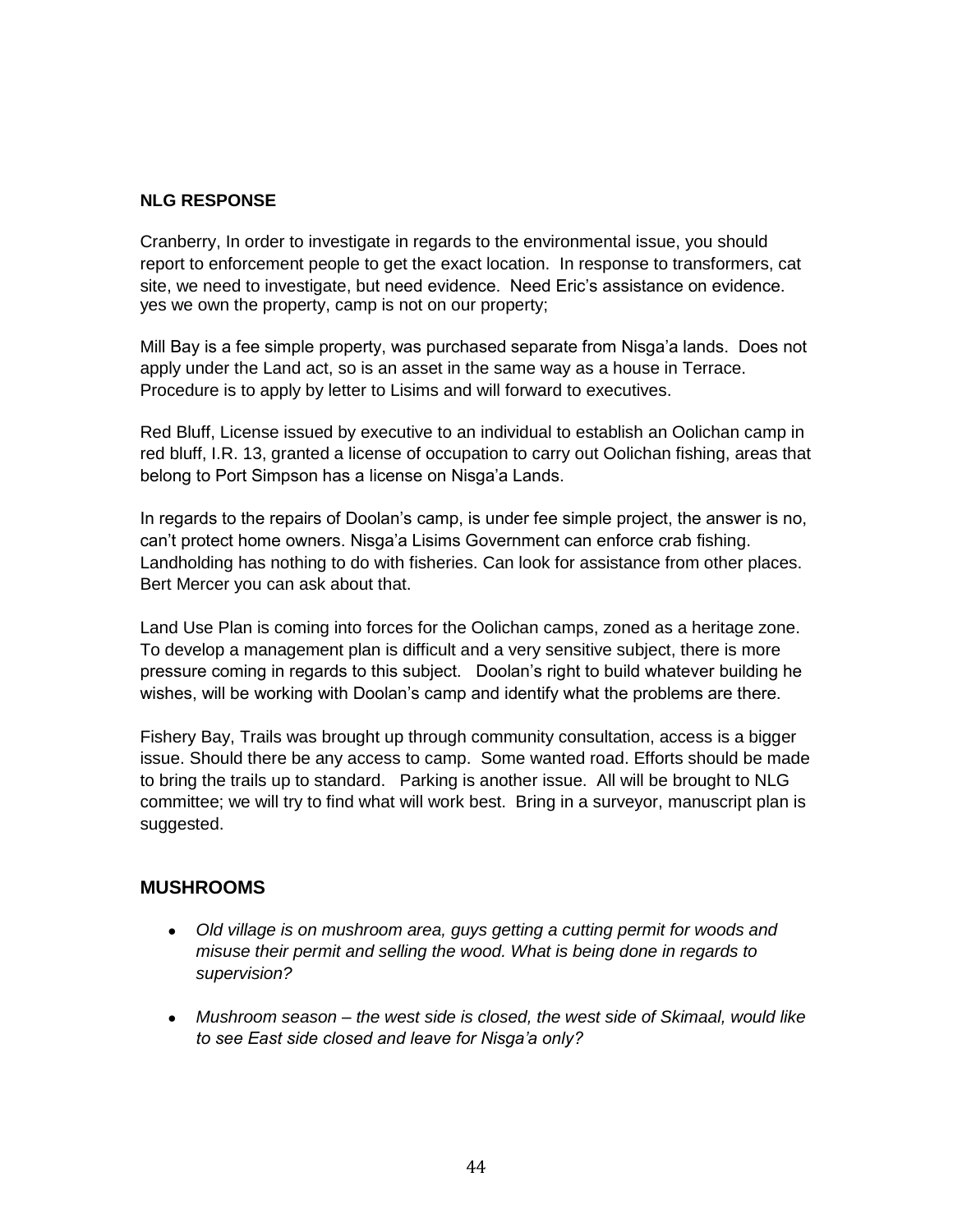### NLG RESPONSE

Cranberry, In order to investigate in regards to the environmental issue, you should report to enforcement people to get the exact location. In response to transformers, cat site, we need to investigate, but need evidence. Need Eric's assistance on evidence. yes we own the property, camp is not on our property;

Mill Bay is a fee simple property, was purchased separate from Nisga'a lands. Does not apply under the Land act, so is an asset in the same way as a house in Terrace. Procedure is to apply by letter to Lisims and will forward to executives.

Red Bluff, License issued by executive to an individual to establish an Oolichan camp in red bluff, I.R. 13, granted a license of occupation to carry out Oolichan fishing, areas that belong to Port Simpson has a license on Nisga'a Lands.

In regards to the repairs of Doolan's camp, is under fee simple project, the answer is no, can't protect home owners. Nisga'a Lisims Government can enforce crab fishing. Landholding has nothing to do with fisheries. Can look for assistance from other places. Bert Mercer you can ask about that.

Land Use Plan is coming into forces for the Oolichan camps, zoned as a heritage zone. To develop a management plan is difficult and a very sensitive subject, there is more pressure coming in regards to this subject. Doolan's right to build whatever building he wishes, will be working with Doolan's camp and identify what the problems are there.

Fishery Bay, Trails was brought up through community consultation, access is a bigger issue. Should there be any access to camp. Some wanted road. Efforts should be made to bring the trails up to standard. Parking is another issue. All will be brought to NLG committee; we will try to find what will work best. Bring in a surveyor, manuscript plan is suggested.

## MUSHROOMS

- *Old village is on mushroom area, guys getting a cutting permit for woods and misuse their permit and selling the wood. What is being done in regards to supervision?*
- *Mushroom season – the west side is closed, the west side of Skimaal, would like to see East side closed and leave for Nisga'a only?*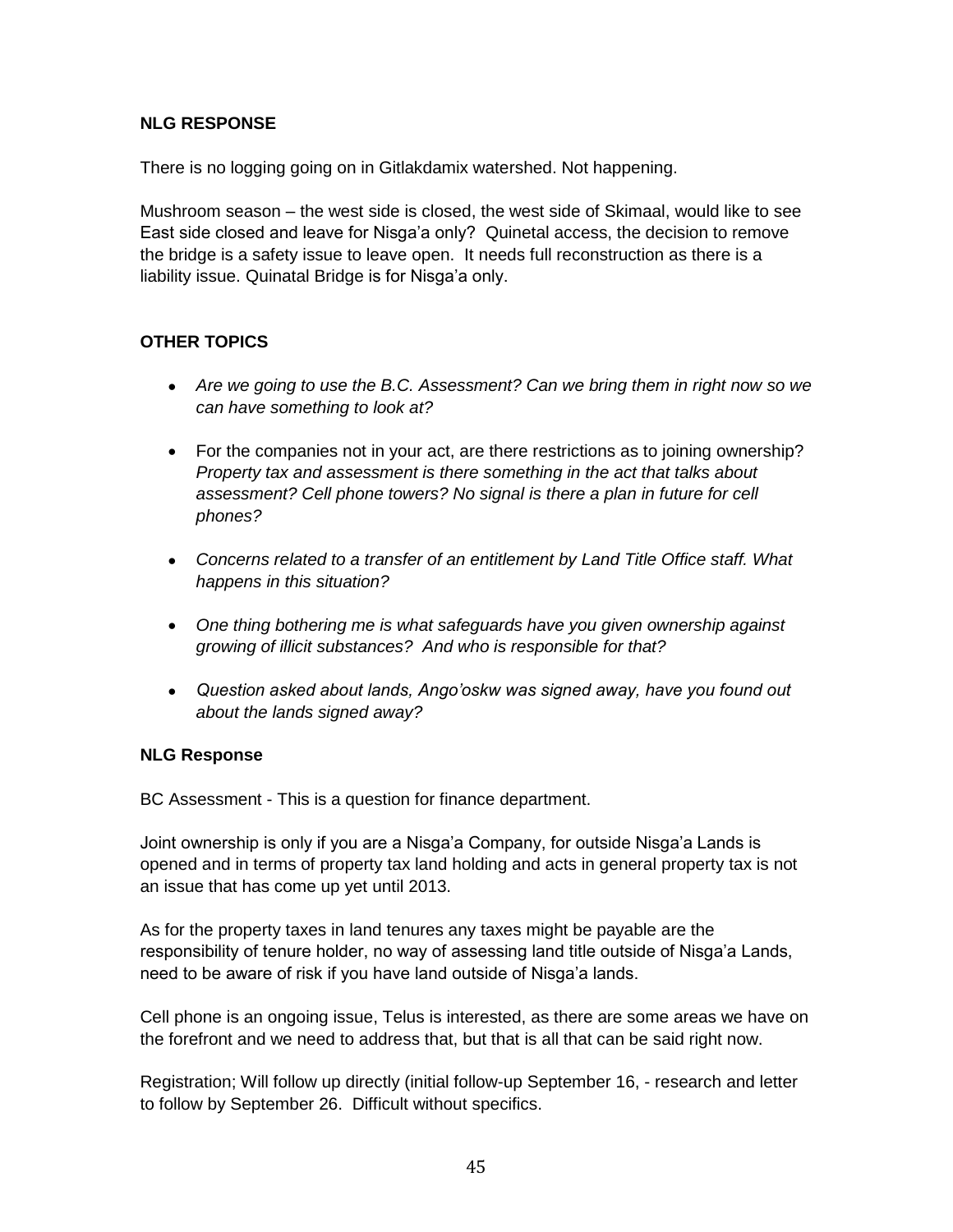**NLG RESPONSE**

There is no logging going on in Gitlakdamix watershed. Not happening.

Mushroom season – the west side is closed, the west side of Skimaal, would like to see East side closed and leave for Nisga'a only? Quinetal access, the decision to remove the bridge is a safety issue to leave open. It needs full reconstruction as there is a liability issue. Quinatal Bridge is for Nisga'a only.

**OTHER TOPICS**

- *Are we going to use the B.C. Assessment? Can we bring them in right now so we can have something to look at?*
- For the companies not in your act, are there restrictions as to joining ownership? *Property tax and assessment is there something in the act that talks about assessment? Cell phone towers? No signal is there a plan in future for cell phones?*
- *Concerns related to a transfer of an entitlement by Land Title Office staff. What happens in this situation?*
- *One thing bothering me is what safeguards have you given ownership against growing of illicit substances? And who is responsible for that?*
- *Question asked about lands, Ango'oskw was signed away, have you found out about the lands signed away?*

**NLG Response**

BC Assessment - This is a question for finance department.

Joint ownership is only if you are a Nisga'a Company, for outside Nisga'a Lands is opened and in terms of property tax land holding and acts in general property tax is not an issue that has come up yet until 2013.

As for the property taxes in land tenures any taxes might be payable are the responsibility of tenure holder, no way of assessing land title outside of Nisga'a Lands, need to be aware of risk if you have land outside of Nisga'a lands.

Cell phone is an ongoing issue, Telus is interested, as there are some areas we have on the forefront and we need to address that, but that is all that can be said right now.

Registration; Will follow up directly (initial follow-up September 16, - research and letter to follow by September 26. Difficult without specifics.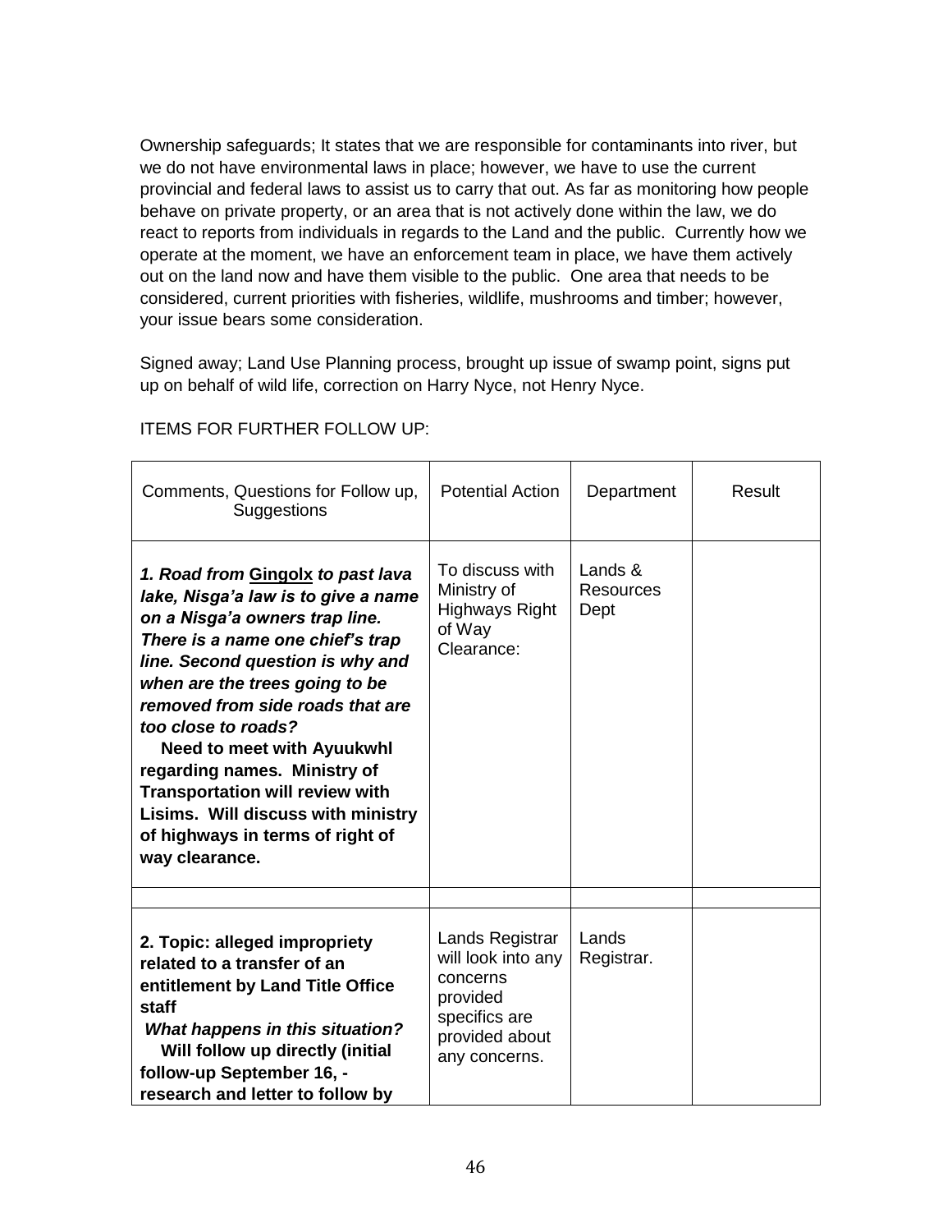Ownership safeguards; It states that we are responsible for contaminants into river, but we do not have environmental laws in place; however, we have to use the current provincial and federal laws to assist us to carry that out. As far as monitoring how people behave on private property, or an area that is not actively done within the law, we do react to reports from individuals in regards to the Land and the public. Currently how we operate at the moment, we have an enforcement team in place, we have them actively out on the land now and have them visible to the public. One area that needs to be considered, current priorities with fisheries, wildlife, mushrooms and timber; however, your issue bears some consideration.

Signed away; Land Use Planning process, brought up issue of swamp point, signs put up on behalf of wild life, correction on Harry Nyce, not Henry Nyce.

ITEMS FOR FURTHER FOLLOW UP:

| Comments, Questions for Follow up, Suggestions | Potential Action | Department | Result |
|---|---|---|---|
| ***1. Road from <u>Gingolx</u> to past lava lake, Nisga'a law is to give a name on a Nisga'a owners trap line. There is a name one chief's trap line. Second question is why and when are the trees going to be removed from side roads that are too close to roads?*** **Need to meet with Ayuukwhl regarding names. Ministry of Transportation will review with Lisims. Will discuss with ministry of highways in terms of right of way clearance.** | To discuss with Ministry of Highways Right of Way Clearance: | Lands & Resources Dept | |
| | | | |
| **2. Topic: alleged impropriety related to a transfer of an entitlement by Land Title Office staff** ***What happens in this situation?*** **Will follow up directly (initial follow-up September 16, - research and letter to follow by** | Lands Registrar will look into any concerns provided specifics are provided about any concerns. | Lands Registrar. | |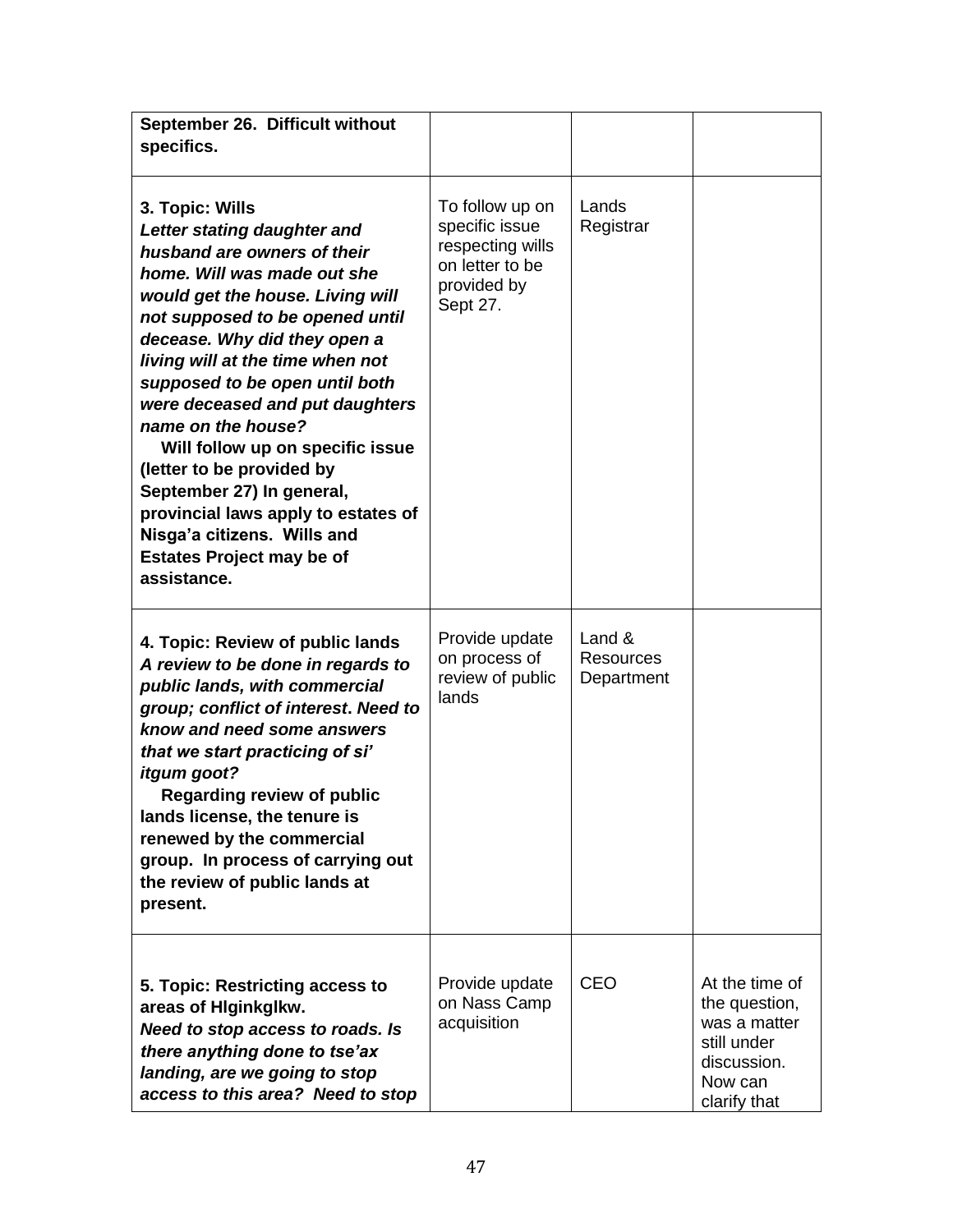| | | | |
|---|---|---|---|
| **September 26. Difficult without specifics.** | | | |
| **3. Topic: Wills** ***Letter stating daughter and husband are owners of their home. Will was made out she would get the house. Living will not supposed to be opened until decease. Why did they open a living will at the time when not supposed to be open until both were deceased and put daughters name on the house?*** **Will follow up on specific issue (letter to be provided by September 27) In general, provincial laws apply to estates of Nisga'a citizens. Wills and Estates Project may be of assistance.** | To follow up on specific issue respecting wills on letter to be provided by Sept 27. | Lands Registrar | |
| **4. Topic: Review of public lands** ***A review to be done in regards to public lands, with commercial group; conflict of interest. Need to know and need some answers that we start practicing of si' itgum goot?*** **Regarding review of public lands license, the tenure is renewed by the commercial group. In process of carrying out the review of public lands at present.** | Provide update on process of review of public lands | Land & Resources Department | |
| **5. Topic: Restricting access to areas of Hlginkglkw.** ***Need to stop access to roads. Is there anything done to tse'ax landing, are we going to stop access to this area? Need to stop*** | Provide update on Nass Camp acquisition | CEO | At the time of the question, was a matter still under discussion. Now can clarify that |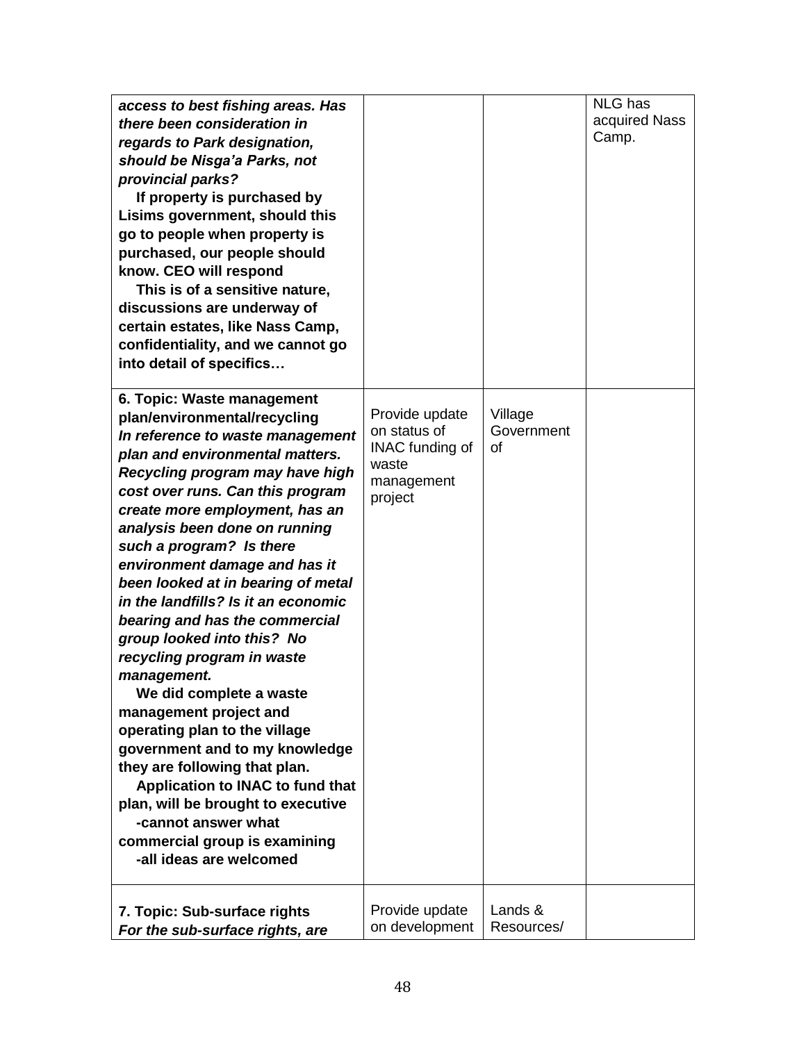| | | | |
|---|---|---|---|
| ***access to best fishing areas. Has there been consideration in regards to Park designation, should be Nisga'a Parks, not provincial parks?*** <br> **If property is purchased by Lisims government, should this go to people when property is purchased, our people should know. CEO will respond** <br> **This is of a sensitive nature, discussions are underway of certain estates, like Nass Camp, confidentiality, and we cannot go into detail of specifics…** | | | NLG has acquired Nass Camp. |
| **6. Topic: Waste management plan/environmental/recycling** <br> ***In reference to waste management plan and environmental matters. Recycling program may have high cost over runs. Can this program create more employment, has an analysis been done on running such a program? Is there environment damage and has it been looked at in bearing of metal in the landfills? Is it an economic bearing and has the commercial group looked into this? No recycling program in waste management.*** <br> **We did complete a waste management project and operating plan to the village government and to my knowledge they are following that plan.** <br> **Application to INAC to fund that plan, will be brought to executive** <br> **-cannot answer what commercial group is examining** <br> **-all ideas are welcomed** | Provide update on status of INAC funding of waste management project | Village Government of | |
| **7. Topic: Sub-surface rights** <br> ***For the sub-surface rights, are*** | Provide update on development | Lands & Resources/ | |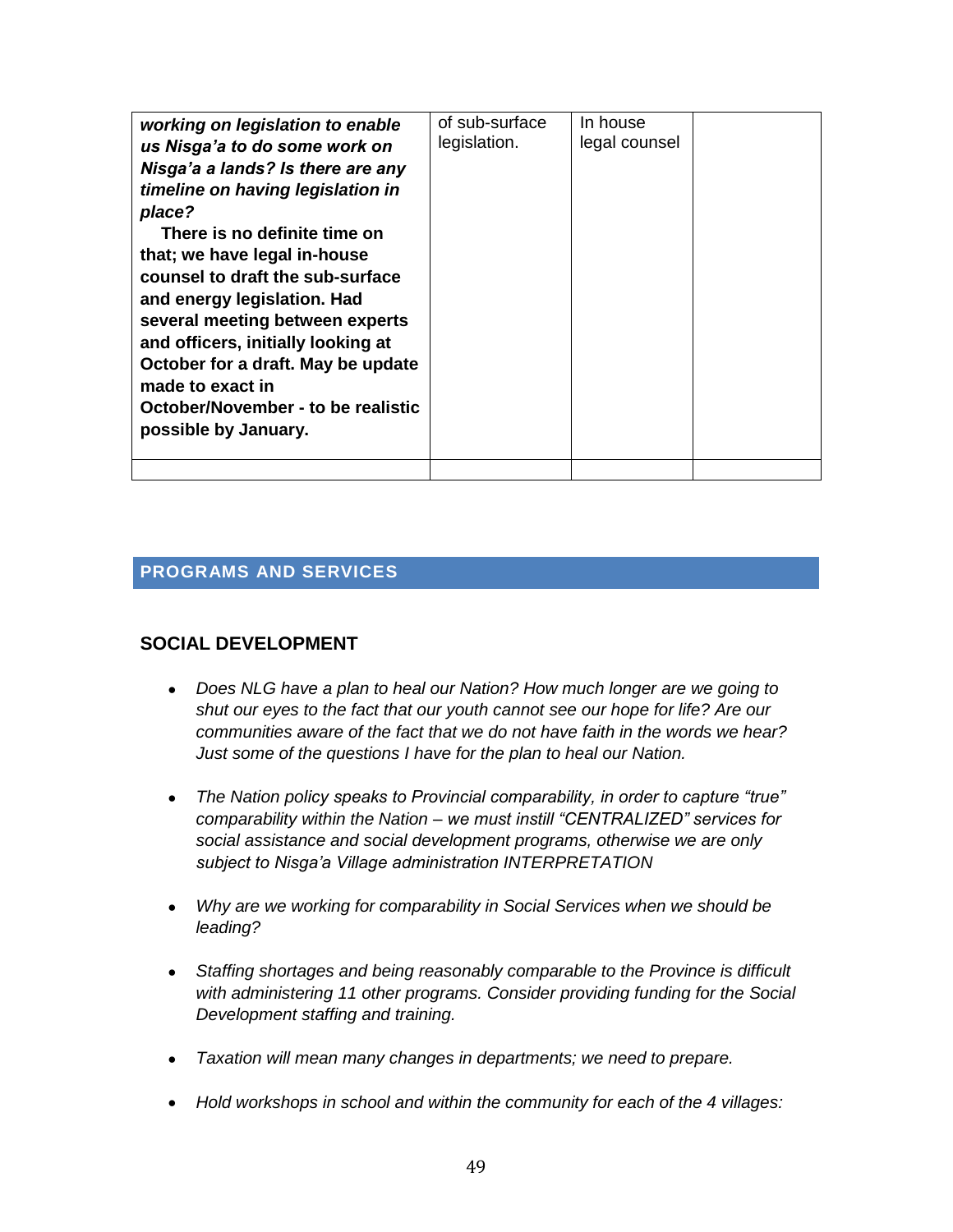| | | | |
|---|---|---|---|
| ***working on legislation to enable us Nisga'a to do some work on Nisga'a a lands? Is there are any timeline on having legislation in place?*** **There is no definite time on that; we have legal in-house counsel to draft the sub-surface and energy legislation. Had several meeting between experts and officers, initially looking at October for a draft. May be update made to exact in October/November - to be realistic possible by January.** | of sub-surface legislation. | In house legal counsel | |
| | | | |

## PROGRAMS AND SERVICES

### SOCIAL DEVELOPMENT

- *Does NLG have a plan to heal our Nation? How much longer are we going to shut our eyes to the fact that our youth cannot see our hope for life? Are our communities aware of the fact that we do not have faith in the words we hear? Just some of the questions I have for the plan to heal our Nation.*

- *The Nation policy speaks to Provincial comparability, in order to capture "true" comparability within the Nation – we must instill "CENTRALIZED" services for social assistance and social development programs, otherwise we are only subject to Nisga'a Village administration INTERPRETATION*

- *Why are we working for comparability in Social Services when we should be leading?*

- *Staffing shortages and being reasonably comparable to the Province is difficult with administering 11 other programs. Consider providing funding for the Social Development staffing and training.*

- *Taxation will mean many changes in departments; we need to prepare.*

- *Hold workshops in school and within the community for each of the 4 villages:*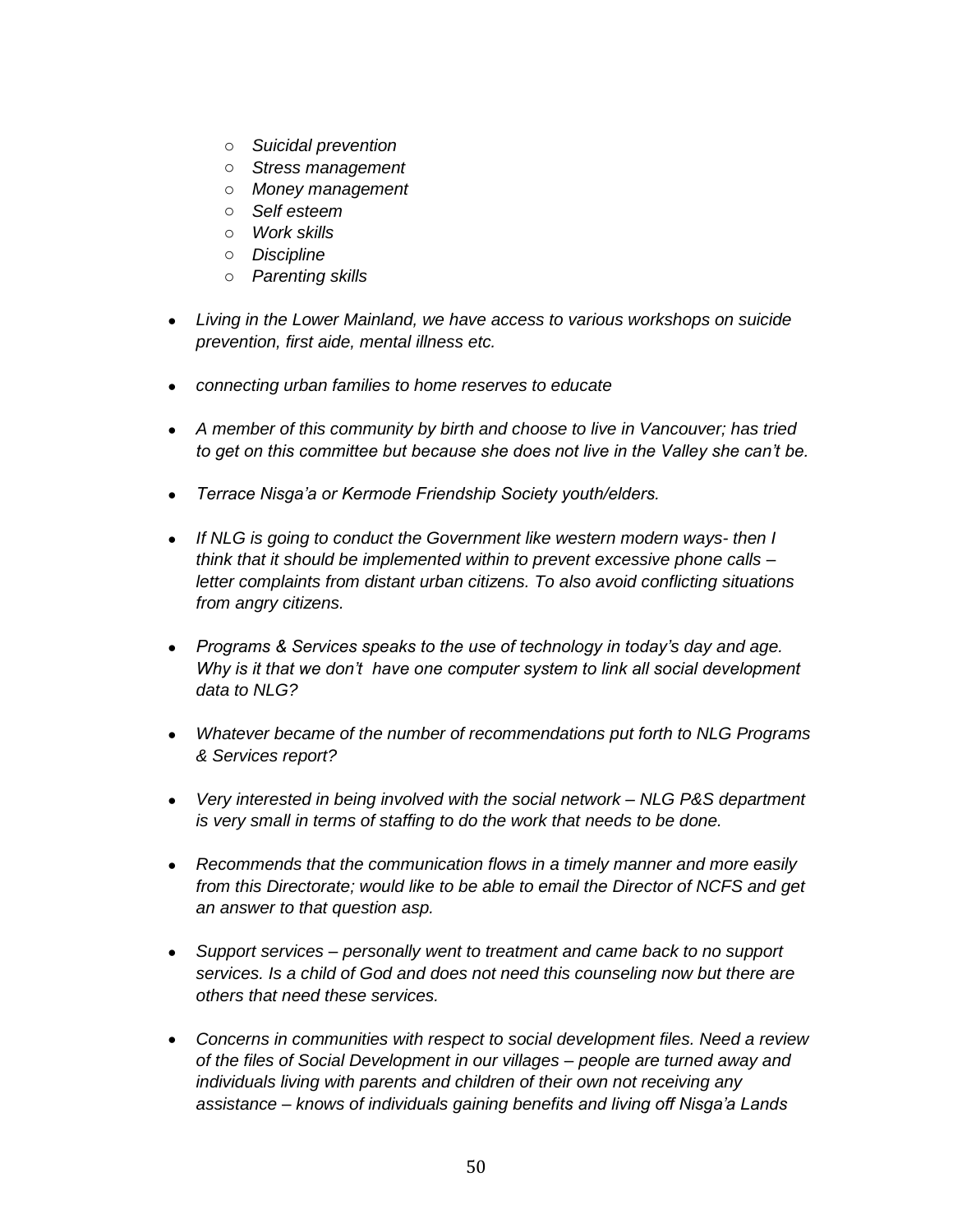- *Suicidal prevention*
  - *Stress management*
  - *Money management*
  - *Self esteem*
  - *Work skills*
  - *Discipline*
  - *Parenting skills*

- *Living in the Lower Mainland, we have access to various workshops on suicide prevention, first aide, mental illness etc.*

- *connecting urban families to home reserves to educate*

- *A member of this community by birth and choose to live in Vancouver; has tried to get on this committee but because she does not live in the Valley she can't be.*

- *Terrace Nisga'a or Kermode Friendship Society youth/elders.*

- *If NLG is going to conduct the Government like western modern ways- then I think that it should be implemented within to prevent excessive phone calls – letter complaints from distant urban citizens. To also avoid conflicting situations from angry citizens.*

- *Programs & Services speaks to the use of technology in today's day and age. Why is it that we don't have one computer system to link all social development data to NLG?*

- *Whatever became of the number of recommendations put forth to NLG Programs & Services report?*

- *Very interested in being involved with the social network – NLG P&S department is very small in terms of staffing to do the work that needs to be done.*

- *Recommends that the communication flows in a timely manner and more easily from this Directorate; would like to be able to email the Director of NCFS and get an answer to that question asp.*

- *Support services – personally went to treatment and came back to no support services. Is a child of God and does not need this counseling now but there are others that need these services.*

- *Concerns in communities with respect to social development files. Need a review of the files of Social Development in our villages – people are turned away and individuals living with parents and children of their own not receiving any assistance – knows of individuals gaining benefits and living off Nisga'a Lands*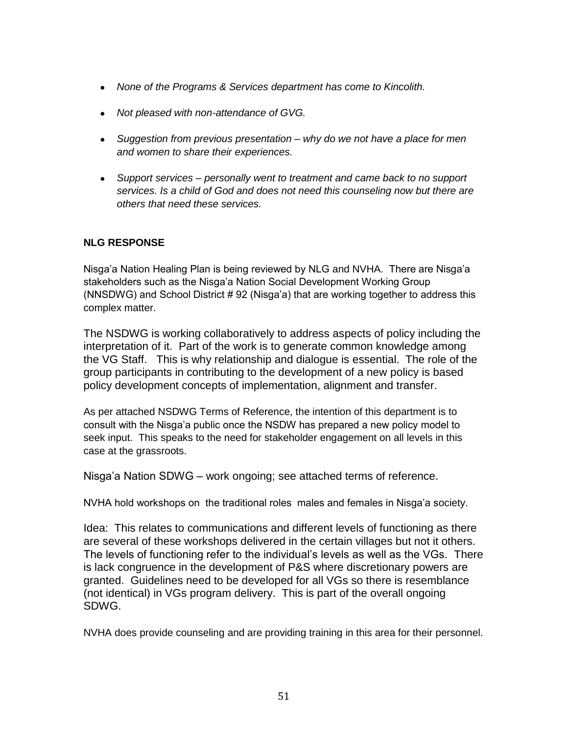- *None of the Programs & Services department has come to Kincolith.*

- *Not pleased with non-attendance of GVG.*

- *Suggestion from previous presentation – why do we not have a place for men and women to share their experiences.*

- *Support services – personally went to treatment and came back to no support services. Is a child of God and does not need this counseling now but there are others that need these services.*

**NLG RESPONSE**

Nisga'a Nation Healing Plan is being reviewed by NLG and NVHA. There are Nisga'a stakeholders such as the Nisga'a Nation Social Development Working Group (NNSDWG) and School District # 92 (Nisga'a) that are working together to address this complex matter.

The NSDWG is working collaboratively to address aspects of policy including the interpretation of it. Part of the work is to generate common knowledge among the VG Staff. This is why relationship and dialogue is essential. The role of the group participants in contributing to the development of a new policy is based policy development concepts of implementation, alignment and transfer.

As per attached NSDWG Terms of Reference, the intention of this department is to consult with the Nisga'a public once the NSDW has prepared a new policy model to seek input. This speaks to the need for stakeholder engagement on all levels in this case at the grassroots.

Nisga'a Nation SDWG – work ongoing; see attached terms of reference.

NVHA hold workshops on the traditional roles males and females in Nisga'a society.

Idea: This relates to communications and different levels of functioning as there are several of these workshops delivered in the certain villages but not it others. The levels of functioning refer to the individual's levels as well as the VGs. There is lack congruence in the development of P&S where discretionary powers are granted. Guidelines need to be developed for all VGs so there is resemblance (not identical) in VGs program delivery. This is part of the overall ongoing SDWG.

NVHA does provide counseling and are providing training in this area for their personnel.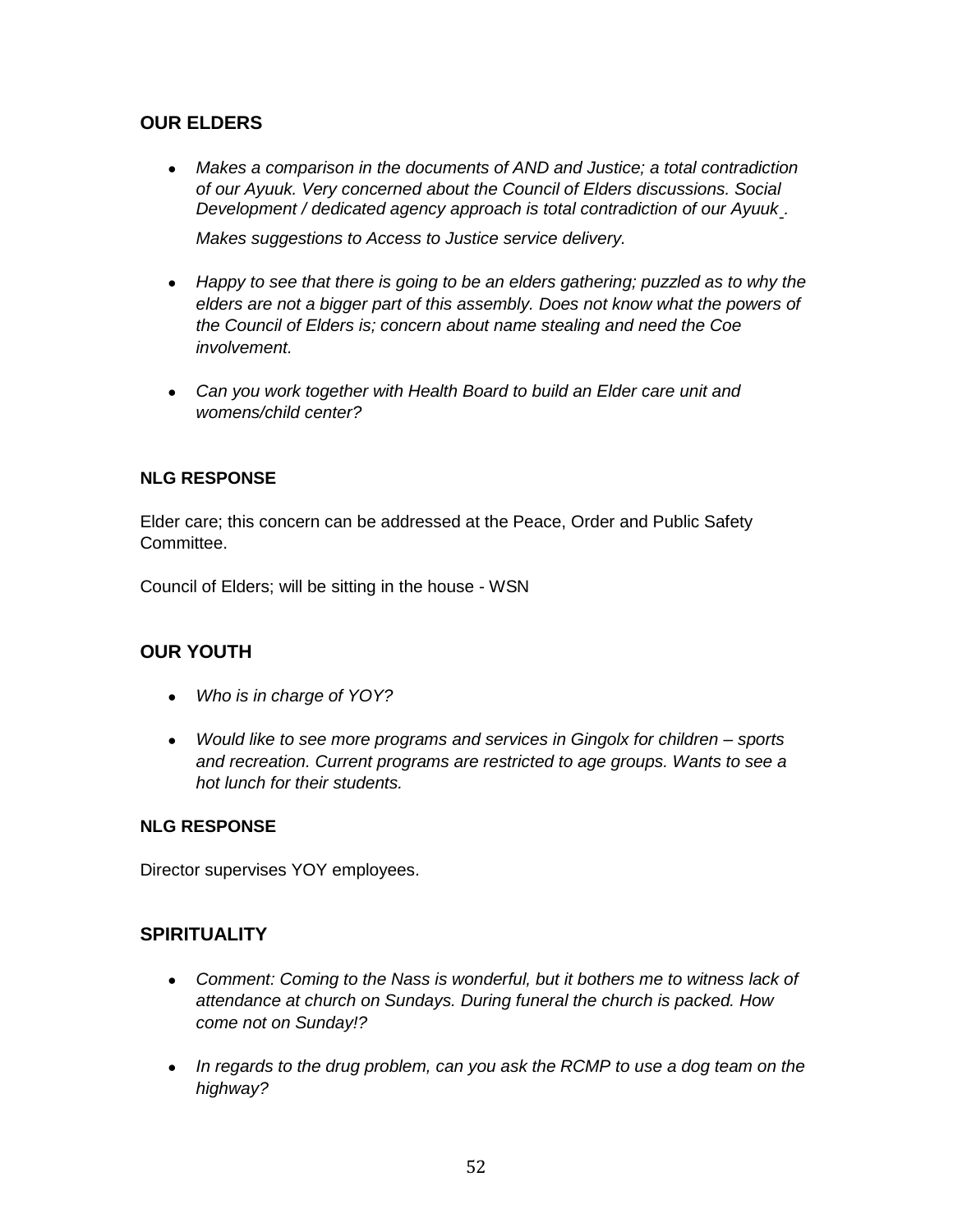## OUR ELDERS

- *Makes a comparison in the documents of AND and Justice; a total contradiction of our Ayuuk. Very concerned about the Council of Elders discussions. Social Development / dedicated agency approach is total contradiction of our Ayuuk .*

  *Makes suggestions to Access to Justice service delivery.*

- *Happy to see that there is going to be an elders gathering; puzzled as to why the elders are not a bigger part of this assembly. Does not know what the powers of the Council of Elders is; concern about name stealing and need the Coe involvement.*

- *Can you work together with Health Board to build an Elder care unit and womens/child center?*

### NLG RESPONSE

Elder care; this concern can be addressed at the Peace, Order and Public Safety Committee.

Council of Elders; will be sitting in the house - WSN

## OUR YOUTH

- *Who is in charge of YOY?*

- *Would like to see more programs and services in Gingolx for children – sports and recreation. Current programs are restricted to age groups. Wants to see a hot lunch for their students.*

### NLG RESPONSE

Director supervises YOY employees.

## SPIRITUALITY

- *Comment: Coming to the Nass is wonderful, but it bothers me to witness lack of attendance at church on Sundays. During funeral the church is packed. How come not on Sunday!?*

- *In regards to the drug problem, can you ask the RCMP to use a dog team on the highway?*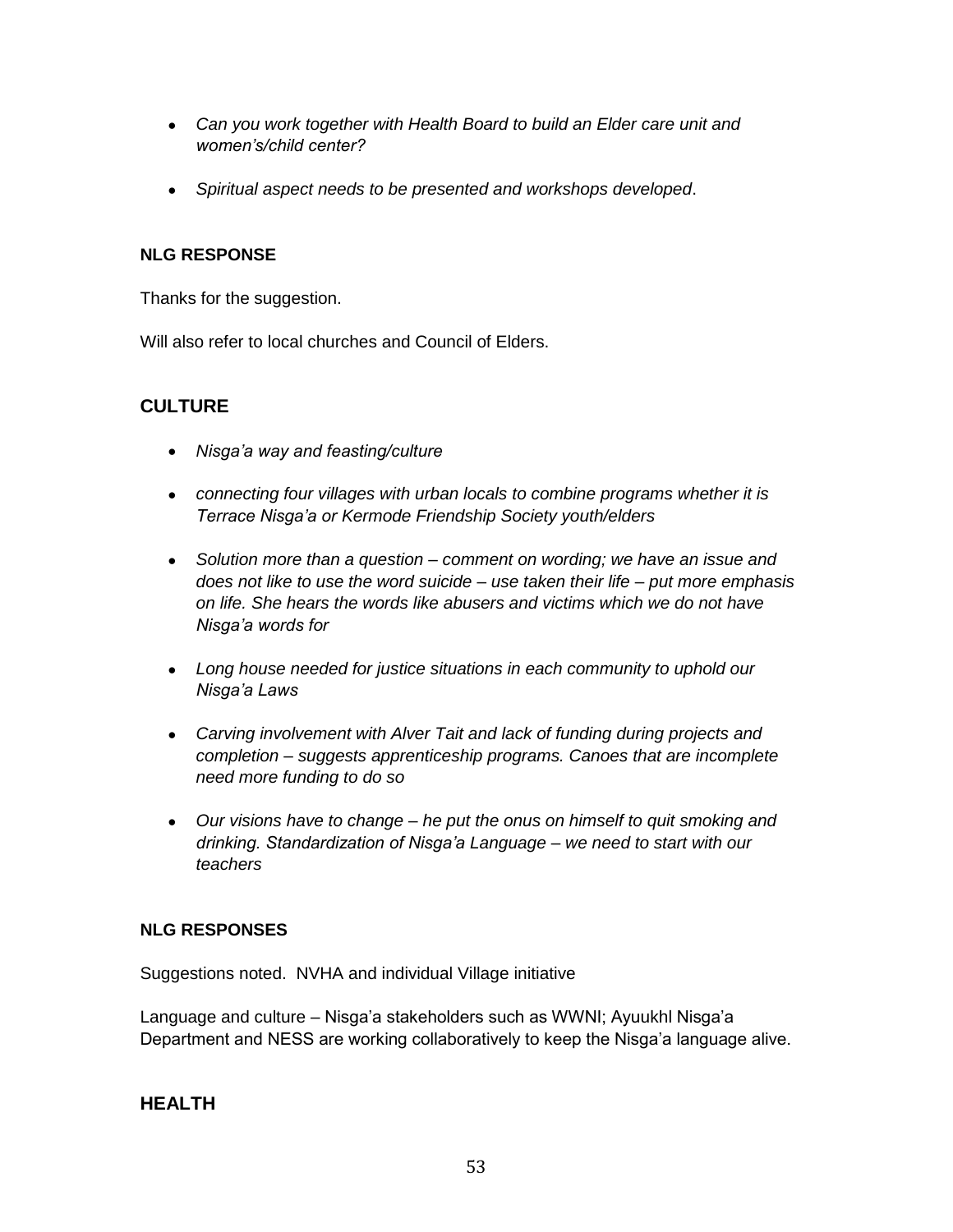- *Can you work together with Health Board to build an Elder care unit and women's/child center?*

- *Spiritual aspect needs to be presented and workshops developed*.

**NLG RESPONSE**

Thanks for the suggestion.

Will also refer to local churches and Council of Elders.

## CULTURE

- *Nisga'a way and feasting/culture*

- *connecting four villages with urban locals to combine programs whether it is Terrace Nisga'a or Kermode Friendship Society youth/elders*

- *Solution more than a question – comment on wording; we have an issue and does not like to use the word suicide – use taken their life – put more emphasis on life. She hears the words like abusers and victims which we do not have Nisga'a words for*

- *Long house needed for justice situations in each community to uphold our Nisga'a Laws*

- *Carving involvement with Alver Tait and lack of funding during projects and completion – suggests apprenticeship programs. Canoes that are incomplete need more funding to do so*

- *Our visions have to change – he put the onus on himself to quit smoking and drinking. Standardization of Nisga'a Language – we need to start with our teachers*

**NLG RESPONSES**

Suggestions noted. NVHA and individual Village initiative

Language and culture – Nisga'a stakeholders such as WWNI; Ayuukhl Nisga'a Department and NESS are working collaboratively to keep the Nisga'a language alive.

## HEALTH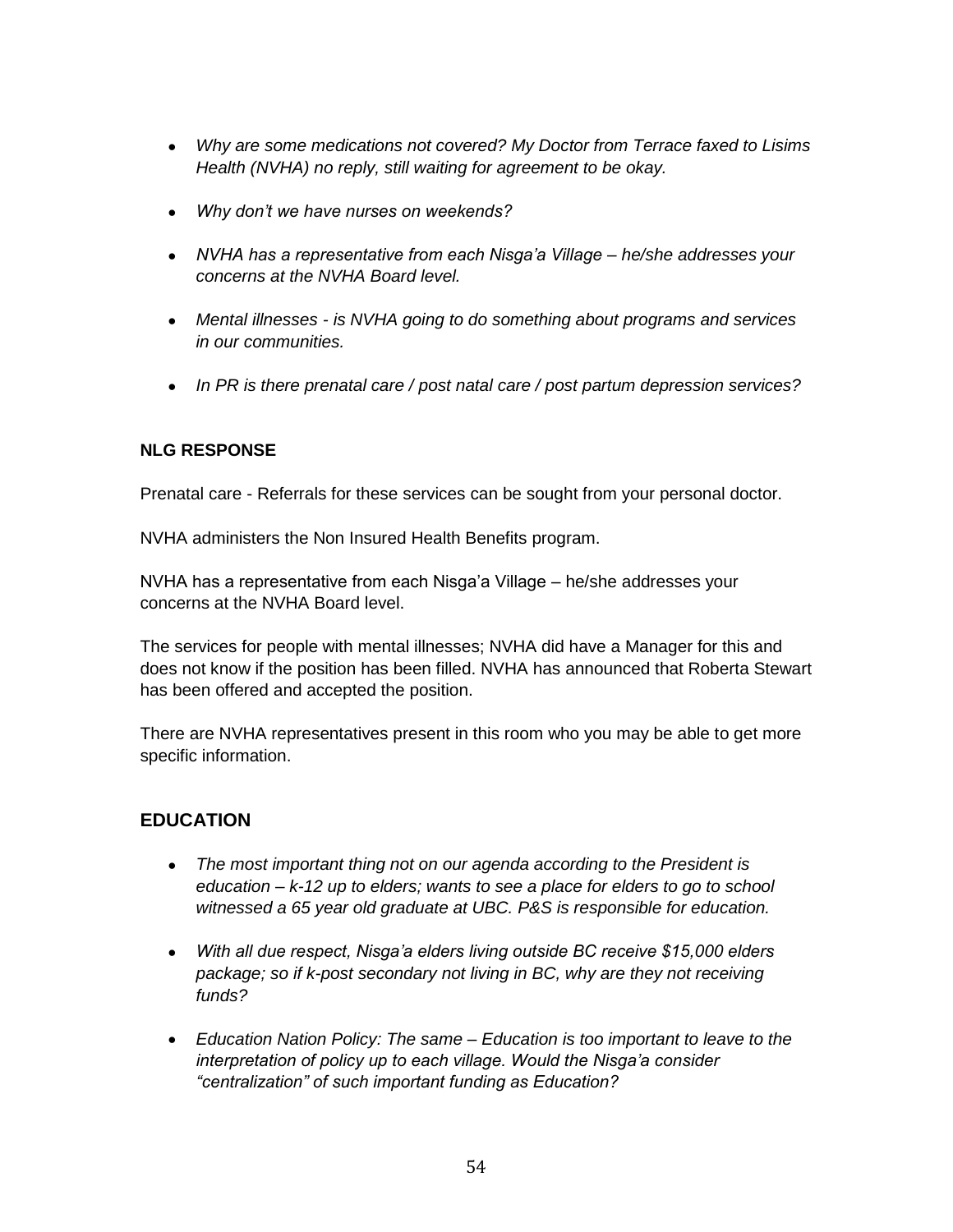- *Why are some medications not covered? My Doctor from Terrace faxed to Lisims Health (NVHA) no reply, still waiting for agreement to be okay.*

- *Why don't we have nurses on weekends?*

- *NVHA has a representative from each Nisga'a Village – he/she addresses your concerns at the NVHA Board level.*

- *Mental illnesses - is NVHA going to do something about programs and services in our communities.*

- *In PR is there prenatal care / post natal care / post partum depression services?*

**NLG RESPONSE**

Prenatal care - Referrals for these services can be sought from your personal doctor.

NVHA administers the Non Insured Health Benefits program.

NVHA has a representative from each Nisga'a Village – he/she addresses your concerns at the NVHA Board level.

The services for people with mental illnesses; NVHA did have a Manager for this and does not know if the position has been filled. NVHA has announced that Roberta Stewart has been offered and accepted the position.

There are NVHA representatives present in this room who you may be able to get more specific information.

## EDUCATION

- *The most important thing not on our agenda according to the President is education – k-12 up to elders; wants to see a place for elders to go to school witnessed a 65 year old graduate at UBC. P&S is responsible for education.*

- *With all due respect, Nisga'a elders living outside BC receive $15,000 elders package; so if k-post secondary not living in BC, why are they not receiving funds?*

- *Education Nation Policy: The same – Education is too important to leave to the interpretation of policy up to each village. Would the Nisga'a consider "centralization" of such important funding as Education?*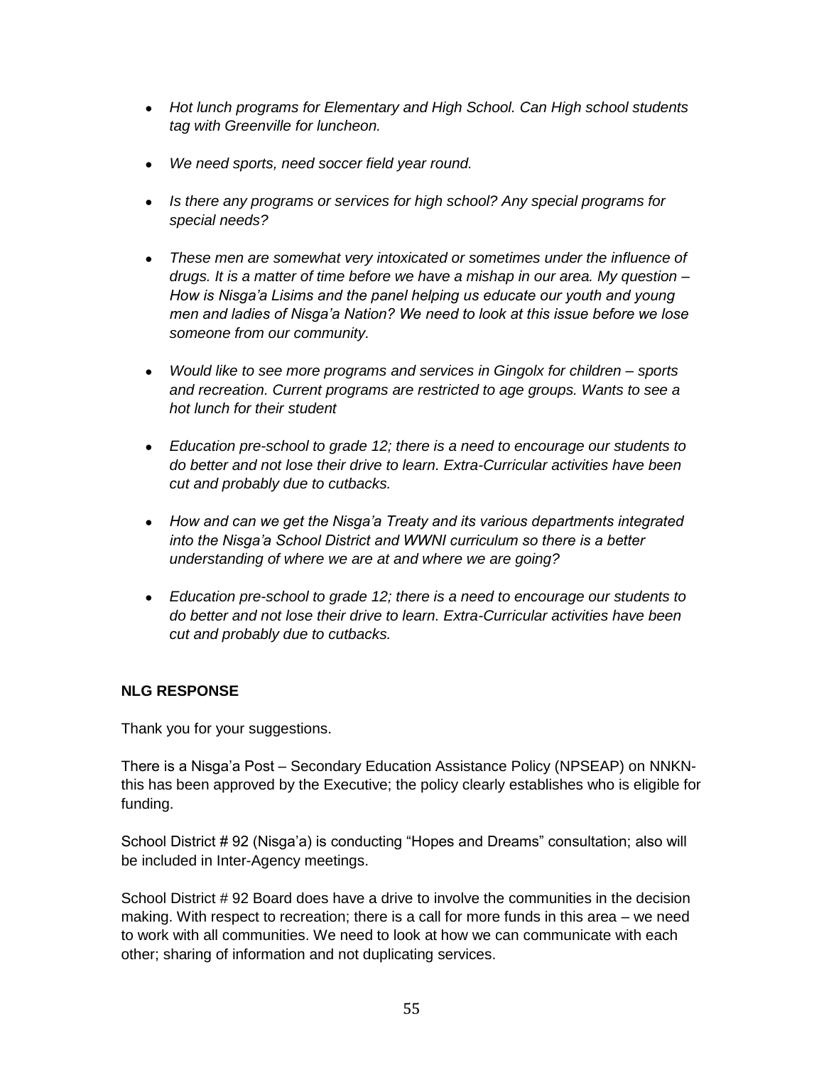- *Hot lunch programs for Elementary and High School. Can High school students tag with Greenville for luncheon.*

- *We need sports, need soccer field year round.*

- *Is there any programs or services for high school? Any special programs for special needs?*

- *These men are somewhat very intoxicated or sometimes under the influence of drugs. It is a matter of time before we have a mishap in our area. My question – How is Nisga'a Lisims and the panel helping us educate our youth and young men and ladies of Nisga'a Nation? We need to look at this issue before we lose someone from our community.*

- *Would like to see more programs and services in Gingolx for children – sports and recreation. Current programs are restricted to age groups. Wants to see a hot lunch for their student*

- *Education pre-school to grade 12; there is a need to encourage our students to do better and not lose their drive to learn. Extra-Curricular activities have been cut and probably due to cutbacks.*

- *How and can we get the Nisga'a Treaty and its various departments integrated into the Nisga'a School District and WWNI curriculum so there is a better understanding of where we are at and where we are going?*

- *Education pre-school to grade 12; there is a need to encourage our students to do better and not lose their drive to learn. Extra-Curricular activities have been cut and probably due to cutbacks.*

**NLG RESPONSE**

Thank you for your suggestions.

There is a Nisga'a Post – Secondary Education Assistance Policy (NPSEAP) on NNKN- this has been approved by the Executive; the policy clearly establishes who is eligible for funding.

School District # 92 (Nisga'a) is conducting "Hopes and Dreams" consultation; also will be included in Inter-Agency meetings.

School District # 92 Board does have a drive to involve the communities in the decision making. With respect to recreation; there is a call for more funds in this area – we need to work with all communities. We need to look at how we can communicate with each other; sharing of information and not duplicating services.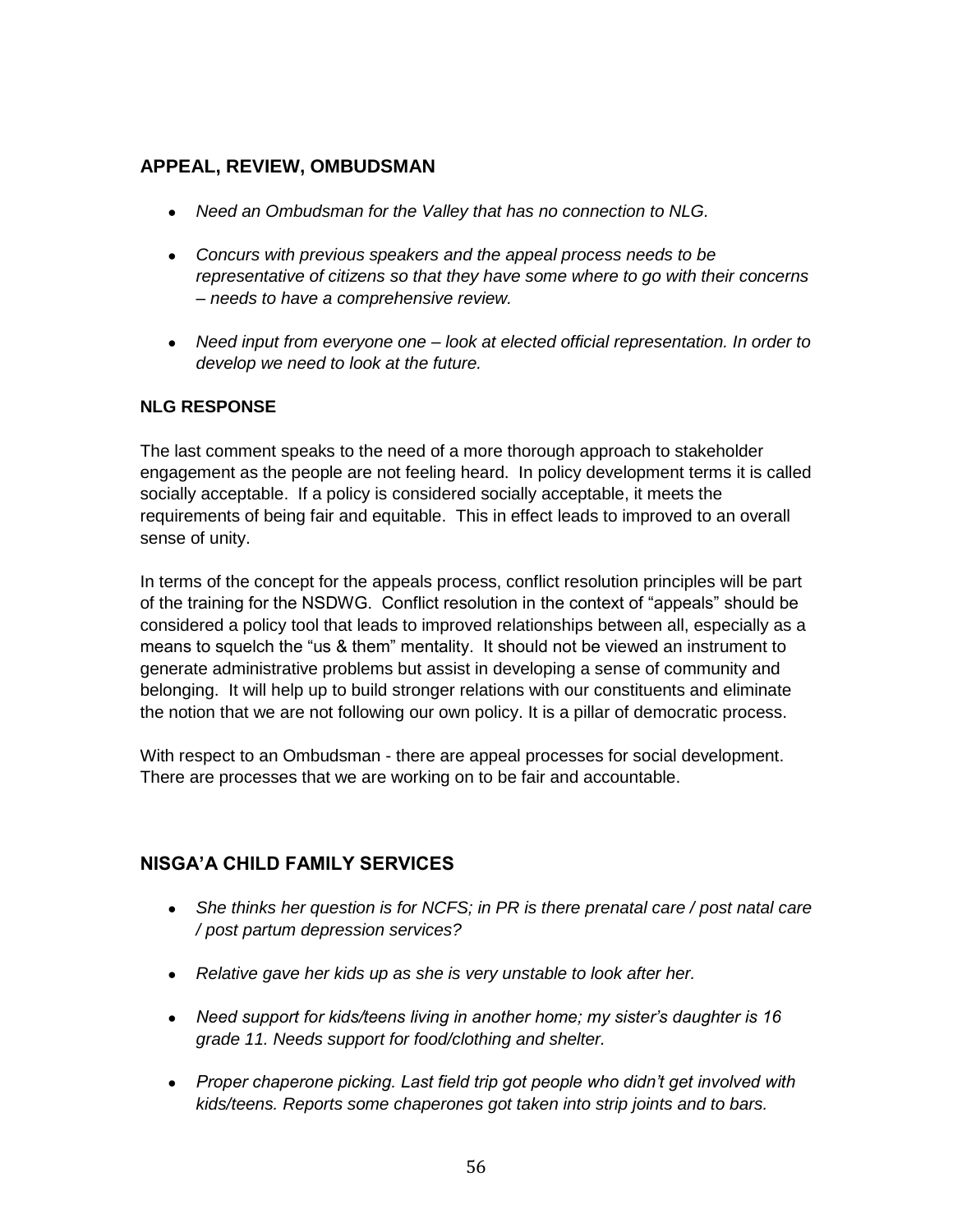## APPEAL, REVIEW, OMBUDSMAN

- *Need an Ombudsman for the Valley that has no connection to NLG.*
- *Concurs with previous speakers and the appeal process needs to be representative of citizens so that they have some where to go with their concerns – needs to have a comprehensive review.*
- *Need input from everyone one – look at elected official representation. In order to develop we need to look at the future.*

### NLG RESPONSE

The last comment speaks to the need of a more thorough approach to stakeholder engagement as the people are not feeling heard. In policy development terms it is called socially acceptable. If a policy is considered socially acceptable, it meets the requirements of being fair and equitable. This in effect leads to improved to an overall sense of unity.

In terms of the concept for the appeals process, conflict resolution principles will be part of the training for the NSDWG. Conflict resolution in the context of "appeals" should be considered a policy tool that leads to improved relationships between all, especially as a means to squelch the "us & them" mentality. It should not be viewed an instrument to generate administrative problems but assist in developing a sense of community and belonging. It will help up to build stronger relations with our constituents and eliminate the notion that we are not following our own policy. It is a pillar of democratic process.

With respect to an Ombudsman - there are appeal processes for social development. There are processes that we are working on to be fair and accountable.

## NISGA'A CHILD FAMILY SERVICES

- *She thinks her question is for NCFS; in PR is there prenatal care / post natal care / post partum depression services?*
- *Relative gave her kids up as she is very unstable to look after her.*
- *Need support for kids/teens living in another home; my sister's daughter is 16 grade 11. Needs support for food/clothing and shelter.*
- *Proper chaperone picking. Last field trip got people who didn't get involved with kids/teens. Reports some chaperones got taken into strip joints and to bars.*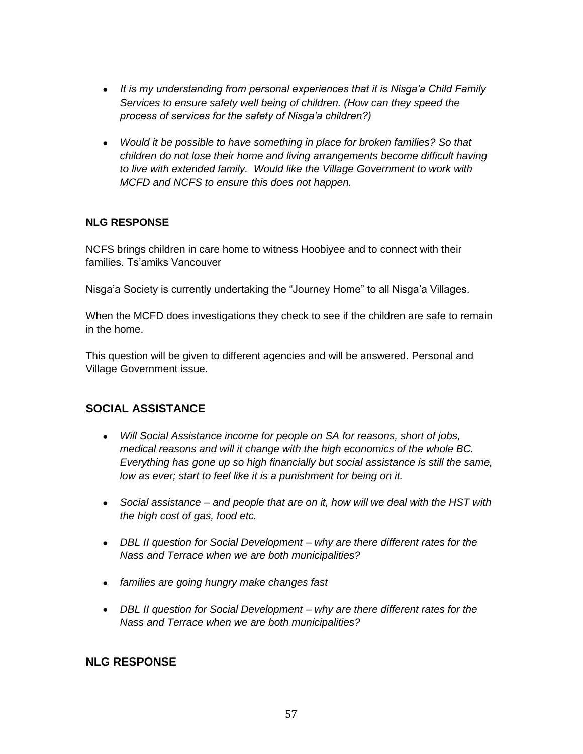- *It is my understanding from personal experiences that it is Nisga'a Child Family Services to ensure safety well being of children. (How can they speed the process of services for the safety of Nisga'a children?)*

- *Would it be possible to have something in place for broken families? So that children do not lose their home and living arrangements become difficult having to live with extended family. Would like the Village Government to work with MCFD and NCFS to ensure this does not happen.*

**NLG RESPONSE**

NCFS brings children in care home to witness Hoobiyee and to connect with their families. Ts'amiks Vancouver

Nisga'a Society is currently undertaking the "Journey Home" to all Nisga'a Villages.

When the MCFD does investigations they check to see if the children are safe to remain in the home.

This question will be given to different agencies and will be answered. Personal and Village Government issue.

## SOCIAL ASSISTANCE

- *Will Social Assistance income for people on SA for reasons, short of jobs, medical reasons and will it change with the high economics of the whole BC. Everything has gone up so high financially but social assistance is still the same, low as ever; start to feel like it is a punishment for being on it.*

- *Social assistance – and people that are on it, how will we deal with the HST with the high cost of gas, food etc.*

- *DBL II question for Social Development – why are there different rates for the Nass and Terrace when we are both municipalities?*

- *families are going hungry make changes fast*

- *DBL II question for Social Development – why are there different rates for the Nass and Terrace when we are both municipalities?*

## NLG RESPONSE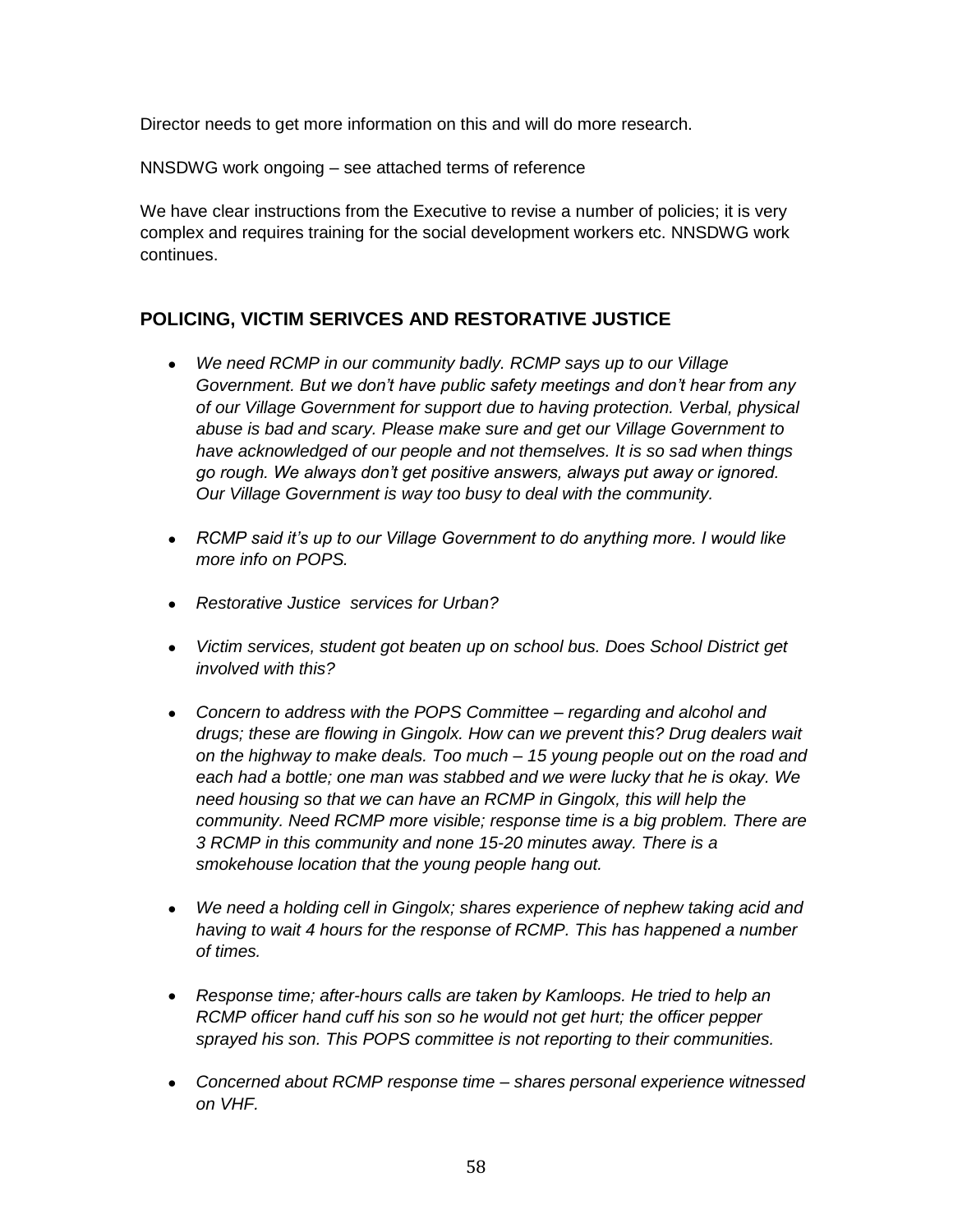Director needs to get more information on this and will do more research.

NNSDWG work ongoing – see attached terms of reference

We have clear instructions from the Executive to revise a number of policies; it is very complex and requires training for the social development workers etc. NNSDWG work continues.

## POLICING, VICTIM SERIVCES AND RESTORATIVE JUSTICE

- *We need RCMP in our community badly. RCMP says up to our Village Government. But we don't have public safety meetings and don't hear from any of our Village Government for support due to having protection. Verbal, physical abuse is bad and scary. Please make sure and get our Village Government to have acknowledged of our people and not themselves. It is so sad when things go rough. We always don't get positive answers, always put away or ignored. Our Village Government is way too busy to deal with the community.*

- *RCMP said it's up to our Village Government to do anything more. I would like more info on POPS.*

- *Restorative Justice services for Urban?*

- *Victim services, student got beaten up on school bus. Does School District get involved with this?*

- *Concern to address with the POPS Committee – regarding and alcohol and drugs; these are flowing in Gingolx. How can we prevent this? Drug dealers wait on the highway to make deals. Too much – 15 young people out on the road and each had a bottle; one man was stabbed and we were lucky that he is okay. We need housing so that we can have an RCMP in Gingolx, this will help the community. Need RCMP more visible; response time is a big problem. There are 3 RCMP in this community and none 15-20 minutes away. There is a smokehouse location that the young people hang out.*

- *We need a holding cell in Gingolx; shares experience of nephew taking acid and having to wait 4 hours for the response of RCMP. This has happened a number of times.*

- *Response time; after-hours calls are taken by Kamloops. He tried to help an RCMP officer hand cuff his son so he would not get hurt; the officer pepper sprayed his son. This POPS committee is not reporting to their communities.*

- *Concerned about RCMP response time – shares personal experience witnessed on VHF.*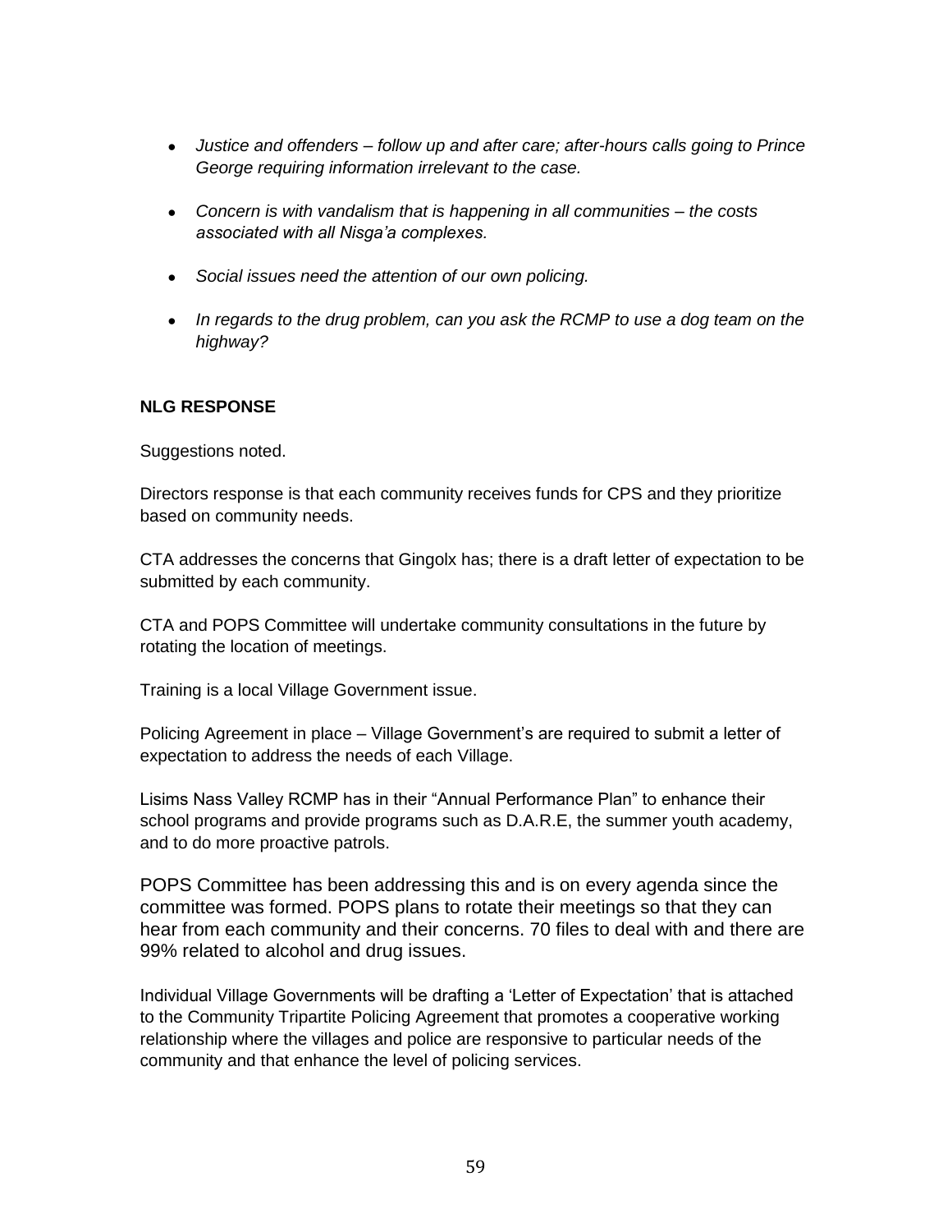- *Justice and offenders – follow up and after care; after-hours calls going to Prince George requiring information irrelevant to the case.*

- *Concern is with vandalism that is happening in all communities – the costs associated with all Nisga'a complexes.*

- *Social issues need the attention of our own policing.*

- *In regards to the drug problem, can you ask the RCMP to use a dog team on the highway?*

**NLG RESPONSE**

Suggestions noted.

Directors response is that each community receives funds for CPS and they prioritize based on community needs.

CTA addresses the concerns that Gingolx has; there is a draft letter of expectation to be submitted by each community.

CTA and POPS Committee will undertake community consultations in the future by rotating the location of meetings.

Training is a local Village Government issue.

Policing Agreement in place – Village Government's are required to submit a letter of expectation to address the needs of each Village.

Lisims Nass Valley RCMP has in their "Annual Performance Plan" to enhance their school programs and provide programs such as D.A.R.E, the summer youth academy, and to do more proactive patrols.

POPS Committee has been addressing this and is on every agenda since the committee was formed. POPS plans to rotate their meetings so that they can hear from each community and their concerns. 70 files to deal with and there are 99% related to alcohol and drug issues.

Individual Village Governments will be drafting a 'Letter of Expectation' that is attached to the Community Tripartite Policing Agreement that promotes a cooperative working relationship where the villages and police are responsive to particular needs of the community and that enhance the level of policing services.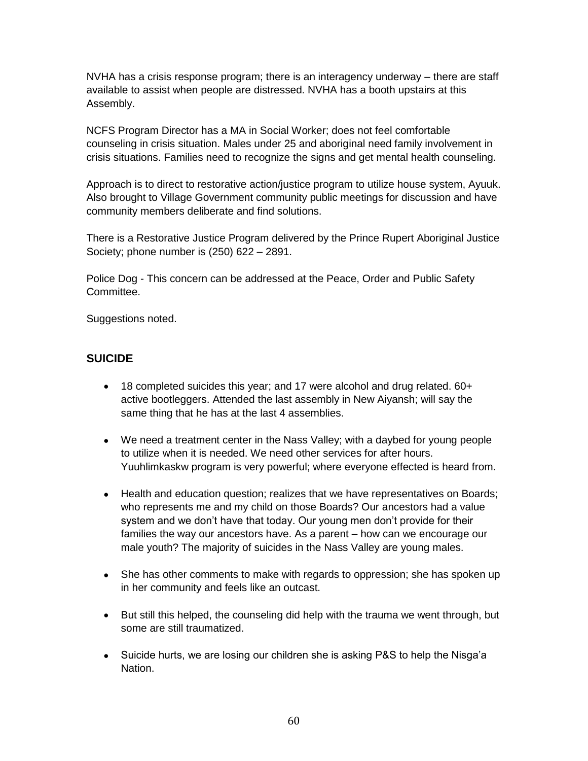NVHA has a crisis response program; there is an interagency underway – there are staff available to assist when people are distressed. NVHA has a booth upstairs at this Assembly.

NCFS Program Director has a MA in Social Worker; does not feel comfortable counseling in crisis situation. Males under 25 and aboriginal need family involvement in crisis situations. Families need to recognize the signs and get mental health counseling.

Approach is to direct to restorative action/justice program to utilize house system, Ayuuk. Also brought to Village Government community public meetings for discussion and have community members deliberate and find solutions.

There is a Restorative Justice Program delivered by the Prince Rupert Aboriginal Justice Society; phone number is (250) 622 – 2891.

Police Dog - This concern can be addressed at the Peace, Order and Public Safety Committee.

Suggestions noted.

## SUICIDE

- 18 completed suicides this year; and 17 were alcohol and drug related. 60+ active bootleggers. Attended the last assembly in New Aiyansh; will say the same thing that he has at the last 4 assemblies.
- We need a treatment center in the Nass Valley; with a daybed for young people to utilize when it is needed. We need other services for after hours. Yuuhlimkaskw program is very powerful; where everyone effected is heard from.
- Health and education question; realizes that we have representatives on Boards; who represents me and my child on those Boards? Our ancestors had a value system and we don't have that today. Our young men don't provide for their families the way our ancestors have. As a parent – how can we encourage our male youth? The majority of suicides in the Nass Valley are young males.
- She has other comments to make with regards to oppression; she has spoken up in her community and feels like an outcast.
- But still this helped, the counseling did help with the trauma we went through, but some are still traumatized.
- Suicide hurts, we are losing our children she is asking P&S to help the Nisga'a Nation.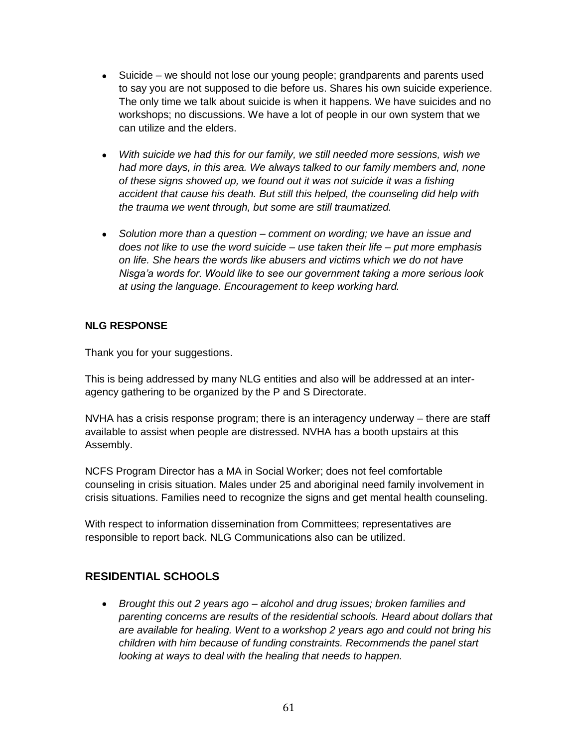- Suicide – we should not lose our young people; grandparents and parents used to say you are not supposed to die before us. Shares his own suicide experience. The only time we talk about suicide is when it happens. We have suicides and no workshops; no discussions. We have a lot of people in our own system that we can utilize and the elders.

- *With suicide we had this for our family, we still needed more sessions, wish we had more days, in this area. We always talked to our family members and, none of these signs showed up, we found out it was not suicide it was a fishing accident that cause his death. But still this helped, the counseling did help with the trauma we went through, but some are still traumatized.*

- *Solution more than a question – comment on wording; we have an issue and does not like to use the word suicide – use taken their life – put more emphasis on life. She hears the words like abusers and victims which we do not have Nisga'a words for. Would like to see our government taking a more serious look at using the language. Encouragement to keep working hard.*

**NLG RESPONSE**

Thank you for your suggestions.

This is being addressed by many NLG entities and also will be addressed at an inter-agency gathering to be organized by the P and S Directorate.

NVHA has a crisis response program; there is an interagency underway – there are staff available to assist when people are distressed. NVHA has a booth upstairs at this Assembly.

NCFS Program Director has a MA in Social Worker; does not feel comfortable counseling in crisis situation. Males under 25 and aboriginal need family involvement in crisis situations. Families need to recognize the signs and get mental health counseling.

With respect to information dissemination from Committees; representatives are responsible to report back. NLG Communications also can be utilized.

## RESIDENTIAL SCHOOLS

- *Brought this out 2 years ago – alcohol and drug issues; broken families and parenting concerns are results of the residential schools. Heard about dollars that are available for healing. Went to a workshop 2 years ago and could not bring his children with him because of funding constraints. Recommends the panel start looking at ways to deal with the healing that needs to happen.*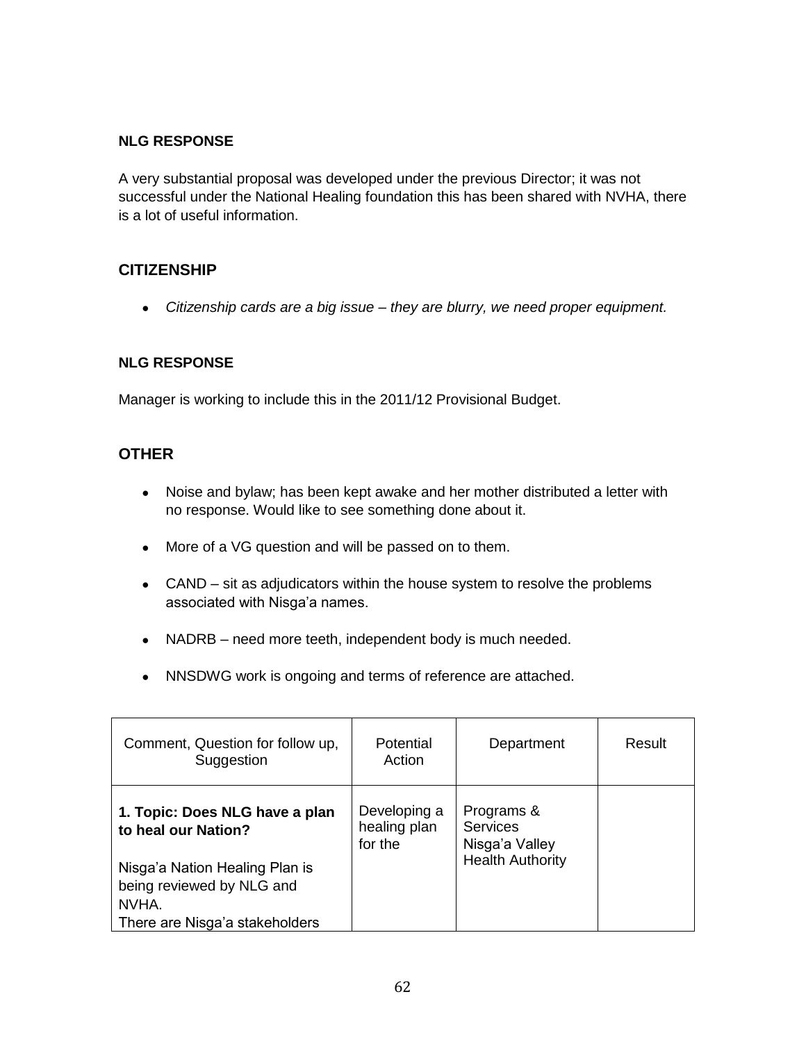**NLG RESPONSE**

A very substantial proposal was developed under the previous Director; it was not successful under the National Healing foundation this has been shared with NVHA, there is a lot of useful information.

## CITIZENSHIP

- *Citizenship cards are a big issue – they are blurry, we need proper equipment.*

**NLG RESPONSE**

Manager is working to include this in the 2011/12 Provisional Budget.

## OTHER

- Noise and bylaw; has been kept awake and her mother distributed a letter with no response. Would like to see something done about it.
- More of a VG question and will be passed on to them.
- CAND – sit as adjudicators within the house system to resolve the problems associated with Nisga'a names.
- NADRB – need more teeth, independent body is much needed.
- NNSDWG work is ongoing and terms of reference are attached.

| Comment, Question for follow up, Suggestion | Potential Action | Department | Result |
|---|---|---|---|
| **1. Topic: Does NLG have a plan to heal our Nation?**<br><br>Nisga'a Nation Healing Plan is being reviewed by NLG and NVHA.<br>There are Nisga'a stakeholders | Developing a healing plan for the | Programs & Services<br>Nisga'a Valley Health Authority | |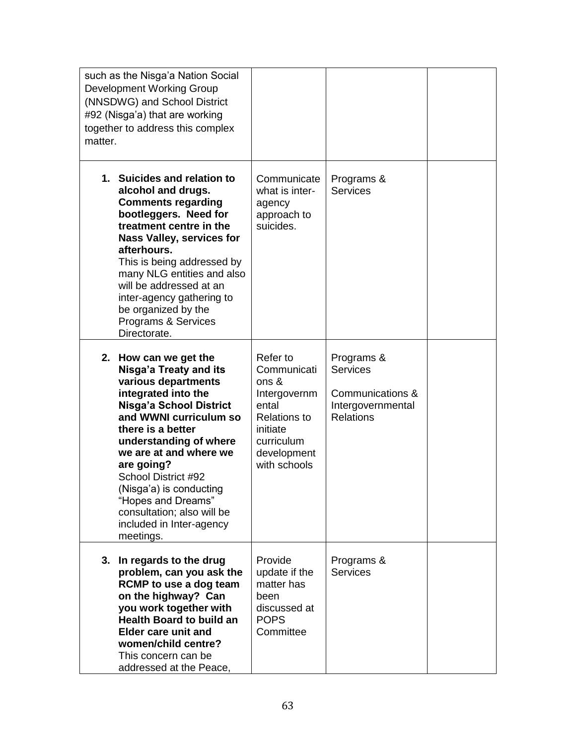| | | | |
|---|---|---|---|
| such as the Nisga'a Nation Social Development Working Group (NNSDWG) and School District #92 (Nisga'a) that are working together to address this complex matter. | | | |
| **1. Suicides and relation to alcohol and drugs. Comments regarding bootleggers. Need for treatment centre in the Nass Valley, services for afterhours.** This is being addressed by many NLG entities and also will be addressed at an inter-agency gathering to be organized by the Programs & Services Directorate. | Communicate what is inter-agency approach to suicides. | Programs & Services | |
| **2. How can we get the Nisga'a Treaty and its various departments integrated into the Nisga'a School District and WWNI curriculum so there is a better understanding of where we are at and where we are going?** School District #92 (Nisga'a) is conducting "Hopes and Dreams" consultation; also will be included in Inter-agency meetings. | Refer to Communications & Intergovernmental Relations to initiate curriculum development with schools | Programs & Services<br><br>Communications & Intergovernmental Relations | |
| **3. In regards to the drug problem, can you ask the RCMP to use a dog team on the highway? Can you work together with Health Board to build an Elder care unit and women/child centre?** This concern can be addressed at the Peace, | Provide update if the matter has been discussed at POPS Committee | Programs & Services | |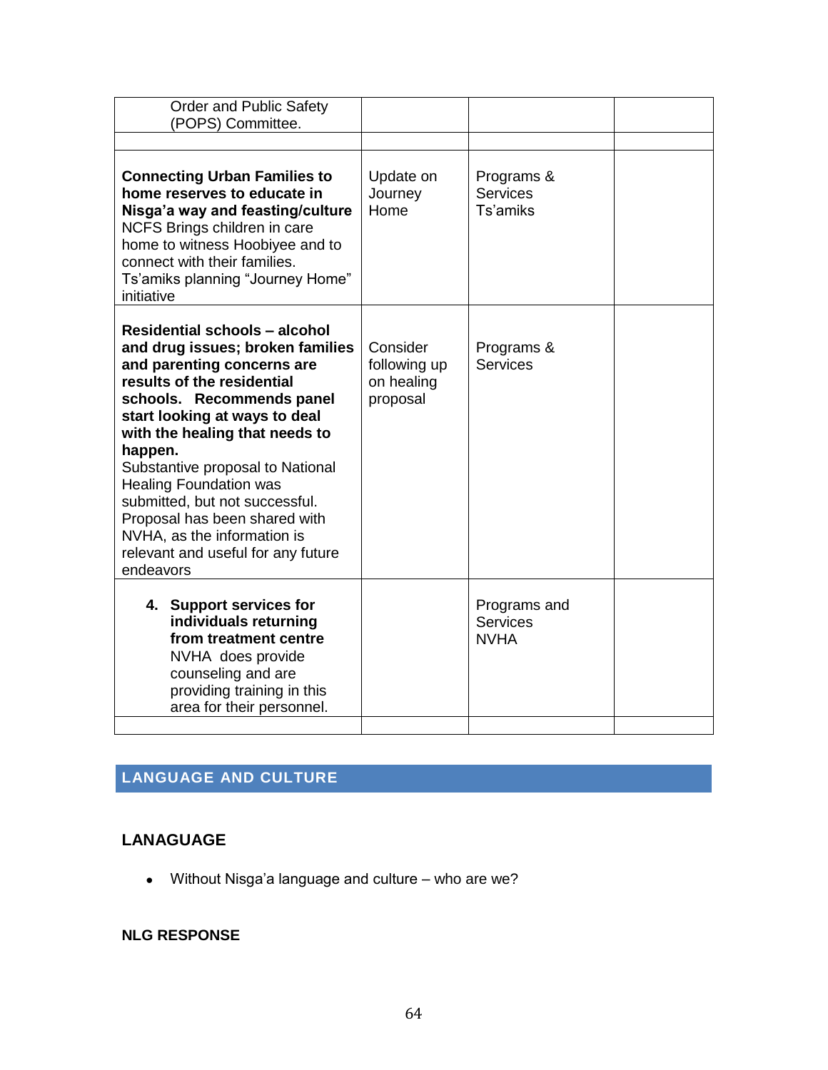| | | | |
|---|---|---|---|
| Order and Public Safety (POPS) Committee. | | | |
| | | | |
| **Connecting Urban Families to home reserves to educate in Nisga'a way and feasting/culture** NCFS Brings children in care home to witness Hoobiye and to connect with their families. Ts'amiks planning "Journey Home" initiative | Update on Journey Home | Programs & Services Ts'amiks | |
| **Residential schools – alcohol and drug issues; broken families and parenting concerns are results of the residential schools. Recommends panel start looking at ways to deal with the healing that needs to happen.** Substantive proposal to National Healing Foundation was submitted, but not successful. Proposal has been shared with NVHA, as the information is relevant and useful for any future endeavors | Consider following up on healing proposal | Programs & Services | |
| 4. **Support services for individuals returning from treatment centre** NVHA does provide counseling and are providing training in this area for their personnel. | | Programs and Services NVHA | |
| | | | |

## LANGUAGE AND CULTURE

### LANAGUAGE

- Without Nisga'a language and culture – who are we?

**NLG RESPONSE**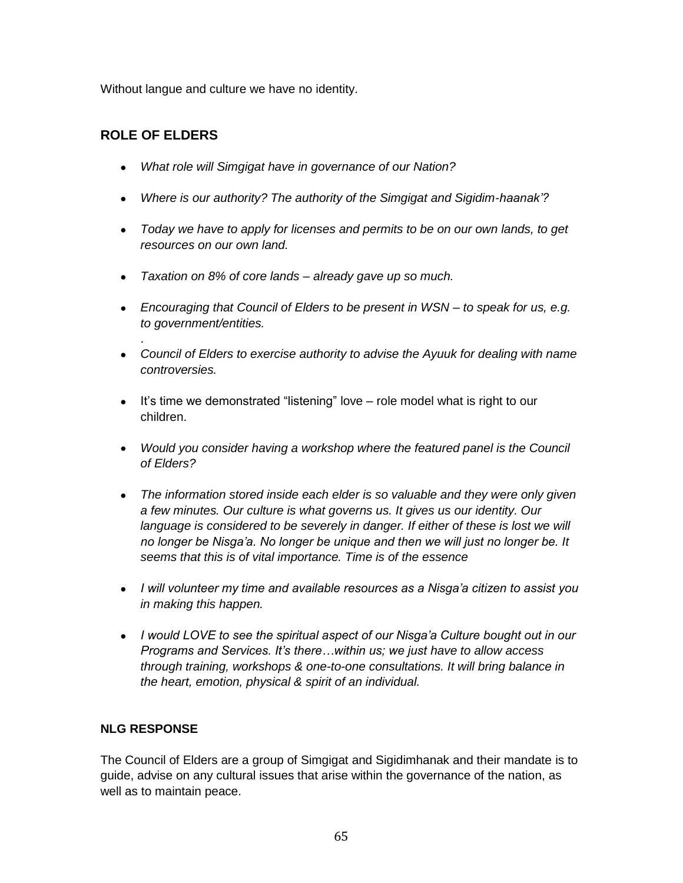Without langue and culture we have no identity.

## ROLE OF ELDERS

- *What role will Simgigat have in governance of our Nation?*
- *Where is our authority? The authority of the Simgigat and Sigidim-haanak'?*
- *Today we have to apply for licenses and permits to be on our own lands, to get resources on our own land.*
- *Taxation on 8% of core lands – already gave up so much.*
- *Encouraging that Council of Elders to be present in WSN – to speak for us, e.g. to government/entities.*
  .
- *Council of Elders to exercise authority to advise the Ayuuk for dealing with name controversies.*
- It's time we demonstrated "listening" love – role model what is right to our children.
- *Would you consider having a workshop where the featured panel is the Council of Elders?*
- *The information stored inside each elder is so valuable and they were only given a few minutes. Our culture is what governs us. It gives us our identity. Our language is considered to be severely in danger. If either of these is lost we will no longer be Nisga'a. No longer be unique and then we will just no longer be. It seems that this is of vital importance. Time is of the essence*
- *I will volunteer my time and available resources as a Nisga'a citizen to assist you in making this happen.*
- *I would LOVE to see the spiritual aspect of our Nisga'a Culture bought out in our Programs and Services. It's there…within us; we just have to allow access through training, workshops & one-to-one consultations. It will bring balance in the heart, emotion, physical & spirit of an individual.*

### NLG RESPONSE

The Council of Elders are a group of Simgigat and Sigidimhanak and their mandate is to guide, advise on any cultural issues that arise within the governance of the nation, as well as to maintain peace.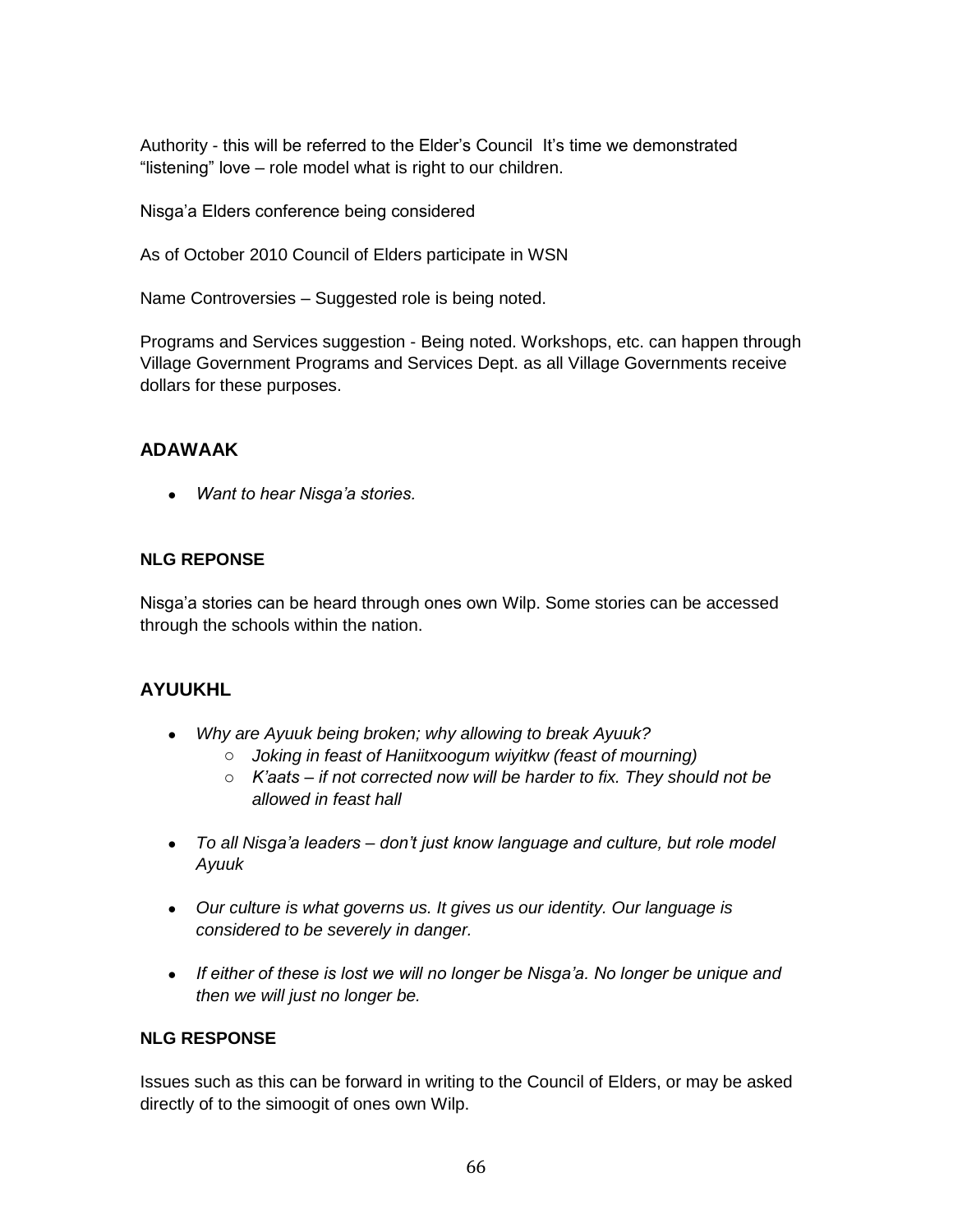Authority - this will be referred to the Elder's Council It's time we demonstrated "listening" love – role model what is right to our children.

Nisga'a Elders conference being considered

As of October 2010 Council of Elders participate in WSN

Name Controversies – Suggested role is being noted.

Programs and Services suggestion - Being noted. Workshops, etc. can happen through Village Government Programs and Services Dept. as all Village Governments receive dollars for these purposes.

## ADAWAAK

- *Want to hear Nisga'a stories.*

### NLG REPONSE

Nisga'a stories can be heard through ones own Wilp. Some stories can be accessed through the schools within the nation.

## AYUUKHL

- *Why are Ayuuk being broken; why allowing to break Ayuuk?*
  - *Joking in feast of Haniitxoogum wiyitkw (feast of mourning)*
  - *K'aats – if not corrected now will be harder to fix. They should not be allowed in feast hall*
- *To all Nisga'a leaders – don't just know language and culture, but role model Ayuuk*
- *Our culture is what governs us. It gives us our identity. Our language is considered to be severely in danger.*
- *If either of these is lost we will no longer be Nisga'a. No longer be unique and then we will just no longer be.*

### NLG RESPONSE

Issues such as this can be forward in writing to the Council of Elders, or may be asked directly of to the simoogit of ones own Wilp.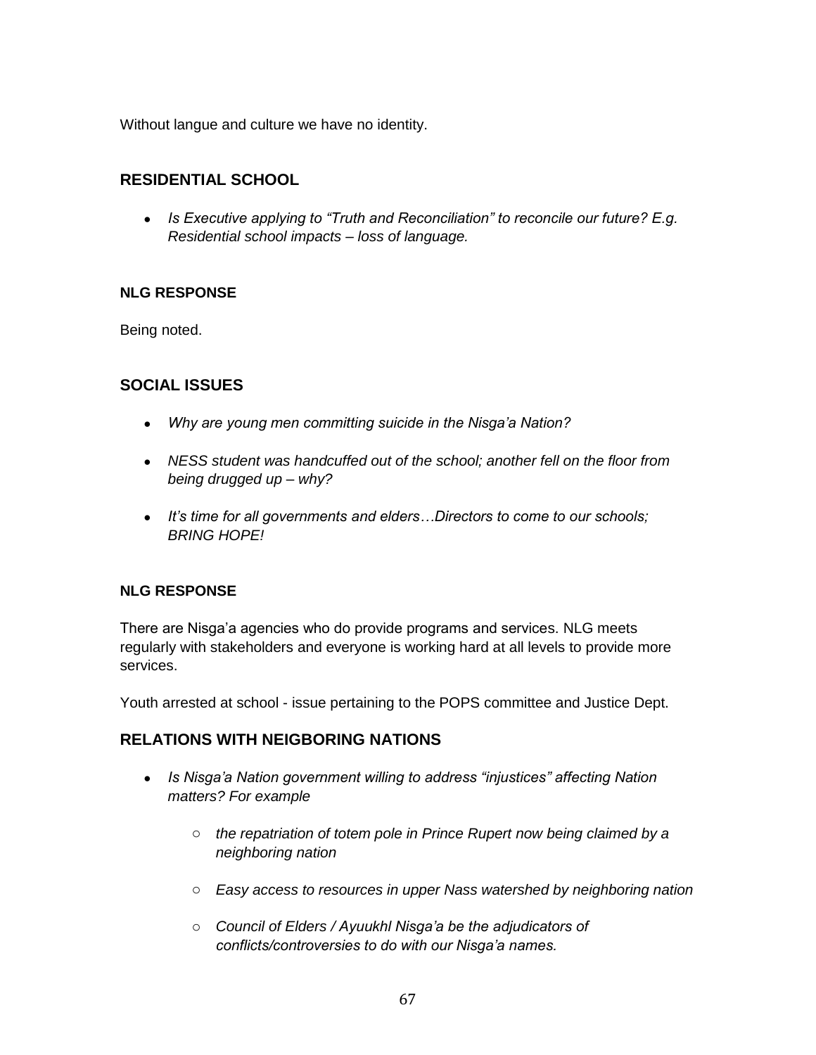Without langue and culture we have no identity.

## RESIDENTIAL SCHOOL

- *Is Executive applying to "Truth and Reconciliation" to reconcile our future? E.g. Residential school impacts – loss of language.*

### NLG RESPONSE

Being noted.

## SOCIAL ISSUES

- *Why are young men committing suicide in the Nisga'a Nation?*
- *NESS student was handcuffed out of the school; another fell on the floor from being drugged up – why?*
- *It's time for all governments and elders…Directors to come to our schools; BRING HOPE!*

### NLG RESPONSE

There are Nisga'a agencies who do provide programs and services. NLG meets regularly with stakeholders and everyone is working hard at all levels to provide more services.

Youth arrested at school - issue pertaining to the POPS committee and Justice Dept.

## RELATIONS WITH NEIGBORING NATIONS

- *Is Nisga'a Nation government willing to address "injustices" affecting Nation matters? For example*
  - *the repatriation of totem pole in Prince Rupert now being claimed by a neighboring nation*
  - *Easy access to resources in upper Nass watershed by neighboring nation*
  - *Council of Elders / Ayuukhl Nisga'a be the adjudicators of conflicts/controversies to do with our Nisga'a names.*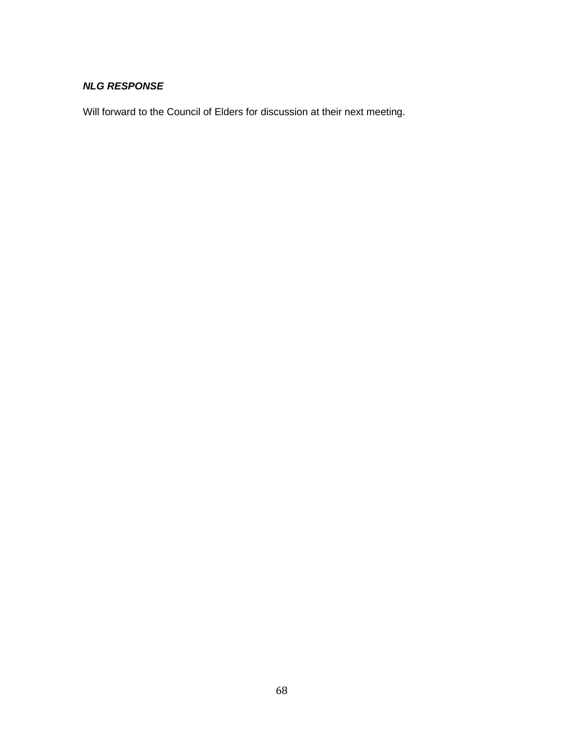***NLG RESPONSE***

Will forward to the Council of Elders for discussion at their next meeting.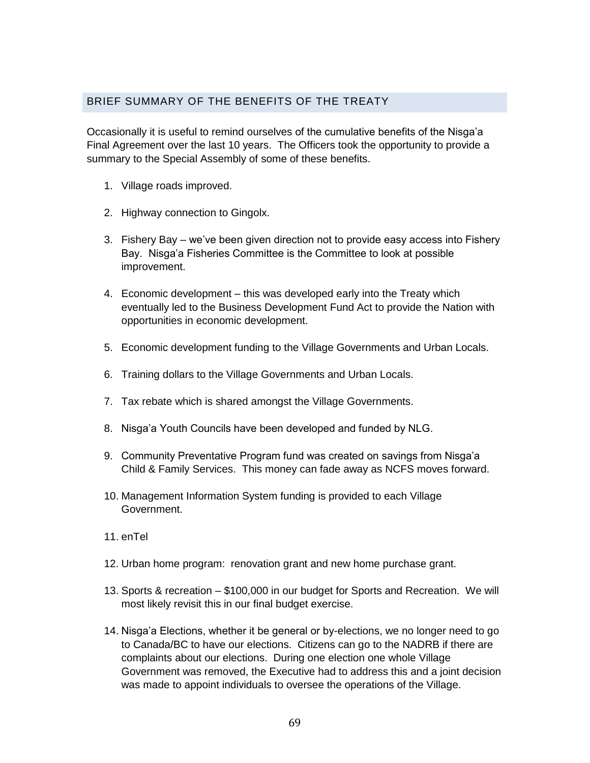## BRIEF SUMMARY OF THE BENEFITS OF THE TREATY

Occasionally it is useful to remind ourselves of the cumulative benefits of the Nisga'a Final Agreement over the last 10 years. The Officers took the opportunity to provide a summary to the Special Assembly of some of these benefits.

1. Village roads improved.

2. Highway connection to Gingolx.

3. Fishery Bay – we've been given direction not to provide easy access into Fishery Bay. Nisga'a Fisheries Committee is the Committee to look at possible improvement.

4. Economic development – this was developed early into the Treaty which eventually led to the Business Development Fund Act to provide the Nation with opportunities in economic development.

5. Economic development funding to the Village Governments and Urban Locals.

6. Training dollars to the Village Governments and Urban Locals.

7. Tax rebate which is shared amongst the Village Governments.

8. Nisga'a Youth Councils have been developed and funded by NLG.

9. Community Preventative Program fund was created on savings from Nisga'a Child & Family Services. This money can fade away as NCFS moves forward.

10. Management Information System funding is provided to each Village Government.

11. enTel

12. Urban home program: renovation grant and new home purchase grant.

13. Sports & recreation – $100,000 in our budget for Sports and Recreation. We will most likely revisit this in our final budget exercise.

14. Nisga'a Elections, whether it be general or by-elections, we no longer need to go to Canada/BC to have our elections. Citizens can go to the NADRB if there are complaints about our elections. During one election one whole Village Government was removed, the Executive had to address this and a joint decision was made to appoint individuals to oversee the operations of the Village.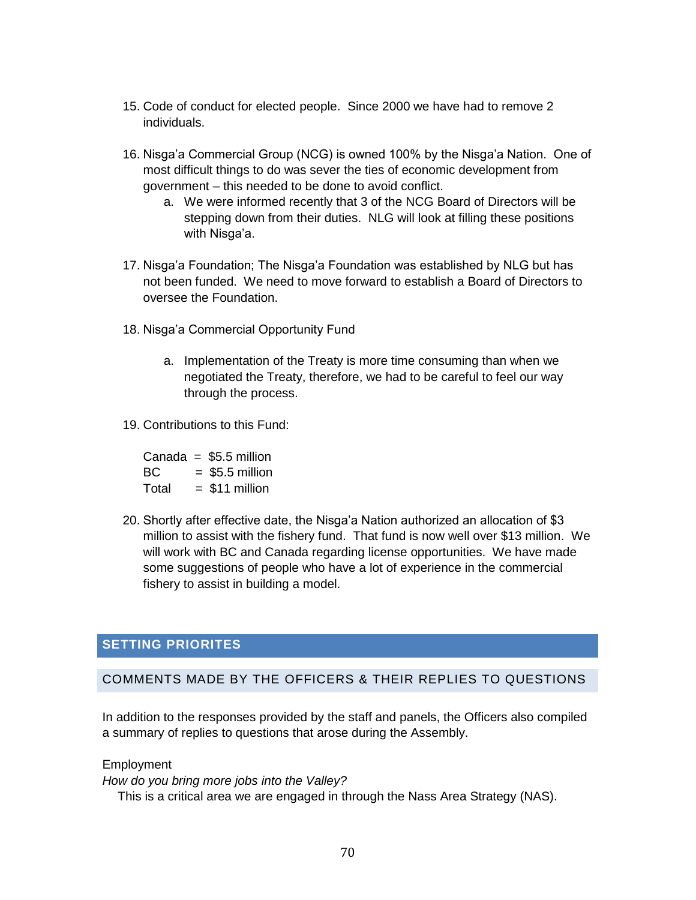15. Code of conduct for elected people. Since 2000 we have had to remove 2 individuals.

16. Nisga'a Commercial Group (NCG) is owned 100% by the Nisga'a Nation. One of most difficult things to do was sever the ties of economic development from government – this needed to be done to avoid conflict.
    a. We were informed recently that 3 of the NCG Board of Directors will be stepping down from their duties. NLG will look at filling these positions with Nisga'a.

17. Nisga'a Foundation; The Nisga'a Foundation was established by NLG but has not been funded. We need to move forward to establish a Board of Directors to oversee the Foundation.

18. Nisga'a Commercial Opportunity Fund

    a. Implementation of the Treaty is more time consuming than when we negotiated the Treaty, therefore, we had to be careful to feel our way through the process.

19. Contributions to this Fund:

    Canada = $5.5 million
    BC = $5.5 million
    Total = $11 million

20. Shortly after effective date, the Nisga'a Nation authorized an allocation of $3 million to assist with the fishery fund. That fund is now well over $13 million. We will work with BC and Canada regarding license opportunities. We have made some suggestions of people who have a lot of experience in the commercial fishery to assist in building a model.

## SETTING PRIORITES

### COMMENTS MADE BY THE OFFICERS & THEIR REPLIES TO QUESTIONS

In addition to the responses provided by the staff and panels, the Officers also compiled a summary of replies to questions that arose during the Assembly.

Employment

*How do you bring more jobs into the Valley?*

This is a critical area we are engaged in through the Nass Area Strategy (NAS).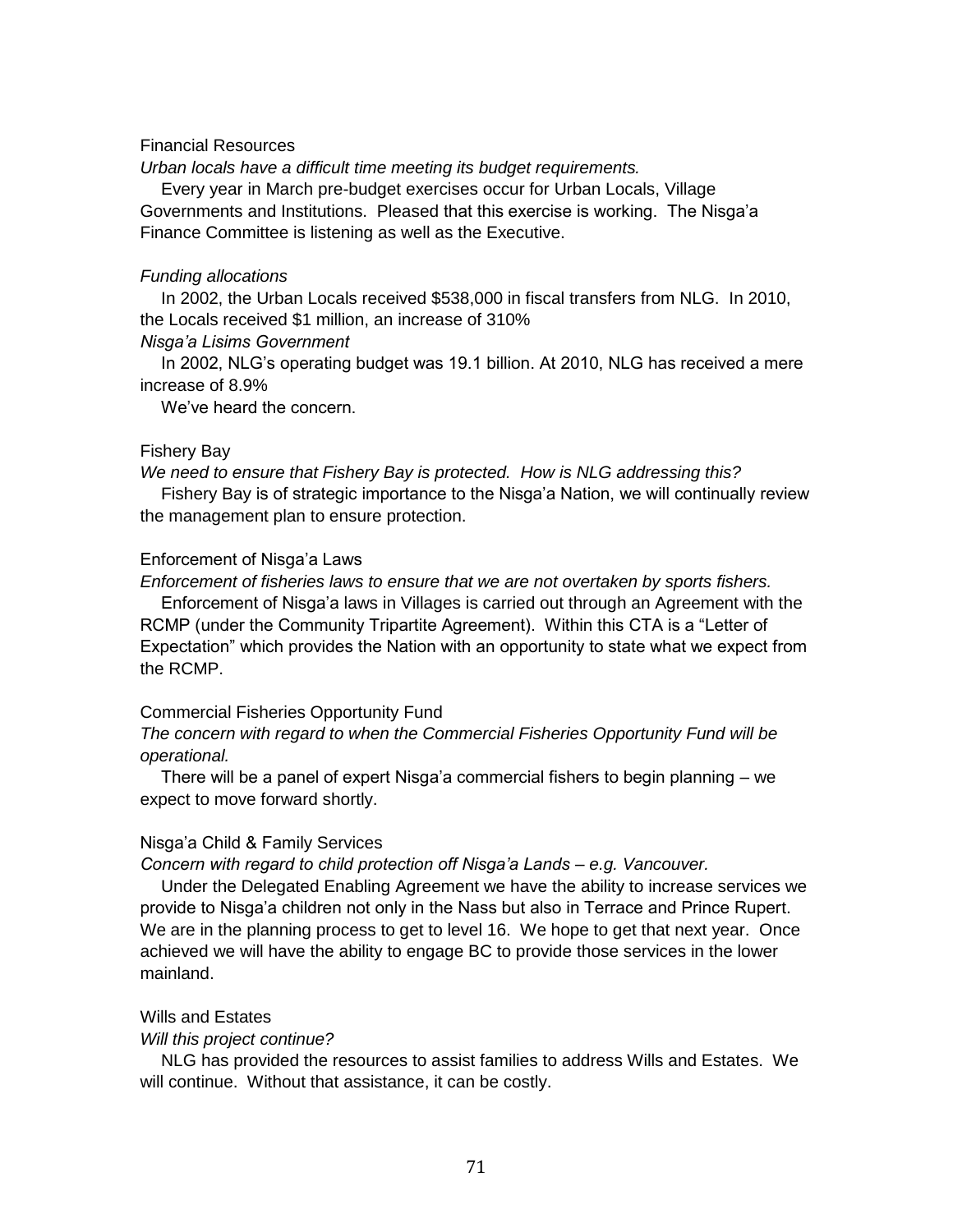Financial Resources

*Urban locals have a difficult time meeting its budget requirements.*

Every year in March pre-budget exercises occur for Urban Locals, Village Governments and Institutions. Pleased that this exercise is working. The Nisga'a Finance Committee is listening as well as the Executive.

*Funding allocations*

In 2002, the Urban Locals received $538,000 in fiscal transfers from NLG. In 2010, the Locals received $1 million, an increase of 310%

*Nisga'a Lisims Government*

In 2002, NLG's operating budget was 19.1 billion. At 2010, NLG has received a mere increase of 8.9%

We've heard the concern.

Fishery Bay

*We need to ensure that Fishery Bay is protected. How is NLG addressing this?*

Fishery Bay is of strategic importance to the Nisga'a Nation, we will continually review the management plan to ensure protection.

Enforcement of Nisga'a Laws

*Enforcement of fisheries laws to ensure that we are not overtaken by sports fishers.*

Enforcement of Nisga'a laws in Villages is carried out through an Agreement with the RCMP (under the Community Tripartite Agreement). Within this CTA is a "Letter of Expectation" which provides the Nation with an opportunity to state what we expect from the RCMP.

Commercial Fisheries Opportunity Fund

*The concern with regard to when the Commercial Fisheries Opportunity Fund will be operational.*

There will be a panel of expert Nisga'a commercial fishers to begin planning – we expect to move forward shortly.

Nisga'a Child & Family Services

*Concern with regard to child protection off Nisga'a Lands – e.g. Vancouver.*

Under the Delegated Enabling Agreement we have the ability to increase services we provide to Nisga'a children not only in the Nass but also in Terrace and Prince Rupert. We are in the planning process to get to level 16. We hope to get that next year. Once achieved we will have the ability to engage BC to provide those services in the lower mainland.

Wills and Estates

*Will this project continue?*

NLG has provided the resources to assist families to address Wills and Estates. We will continue. Without that assistance, it can be costly.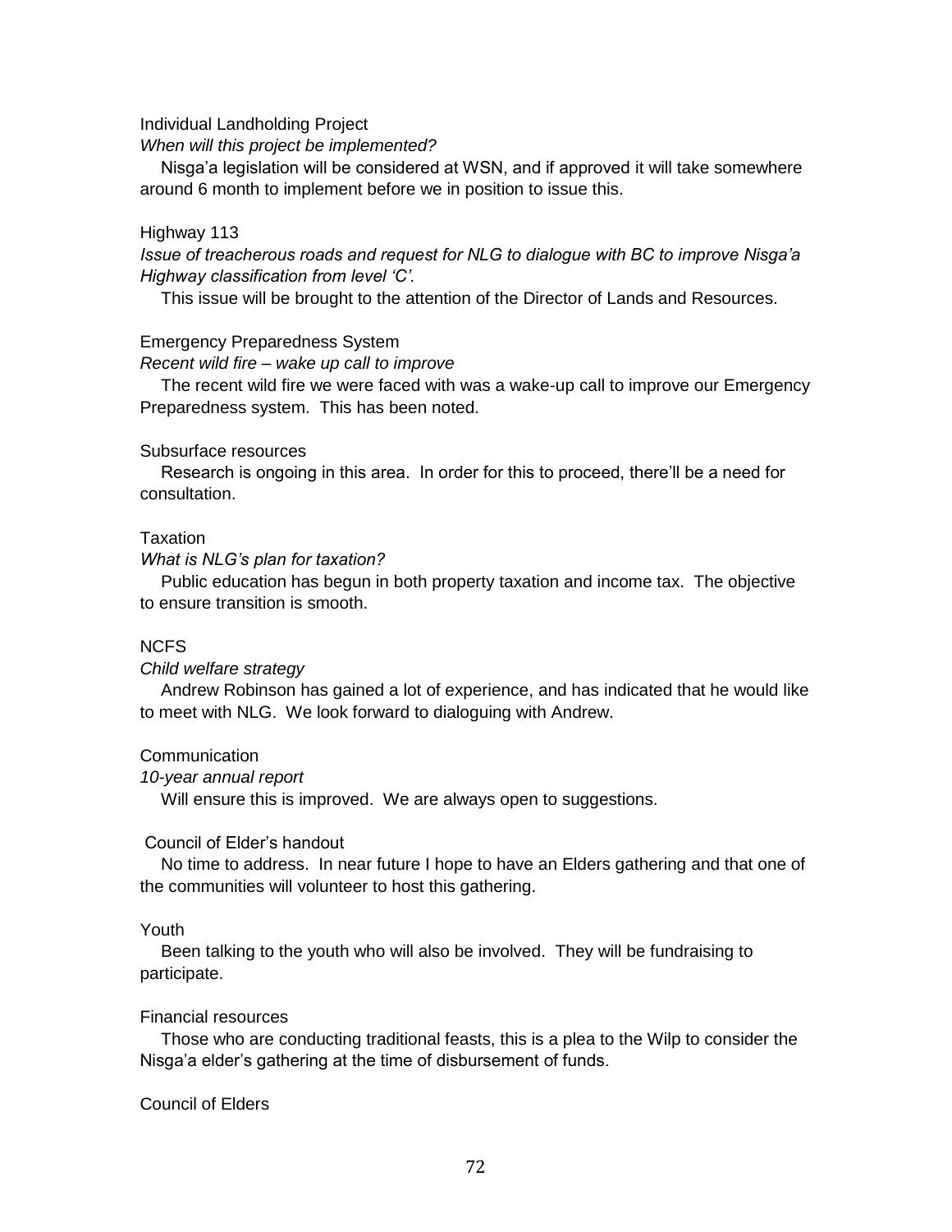Individual Landholding Project

*When will this project be implemented?*

Nisga'a legislation will be considered at WSN, and if approved it will take somewhere around 6 month to implement before we in position to issue this.

Highway 113

*Issue of treacherous roads and request for NLG to dialogue with BC to improve Nisga'a Highway classification from level 'C'.*

This issue will be brought to the attention of the Director of Lands and Resources.

Emergency Preparedness System

*Recent wild fire – wake up call to improve*

The recent wild fire we were faced with was a wake-up call to improve our Emergency Preparedness system. This has been noted.

Subsurface resources

Research is ongoing in this area. In order for this to proceed, there'll be a need for consultation.

Taxation

*What is NLG's plan for taxation?*

Public education has begun in both property taxation and income tax. The objective to ensure transition is smooth.

NCFS

*Child welfare strategy*

Andrew Robinson has gained a lot of experience, and has indicated that he would like to meet with NLG. We look forward to dialoguing with Andrew.

Communication

*10-year annual report*

Will ensure this is improved. We are always open to suggestions.

Council of Elder's handout

No time to address. In near future I hope to have an Elders gathering and that one of the communities will volunteer to host this gathering.

Youth

Been talking to the youth who will also be involved. They will be fundraising to participate.

Financial resources

Those who are conducting traditional feasts, this is a plea to the Wilp to consider the Nisga'a elder's gathering at the time of disbursement of funds.

Council of Elders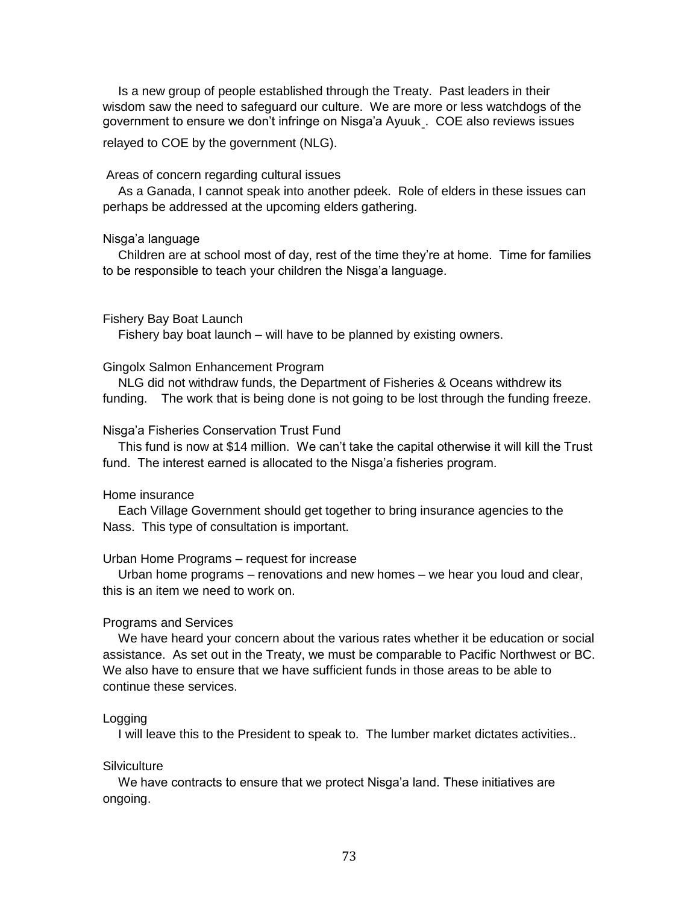Is a new group of people established through the Treaty. Past leaders in their wisdom saw the need to safeguard our culture. We are more or less watchdogs of the government to ensure we don't infringe on Nisga'a Ayuuk_. COE also reviews issues relayed to COE by the government (NLG).

Areas of concern regarding cultural issues

As a Ganada, I cannot speak into another pdeek. Role of elders in these issues can perhaps be addressed at the upcoming elders gathering.

Nisga'a language

Children are at school most of day, rest of the time they're at home. Time for families to be responsible to teach your children the Nisga'a language.

Fishery Bay Boat Launch

Fishery bay boat launch – will have to be planned by existing owners.

Gingolx Salmon Enhancement Program

NLG did not withdraw funds, the Department of Fisheries & Oceans withdrew its funding. The work that is being done is not going to be lost through the funding freeze.

Nisga'a Fisheries Conservation Trust Fund

This fund is now at $14 million. We can't take the capital otherwise it will kill the Trust fund. The interest earned is allocated to the Nisga'a fisheries program.

Home insurance

Each Village Government should get together to bring insurance agencies to the Nass. This type of consultation is important.

Urban Home Programs – request for increase

Urban home programs – renovations and new homes – we hear you loud and clear, this is an item we need to work on.

Programs and Services

We have heard your concern about the various rates whether it be education or social assistance. As set out in the Treaty, we must be comparable to Pacific Northwest or BC. We also have to ensure that we have sufficient funds in those areas to be able to continue these services.

Logging

I will leave this to the President to speak to. The lumber market dictates activities..

Silviculture

We have contracts to ensure that we protect Nisga'a land. These initiatives are ongoing.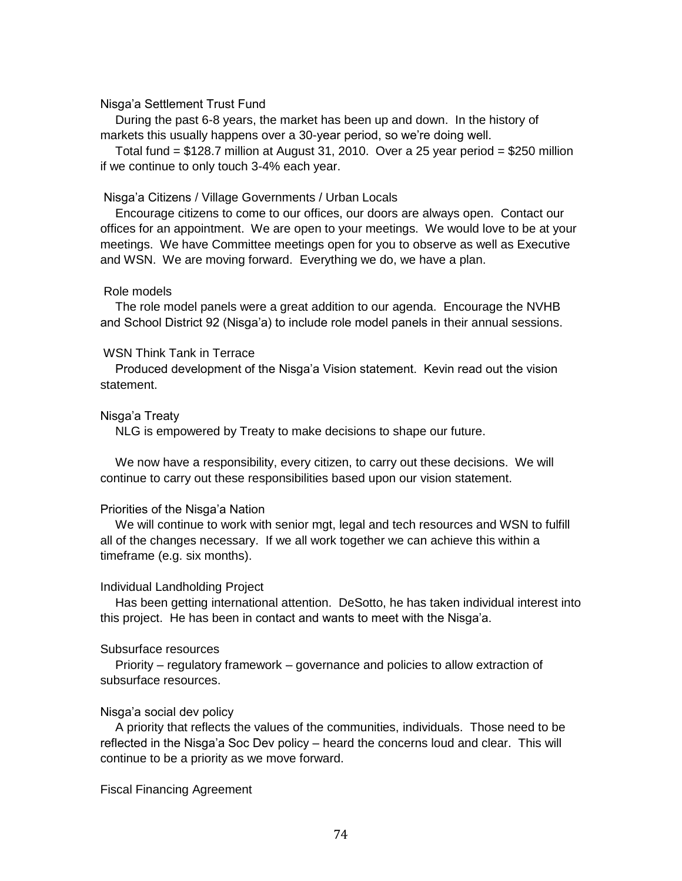Nisga'a Settlement Trust Fund

During the past 6-8 years, the market has been up and down. In the history of markets this usually happens over a 30-year period, so we're doing well.

Total fund = $128.7 million at August 31, 2010. Over a 25 year period = $250 million if we continue to only touch 3-4% each year.

Nisga'a Citizens / Village Governments / Urban Locals

Encourage citizens to come to our offices, our doors are always open. Contact our offices for an appointment. We are open to your meetings. We would love to be at your meetings. We have Committee meetings open for you to observe as well as Executive and WSN. We are moving forward. Everything we do, we have a plan.

Role models

The role model panels were a great addition to our agenda. Encourage the NVHB and School District 92 (Nisga'a) to include role model panels in their annual sessions.

WSN Think Tank in Terrace

Produced development of the Nisga'a Vision statement. Kevin read out the vision statement.

Nisga'a Treaty

NLG is empowered by Treaty to make decisions to shape our future.

We now have a responsibility, every citizen, to carry out these decisions. We will continue to carry out these responsibilities based upon our vision statement.

Priorities of the Nisga'a Nation

We will continue to work with senior mgt, legal and tech resources and WSN to fulfill all of the changes necessary. If we all work together we can achieve this within a timeframe (e.g. six months).

Individual Landholding Project

Has been getting international attention. DeSotto, he has taken individual interest into this project. He has been in contact and wants to meet with the Nisga'a.

Subsurface resources

Priority – regulatory framework – governance and policies to allow extraction of subsurface resources.

Nisga'a social dev policy

A priority that reflects the values of the communities, individuals. Those need to be reflected in the Nisga'a Soc Dev policy – heard the concerns loud and clear. This will continue to be a priority as we move forward.

Fiscal Financing Agreement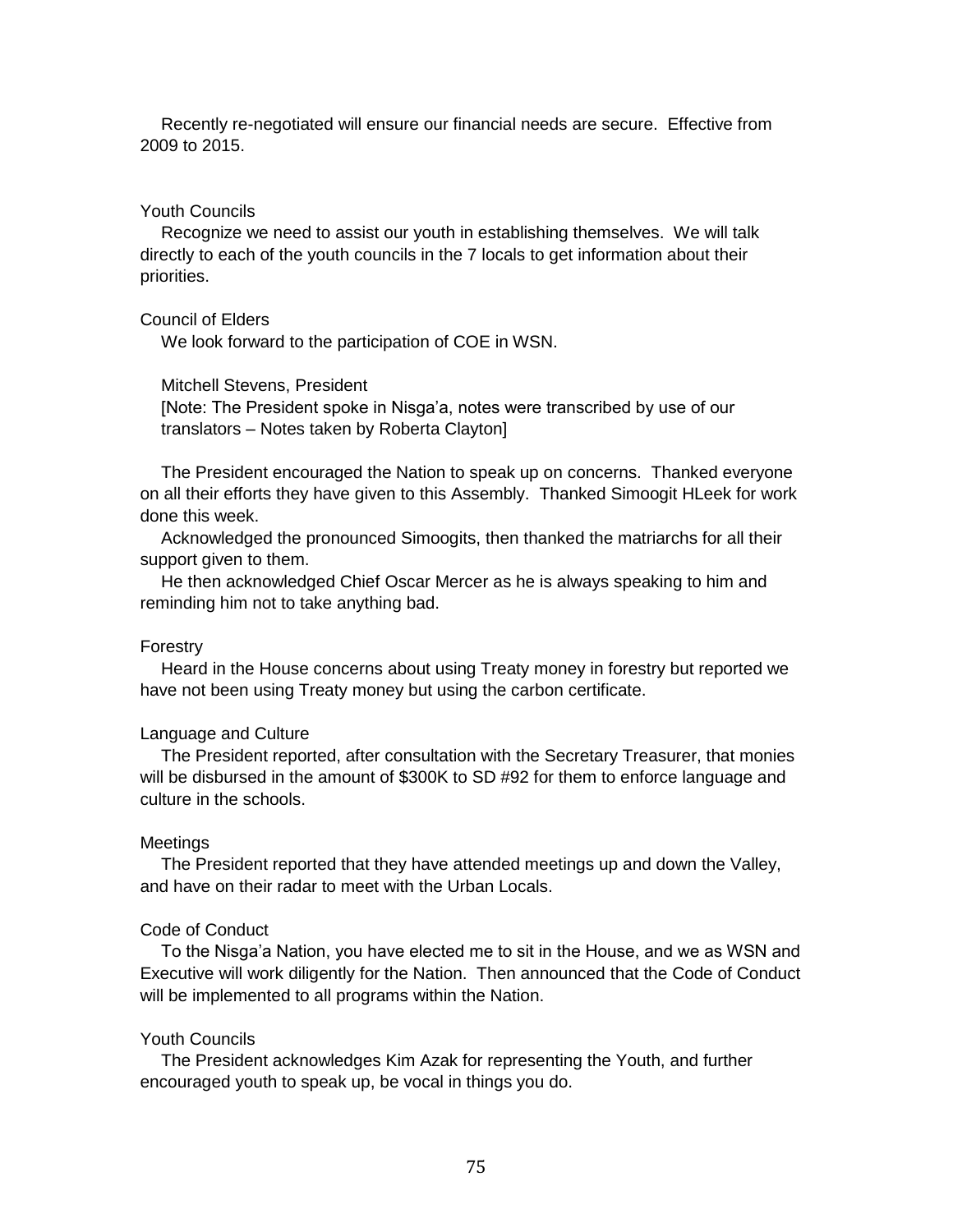Recently re-negotiated will ensure our financial needs are secure. Effective from 2009 to 2015.

### Youth Councils

Recognize we need to assist our youth in establishing themselves. We will talk directly to each of the youth councils in the 7 locals to get information about their priorities.

### Council of Elders

We look forward to the participation of COE in WSN.

Mitchell Stevens, President

[Note: The President spoke in Nisga'a, notes were transcribed by use of our translators – Notes taken by Roberta Clayton]

The President encouraged the Nation to speak up on concerns. Thanked everyone on all their efforts they have given to this Assembly. Thanked Simoogit HLeek for work done this week.

Acknowledged the pronounced Simoogits, then thanked the matriarchs for all their support given to them.

He then acknowledged Chief Oscar Mercer as he is always speaking to him and reminding him not to take anything bad.

### Forestry

Heard in the House concerns about using Treaty money in forestry but reported we have not been using Treaty money but using the carbon certificate.

### Language and Culture

The President reported, after consultation with the Secretary Treasurer, that monies will be disbursed in the amount of $300K to SD #92 for them to enforce language and culture in the schools.

### Meetings

The President reported that they have attended meetings up and down the Valley, and have on their radar to meet with the Urban Locals.

### Code of Conduct

To the Nisga'a Nation, you have elected me to sit in the House, and we as WSN and Executive will work diligently for the Nation. Then announced that the Code of Conduct will be implemented to all programs within the Nation.

### Youth Councils

The President acknowledges Kim Azak for representing the Youth, and further encouraged youth to speak up, be vocal in things you do.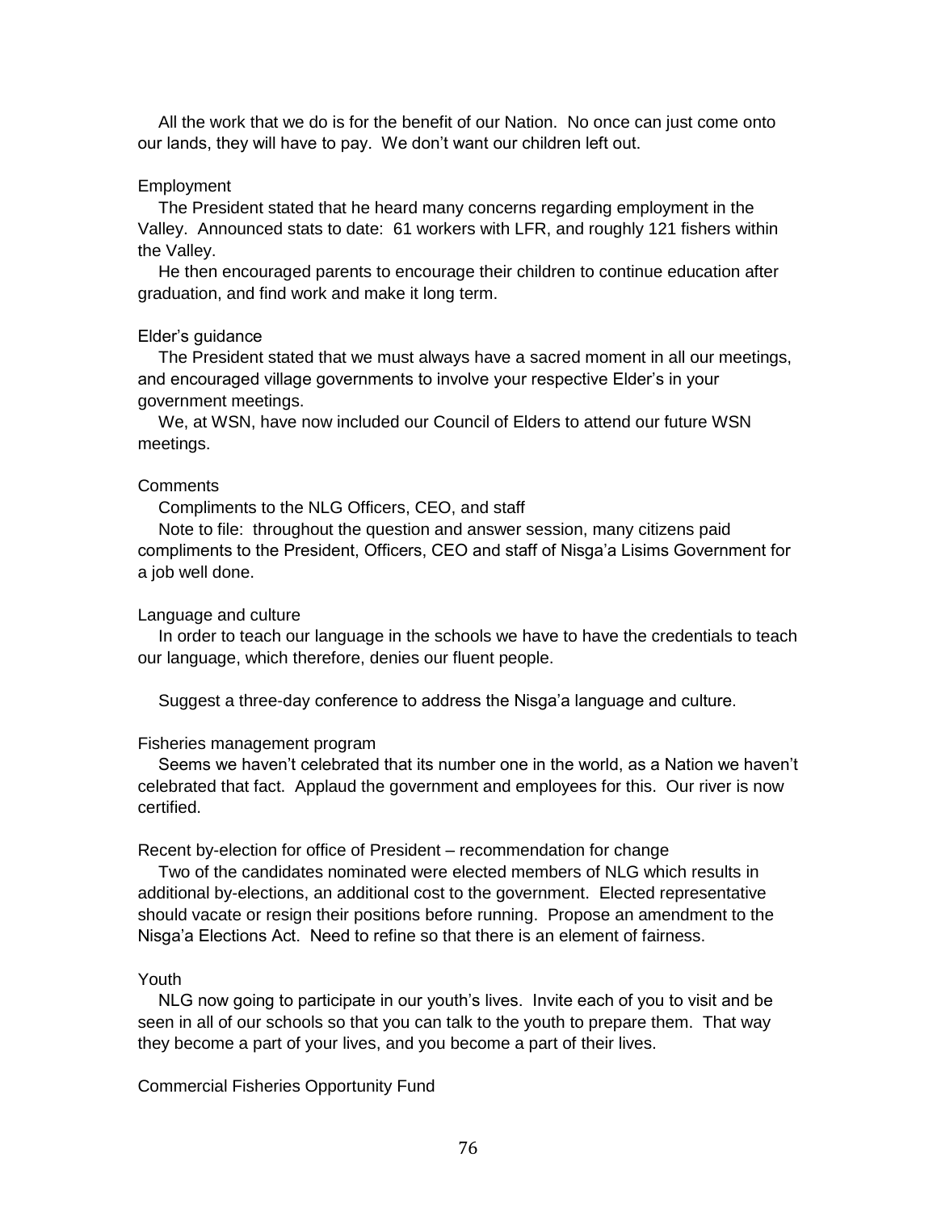All the work that we do is for the benefit of our Nation. No once can just come onto our lands, they will have to pay. We don't want our children left out.

Employment

The President stated that he heard many concerns regarding employment in the Valley. Announced stats to date: 61 workers with LFR, and roughly 121 fishers within the Valley.

He then encouraged parents to encourage their children to continue education after graduation, and find work and make it long term.

Elder's guidance

The President stated that we must always have a sacred moment in all our meetings, and encouraged village governments to involve your respective Elder's in your government meetings.

We, at WSN, have now included our Council of Elders to attend our future WSN meetings.

Comments

Compliments to the NLG Officers, CEO, and staff

Note to file: throughout the question and answer session, many citizens paid compliments to the President, Officers, CEO and staff of Nisga'a Lisims Government for a job well done.

Language and culture

In order to teach our language in the schools we have to have the credentials to teach our language, which therefore, denies our fluent people.

Suggest a three-day conference to address the Nisga'a language and culture.

Fisheries management program

Seems we haven't celebrated that its number one in the world, as a Nation we haven't celebrated that fact. Applaud the government and employees for this. Our river is now certified.

Recent by-election for office of President – recommendation for change

Two of the candidates nominated were elected members of NLG which results in additional by-elections, an additional cost to the government. Elected representative should vacate or resign their positions before running. Propose an amendment to the Nisga'a Elections Act. Need to refine so that there is an element of fairness.

Youth

NLG now going to participate in our youth's lives. Invite each of you to visit and be seen in all of our schools so that you can talk to the youth to prepare them. That way they become a part of your lives, and you become a part of their lives.

Commercial Fisheries Opportunity Fund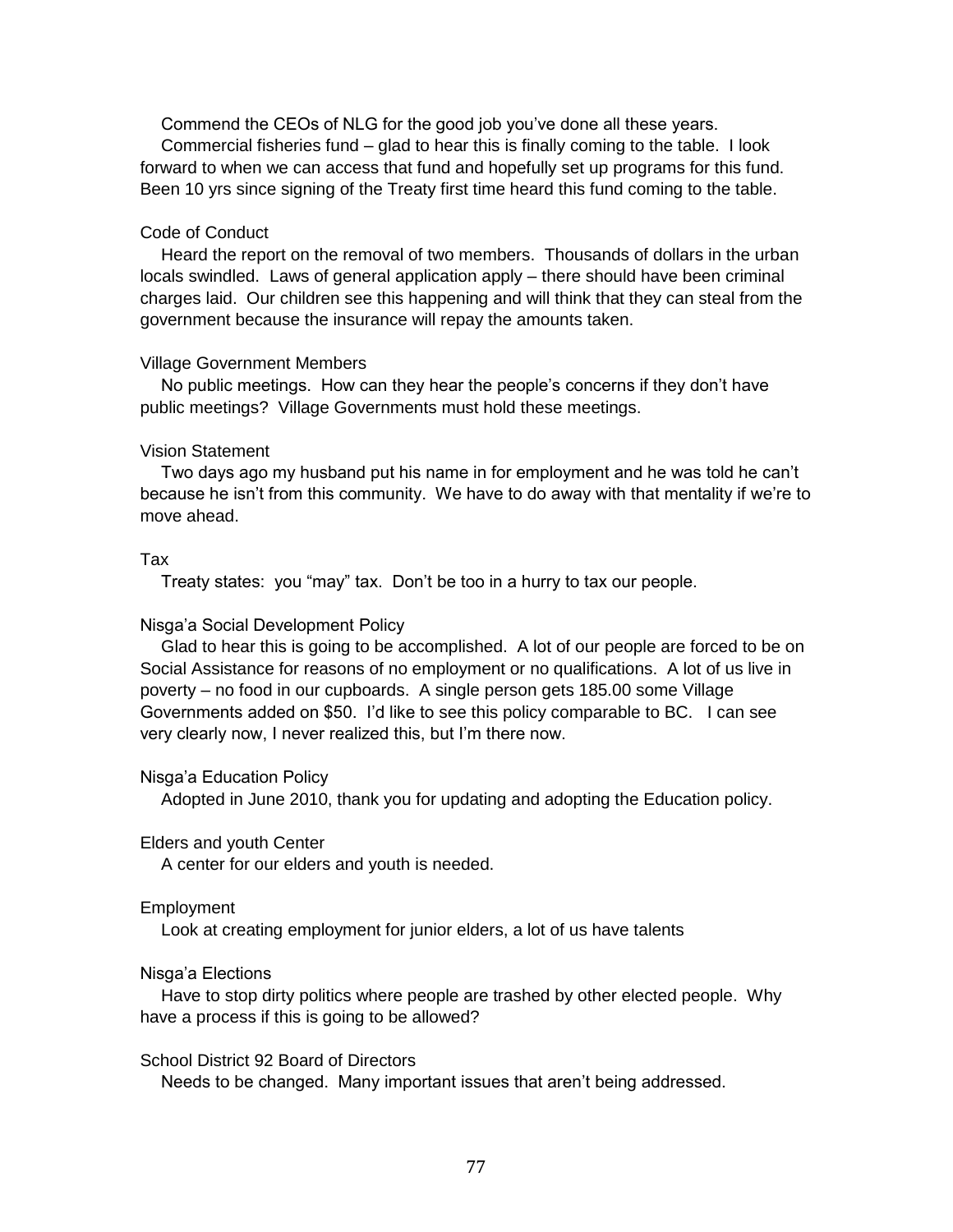Commend the CEOs of NLG for the good job you've done all these years.

Commercial fisheries fund – glad to hear this is finally coming to the table. I look forward to when we can access that fund and hopefully set up programs for this fund. Been 10 yrs since signing of the Treaty first time heard this fund coming to the table.

Code of Conduct

Heard the report on the removal of two members. Thousands of dollars in the urban locals swindled. Laws of general application apply – there should have been criminal charges laid. Our children see this happening and will think that they can steal from the government because the insurance will repay the amounts taken.

Village Government Members

No public meetings. How can they hear the people's concerns if they don't have public meetings? Village Governments must hold these meetings.

Vision Statement

Two days ago my husband put his name in for employment and he was told he can't because he isn't from this community. We have to do away with that mentality if we're to move ahead.

Tax

Treaty states: you "may" tax. Don't be too in a hurry to tax our people.

Nisga'a Social Development Policy

Glad to hear this is going to be accomplished. A lot of our people are forced to be on Social Assistance for reasons of no employment or no qualifications. A lot of us live in poverty – no food in our cupboards. A single person gets 185.00 some Village Governments added on $50. I'd like to see this policy comparable to BC. I can see very clearly now, I never realized this, but I'm there now.

Nisga'a Education Policy

Adopted in June 2010, thank you for updating and adopting the Education policy.

Elders and youth Center

A center for our elders and youth is needed.

Employment

Look at creating employment for junior elders, a lot of us have talents

Nisga'a Elections

Have to stop dirty politics where people are trashed by other elected people. Why have a process if this is going to be allowed?

School District 92 Board of Directors

Needs to be changed. Many important issues that aren't being addressed.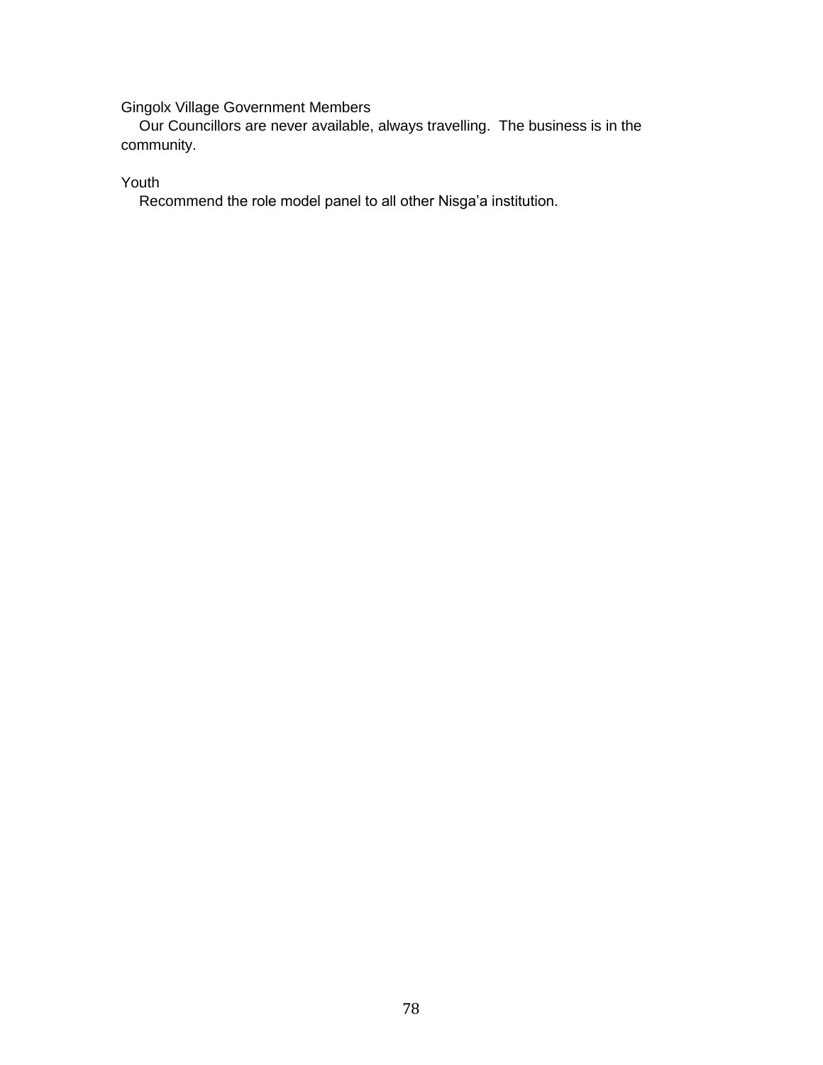Gingolx Village Government Members

Our Councillors are never available, always travelling.  The business is in the community.

Youth

Recommend the role model panel to all other Nisga'a institution.